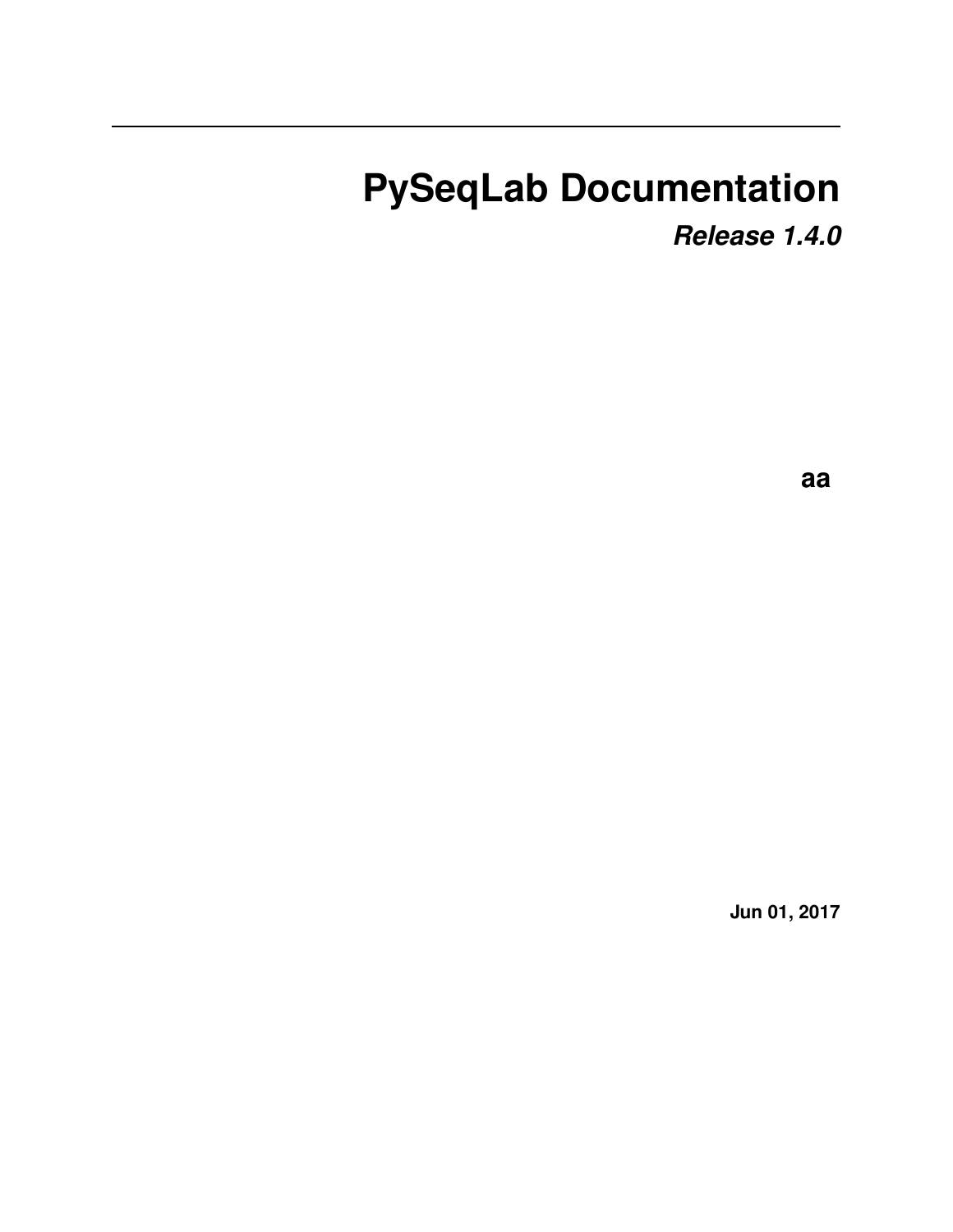# PySeqLab Documentation

***Release 1.4.0***

**aa**

**Jun 01, 2017**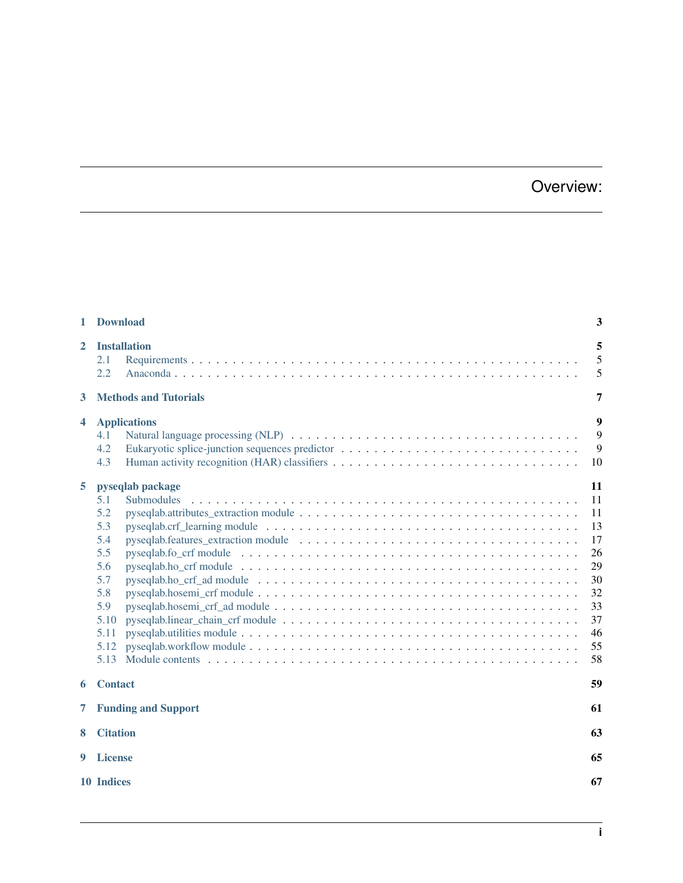# Overview:

| | | |
|---|---|---|
| **1** | **Download** | **3** |
| **2** | **Installation** | **5** |
| 2.1 | Requirements | 5 |
| 2.2 | Anaconda | 5 |
| **3** | **Methods and Tutorials** | **7** |
| **4** | **Applications** | **9** |
| 4.1 | Natural language processing (NLP) | 9 |
| 4.2 | Eukaryotic splice-junction sequences predictor | 9 |
| 4.3 | Human activity recognition (HAR) classifiers | 10 |
| **5** | **pyseqlab package** | **11** |
| 5.1 | Submodules | 11 |
| 5.2 | pyseqlab.attributes_extraction module | 11 |
| 5.3 | pyseqlab.crf_learning module | 13 |
| 5.4 | pyseqlab.features_extraction module | 17 |
| 5.5 | pyseqlab.fo_crf module | 26 |
| 5.6 | pyseqlab.ho_crf module | 29 |
| 5.7 | pyseqlab.ho_crf_ad module | 30 |
| 5.8 | pyseqlab.hosemi_crf module | 32 |
| 5.9 | pyseqlab.hosemi_crf_ad module | 33 |
| 5.10 | pyseqlab.linear_chain_crf module | 37 |
| 5.11 | pyseqlab.utilities module | 46 |
| 5.12 | pyseqlab.workflow module | 55 |
| 5.13 | Module contents | 58 |
| **6** | **Contact** | **59** |
| **7** | **Funding and Support** | **61** |
| **8** | **Citation** | **63** |
| **9** | **License** | **65** |
| **10** | **Indices** | **67** |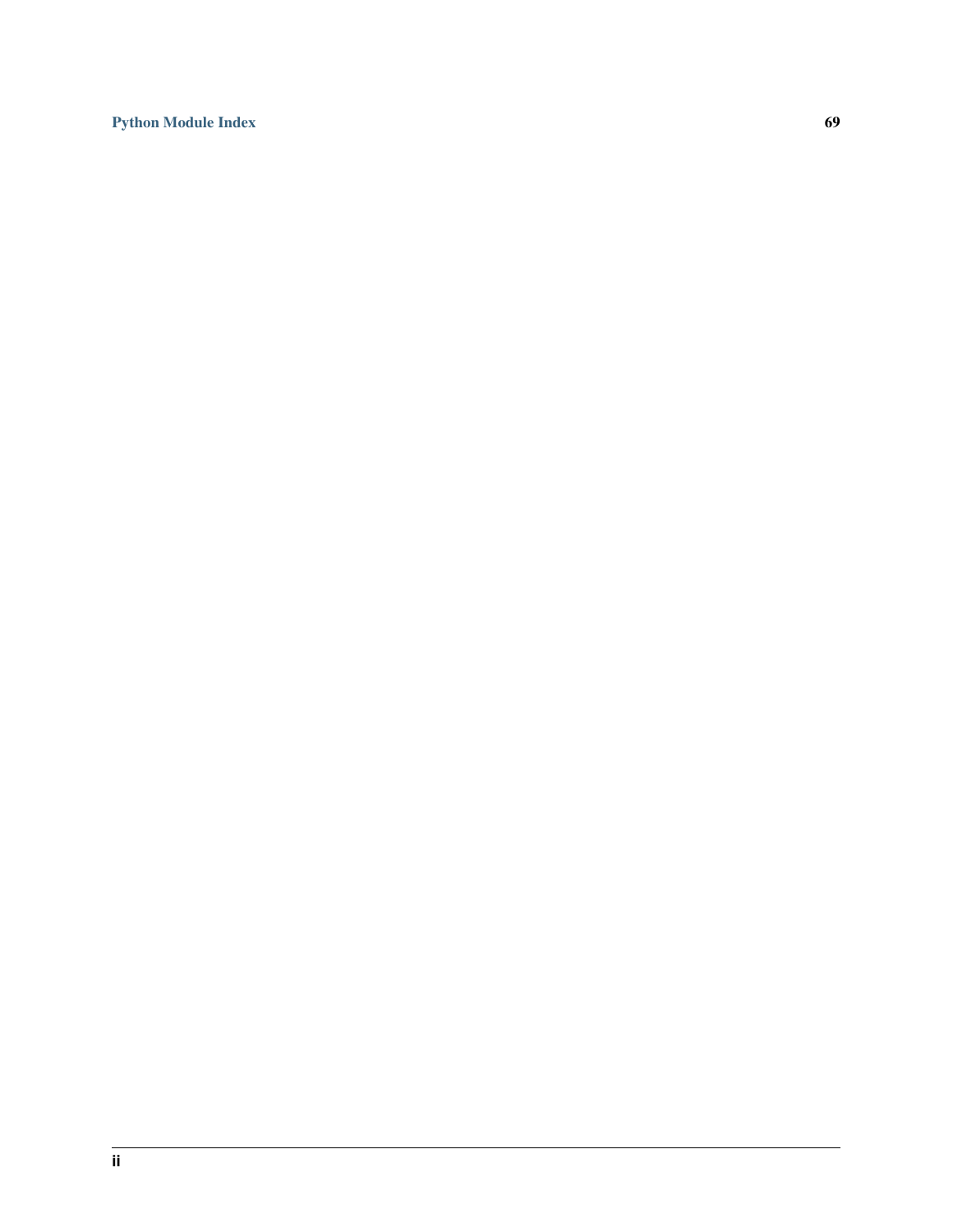**Python Module Index** **69**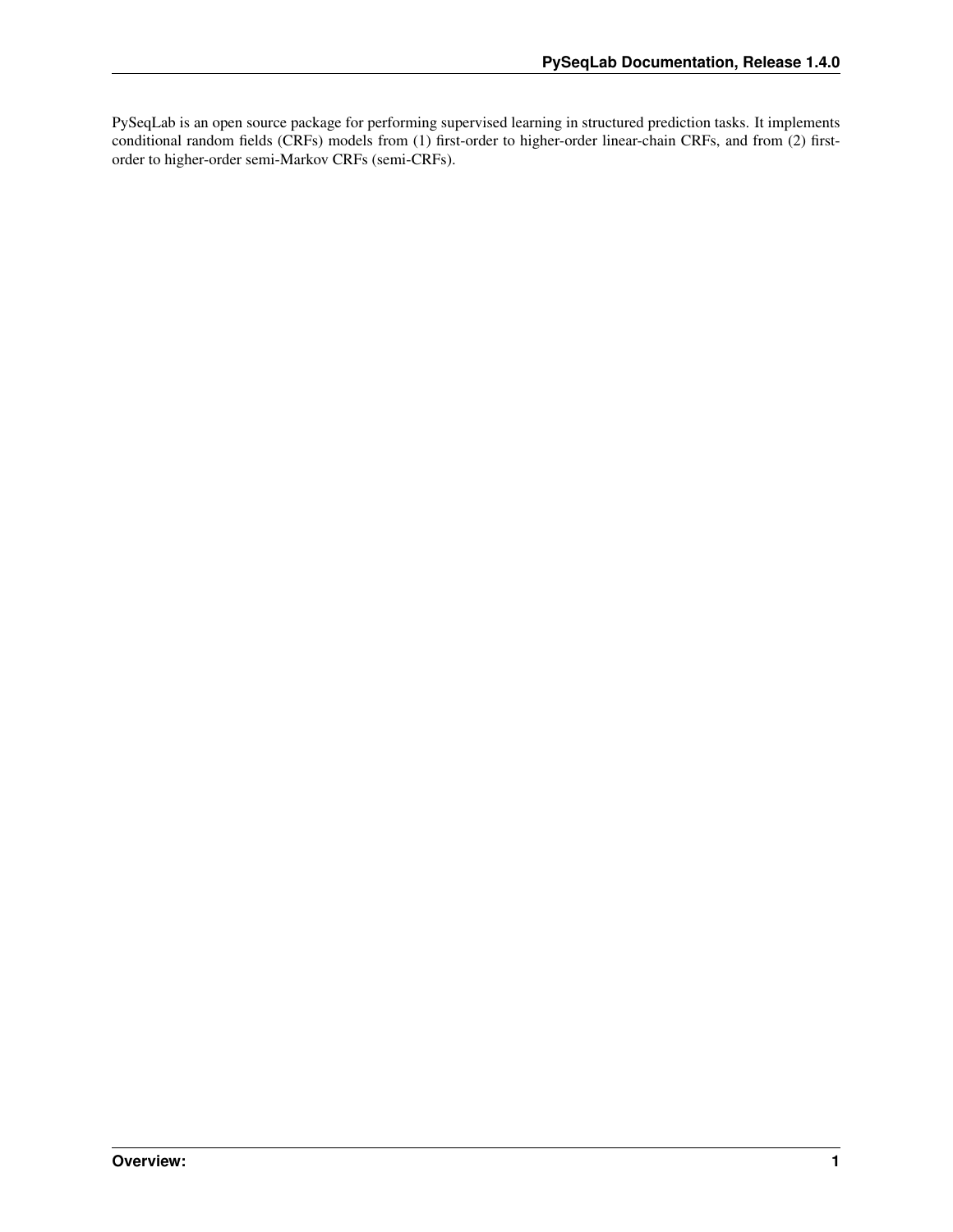PySeqLab is an open source package for performing supervised learning in structured prediction tasks. It implements conditional random fields (CRFs) models from (1) first-order to higher-order linear-chain CRFs, and from (2) first-order to higher-order semi-Markov CRFs (semi-CRFs).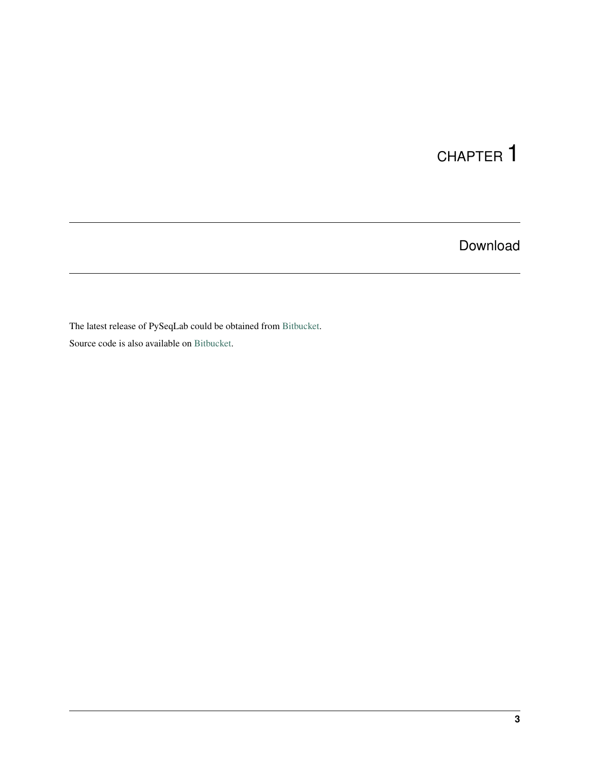# CHAPTER 1

## Download

The latest release of PySeqLab could be obtained from Bitbucket.

Source code is also available on Bitbucket.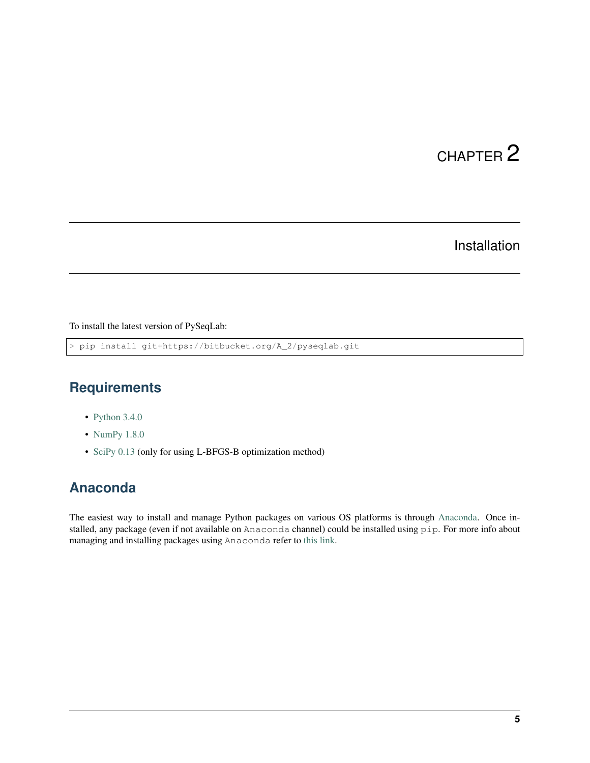# CHAPTER 2

# Installation

To install the latest version of PySeqLab:

```
> pip install git+https://bitbucket.org/A_2/pyseqlab.git
```

## Requirements

- Python 3.4.0
- NumPy 1.8.0
- SciPy 0.13 (only for using L-BFGS-B optimization method)

## Anaconda

The easiest way to install and manage Python packages on various OS platforms is through Anaconda. Once installed, any package (even if not available on `Anaconda` channel) could be installed using `pip`. For more info about managing and installing packages using `Anaconda` refer to this link.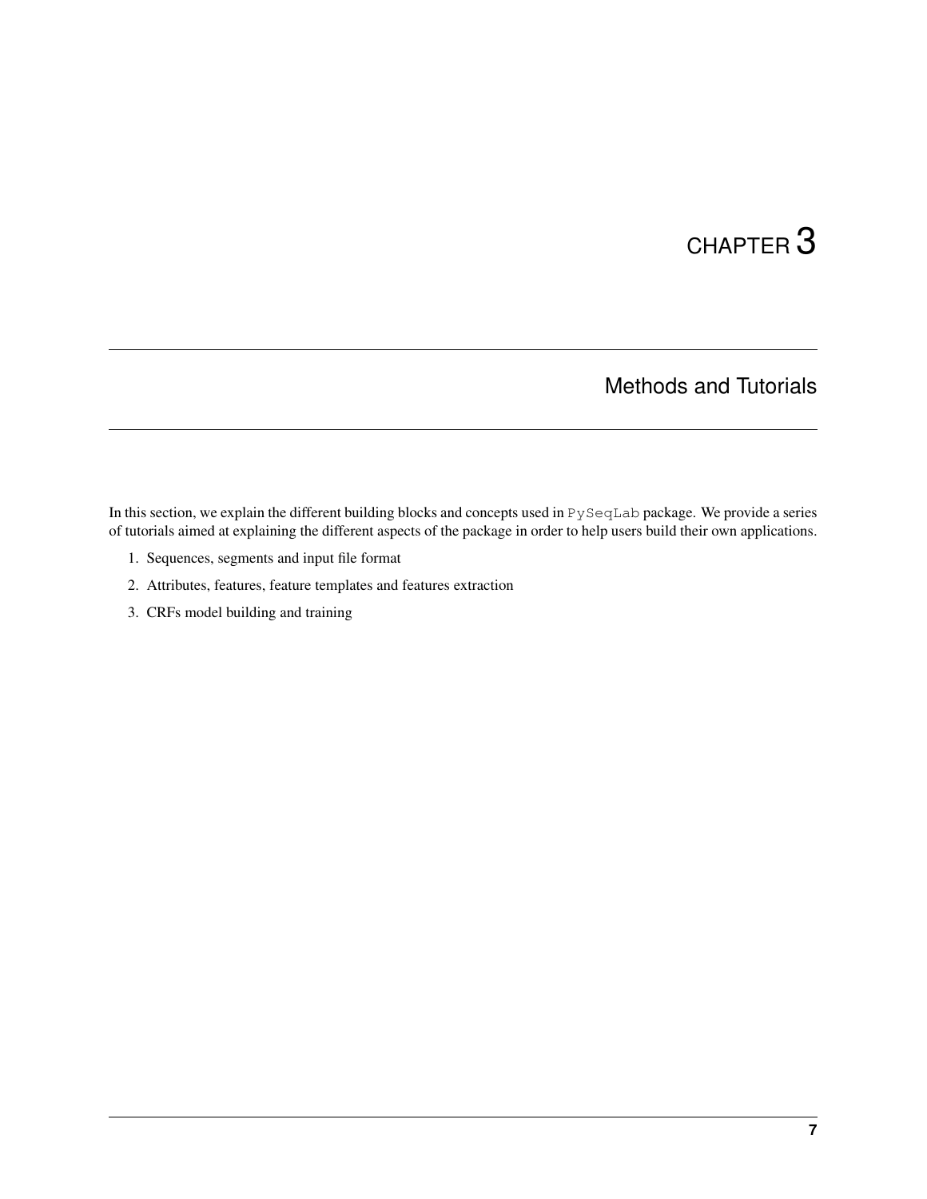# CHAPTER 3

## Methods and Tutorials

In this section, we explain the different building blocks and concepts used in `PySeqLab` package. We provide a series of tutorials aimed at explaining the different aspects of the package in order to help users build their own applications.

1. Sequences, segments and input file format
2. Attributes, features, feature templates and features extraction
3. CRFs model building and training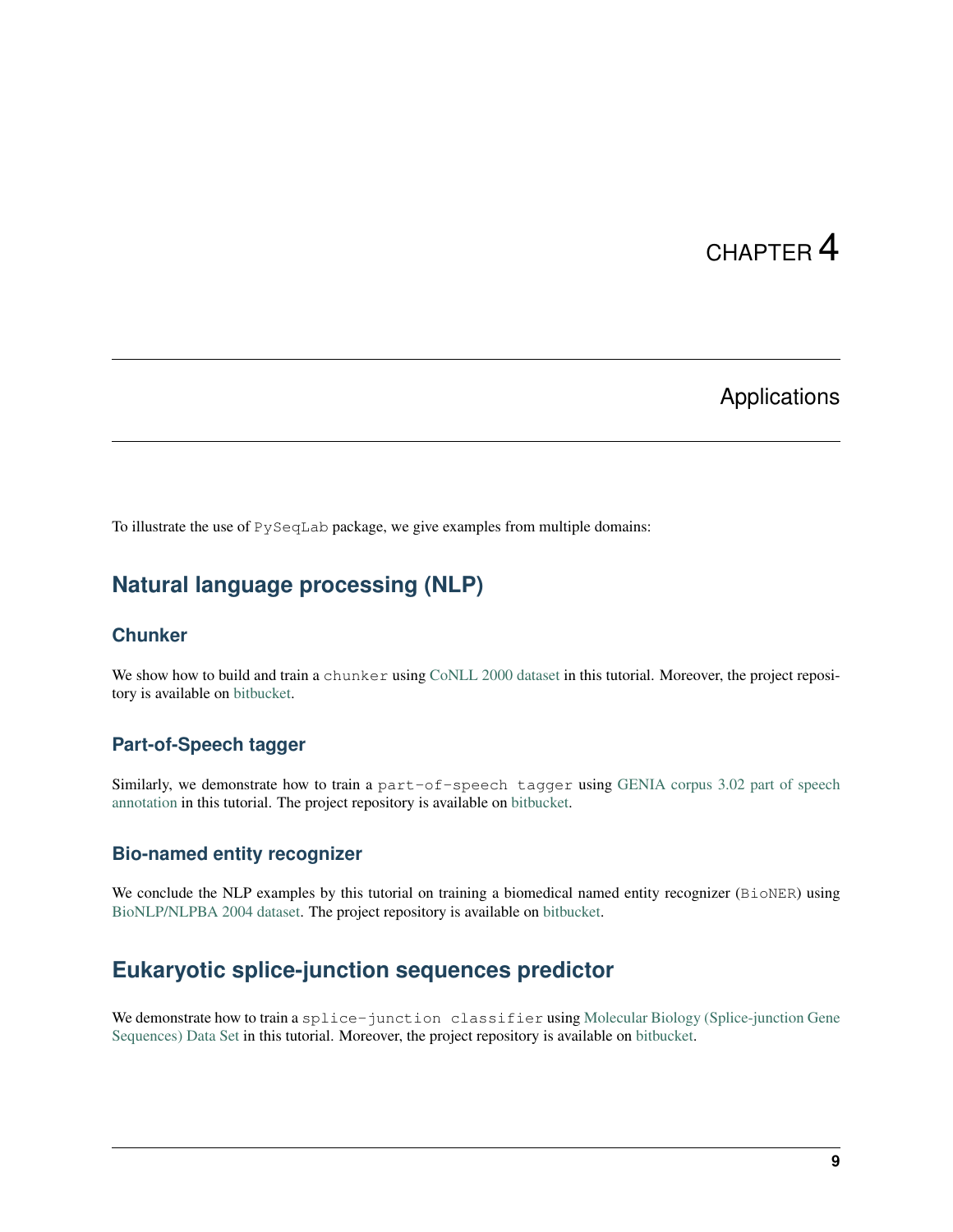# CHAPTER 4

# Applications

To illustrate the use of `PySeqLab` package, we give examples from multiple domains:

## Natural language processing (NLP)

### Chunker

We show how to build and train a `chunker` using CoNLL 2000 dataset in this tutorial. Moreover, the project repository is available on bitbucket.

### Part-of-Speech tagger

Similarly, we demonstrate how to train a `part-of-speech tagger` using GENIA corpus 3.02 part of speech annotation in this tutorial. The project repository is available on bitbucket.

### Bio-named entity recognizer

We conclude the NLP examples by this tutorial on training a biomedical named entity recognizer (`BioNER`) using BioNLP/NLPBA 2004 dataset. The project repository is available on bitbucket.

## Eukaryotic splice-junction sequences predictor

We demonstrate how to train a `splice-junction classifier` using Molecular Biology (Splice-junction Gene Sequences) Data Set in this tutorial. Moreover, the project repository is available on bitbucket.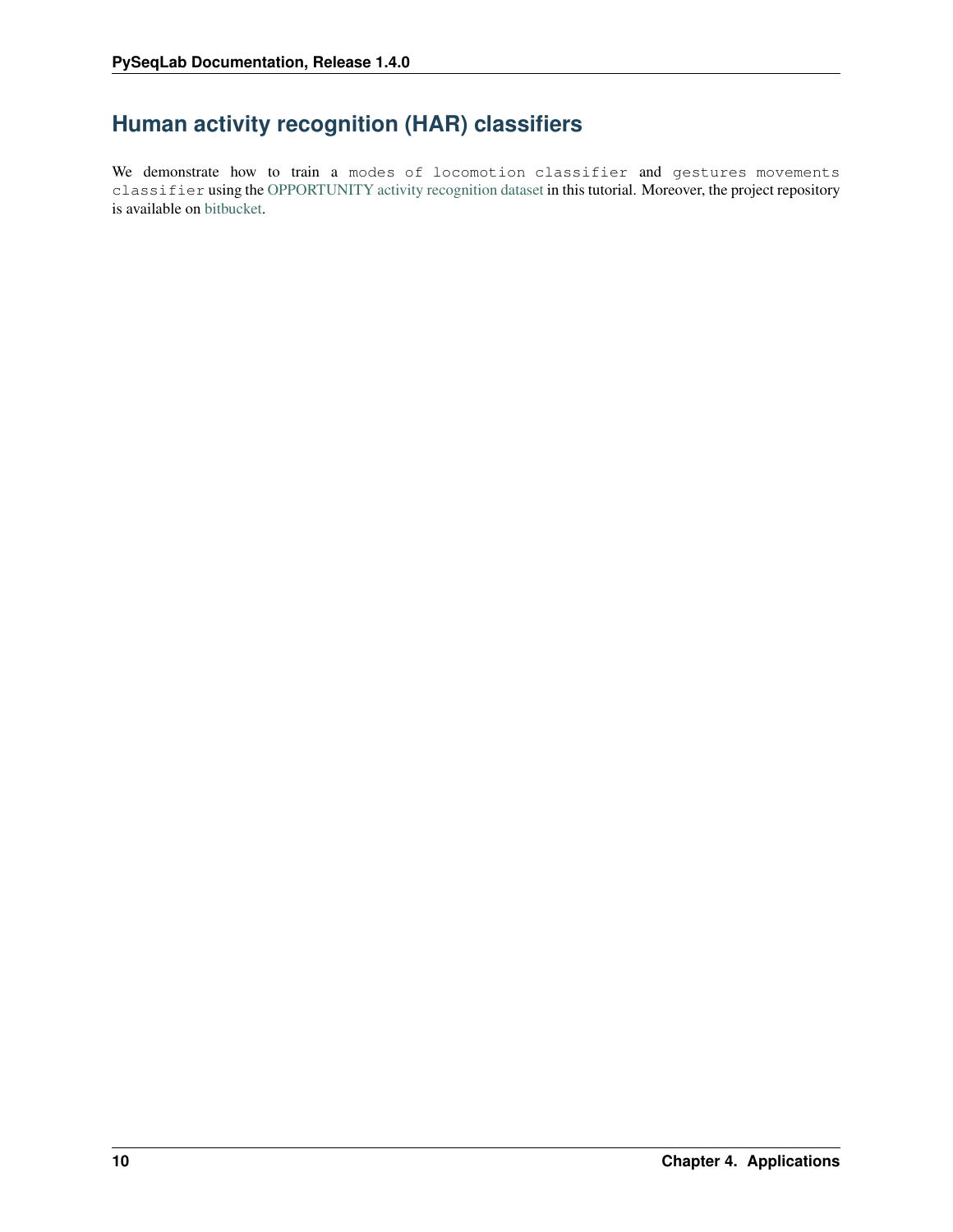## Human activity recognition (HAR) classifiers

We demonstrate how to train a `modes of locomotion classifier` and `gestures movements classifier` using the OPPORTUNITY activity recognition dataset in this tutorial. Moreover, the project repository is available on bitbucket.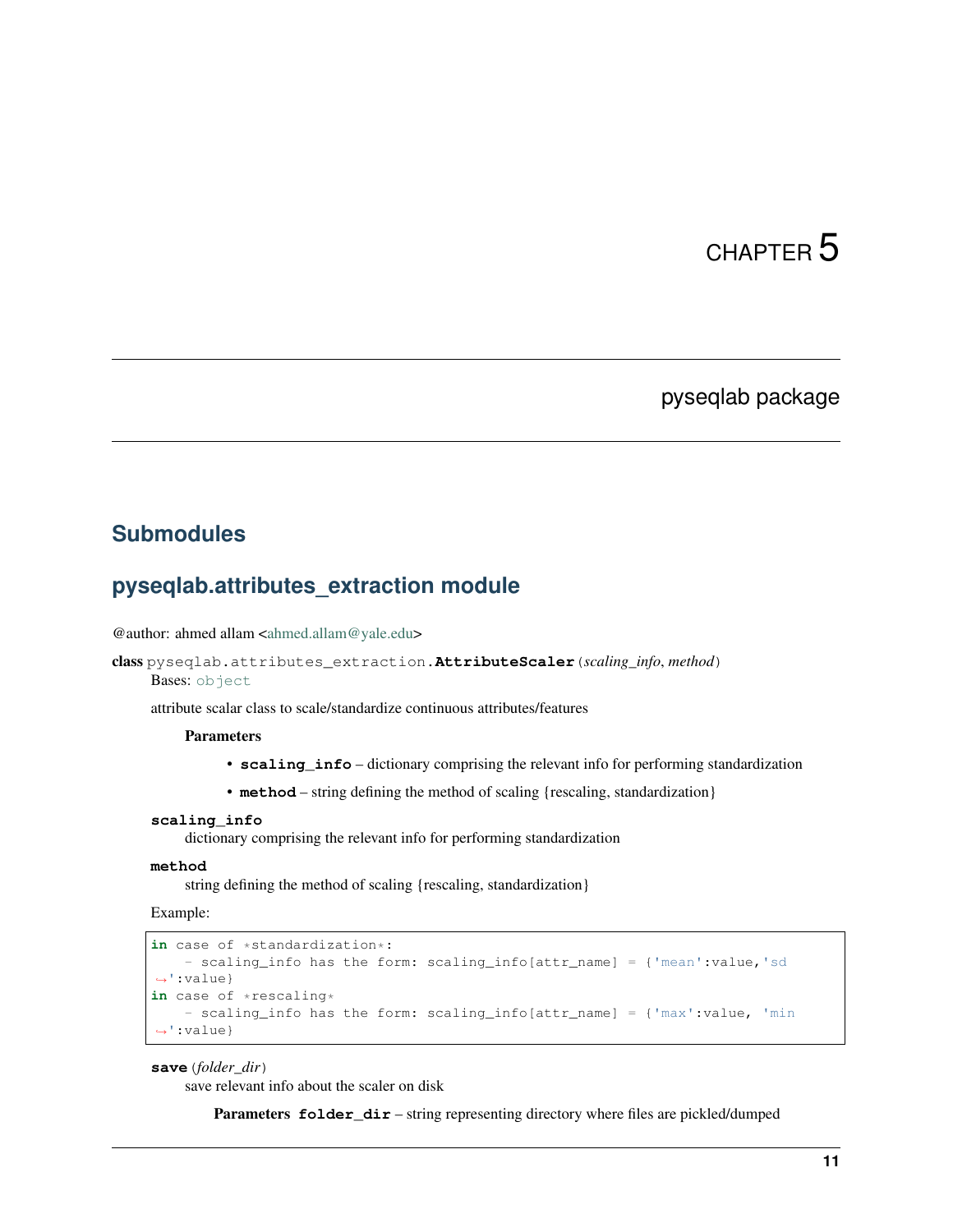# CHAPTER 5

## pyseqlab package

### Submodules

### pyseqlab.attributes_extraction module

@author: ahmed allam <ahmed.allam@yale.edu>

**class** pyseqlab.attributes_extraction.**AttributeScaler**(*scaling_info*, *method*)

Bases: object

attribute scalar class to scale/standardize continuous attributes/features

**Parameters**

- **scaling_info** – dictionary comprising the relevant info for performing standardization
- **method** – string defining the method of scaling {rescaling, standardization}

**scaling_info**

dictionary comprising the relevant info for performing standardization

**method**

string defining the method of scaling {rescaling, standardization}

Example:

```
in case of *standardization*:
    - scaling_info has the form: scaling_info[attr_name] = {'mean':value,'sd
↪':value}
in case of *rescaling*
    - scaling_info has the form: scaling_info[attr_name] = {'max':value, 'min
↪':value}
```

**save**(*folder_dir*)

save relevant info about the scaler on disk

**Parameters** **folder_dir** – string representing directory where files are pickled/dumped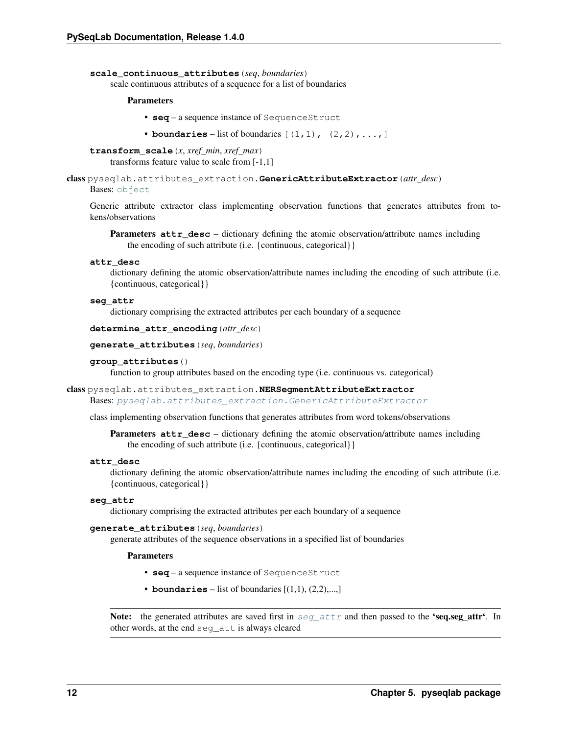**scale_continuous_attributes**(*seq*, *boundaries*)
scale continuous attributes of a sequence for a list of boundaries

**Parameters**

- **seq** – a sequence instance of `SequenceStruct`
- **boundaries** – list of boundaries `[(1,1), (2,2),...,]`

**transform_scale**(*x*, *xref_min*, *xref_max*)
transforms feature value to scale from [-1,1]

**class** pyseqlab.attributes_extraction.**GenericAttributeExtractor**(*attr_desc*)
Bases: `object`

Generic attribute extractor class implementing observation functions that generates attributes from tokens/observations

**Parameters attr_desc** – dictionary defining the atomic observation/attribute names including the encoding of such attribute (i.e. {continuous, categorical}}

**attr_desc**
dictionary defining the atomic observation/attribute names including the encoding of such attribute (i.e. {continuous, categorical}}

**seg_attr**
dictionary comprising the extracted attributes per each boundary of a sequence

**determine_attr_encoding**(*attr_desc*)

**generate_attributes**(*seq*, *boundaries*)

**group_attributes**()
function to group attributes based on the encoding type (i.e. continuous vs. categorical)

**class** pyseqlab.attributes_extraction.**NERSegmentAttributeExtractor**
Bases: *pyseqlab.attributes_extraction.GenericAttributeExtractor*

class implementing observation functions that generates attributes from word tokens/observations

**Parameters attr_desc** – dictionary defining the atomic observation/attribute names including the encoding of such attribute (i.e. {continuous, categorical}}

**attr_desc**
dictionary defining the atomic observation/attribute names including the encoding of such attribute (i.e. {continuous, categorical}}

**seg_attr**
dictionary comprising the extracted attributes per each boundary of a sequence

**generate_attributes**(*seq*, *boundaries*)
generate attributes of the sequence observations in a specified list of boundaries

**Parameters**

- **seq** – a sequence instance of `SequenceStruct`
- **boundaries** – list of boundaries [(1,1), (2,2),...,]

**Note:** the generated attributes are saved first in *seg_attr* and then passed to the **'seq.seg_attr'**. In other words, at the end `seg_att` is always cleared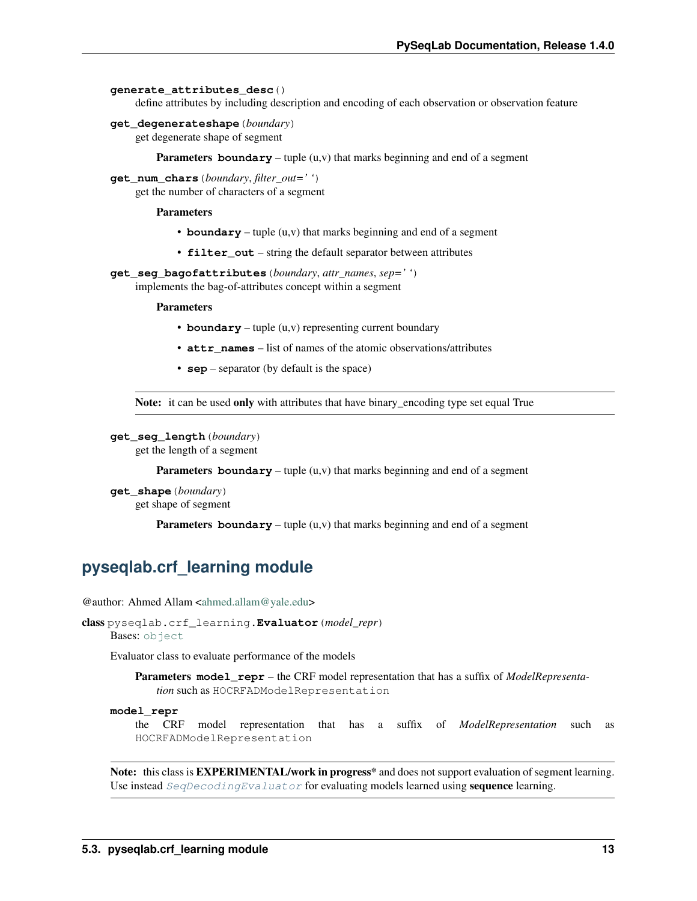**generate_attributes_desc**()

define attributes by including description and encoding of each observation or observation feature

**get_degenerateshape**(*boundary*)

get degenerate shape of segment

**Parameters** **boundary** – tuple (u,v) that marks beginning and end of a segment

**get_num_chars**(*boundary*, *filter_out=' '*)

get the number of characters of a segment

**Parameters**

- **boundary** – tuple (u,v) that marks beginning and end of a segment
- **filter_out** – string the default separator between attributes

**get_seg_bagofattributes**(*boundary*, *attr_names*, *sep=' '*)

implements the bag-of-attributes concept within a segment

**Parameters**

- **boundary** – tuple (u,v) representing current boundary
- **attr_names** – list of names of the atomic observations/attributes
- **sep** – separator (by default is the space)

> **Note:** it can be used **only** with attributes that have binary_encoding type set equal True

**get_seg_length**(*boundary*)

get the length of a segment

**Parameters** **boundary** – tuple (u,v) that marks beginning and end of a segment

**get_shape**(*boundary*)

get shape of segment

**Parameters** **boundary** – tuple (u,v) that marks beginning and end of a segment

## pyseqlab.crf_learning module

@author: Ahmed Allam <ahmed.allam@yale.edu>

**class** pyseqlab.crf_learning.**Evaluator**(*model_repr*)

Bases: object

Evaluator class to evaluate performance of the models

**Parameters** **model_repr** – the CRF model representation that has a suffix of *ModelRepresentation* such as HOCRFADModelRepresentation

**model_repr**

the CRF model representation that has a suffix of *ModelRepresentation* such as HOCRFADModelRepresentation

> **Note:** this class is **EXPERIMENTAL/work in progress*** and does not support evaluation of segment learning. Use instead *SeqDecodingEvaluator* for evaluating models learned using **sequence** learning.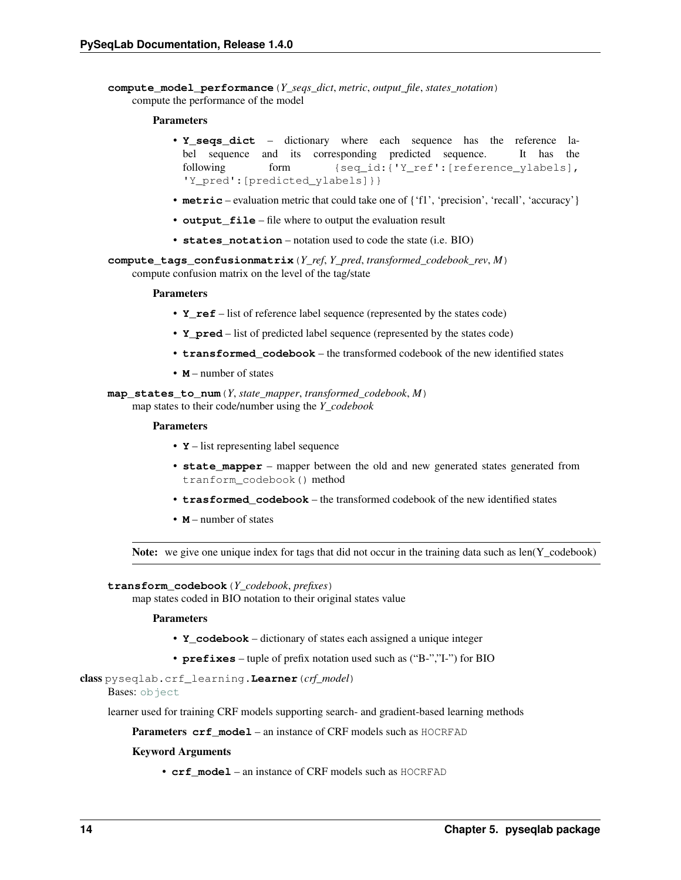**compute_model_performance**(*Y_seqs_dict*, *metric*, *output_file*, *states_notation*)
compute the performance of the model

**Parameters**

- **Y_seqs_dict** – dictionary where each sequence has the reference label sequence and its corresponding predicted sequence. It has the following form `{seq_id:{'Y_ref':[reference_ylabels], 'Y_pred':[predicted_ylabels]}}`
- **metric** – evaluation metric that could take one of {'f1', 'precision', 'recall', 'accuracy'}
- **output_file** – file where to output the evaluation result
- **states_notation** – notation used to code the state (i.e. BIO)

**compute_tags_confusionmatrix**(*Y_ref*, *Y_pred*, *transformed_codebook_rev*, *M*)
compute confusion matrix on the level of the tag/state

**Parameters**

- **Y_ref** – list of reference label sequence (represented by the states code)
- **Y_pred** – list of predicted label sequence (represented by the states code)
- **transformed_codebook** – the transformed codebook of the new identified states
- **M** – number of states

**map_states_to_num**(*Y*, *state_mapper*, *transformed_codebook*, *M*)
map states to their code/number using the *Y_codebook*

**Parameters**

- **Y** – list representing label sequence
- **state_mapper** – mapper between the old and new generated states generated from `tranform_codebook()` method
- **trasformed_codebook** – the transformed codebook of the new identified states
- **M** – number of states

**Note:** we give one unique index for tags that did not occur in the training data such as len(Y_codebook)

**transform_codebook**(*Y_codebook*, *prefixes*)
map states coded in BIO notation to their original states value

**Parameters**

- **Y_codebook** – dictionary of states each assigned a unique integer
- **prefixes** – tuple of prefix notation used such as ("B-","I-") for BIO

**class** pyseqlab.crf_learning.**Learner**(*crf_model*)
Bases: `object`

learner used for training CRF models supporting search- and gradient-based learning methods

**Parameters** **crf_model** – an instance of CRF models such as `HOCRFAD`

**Keyword Arguments**

- **crf_model** – an instance of CRF models such as `HOCRFAD`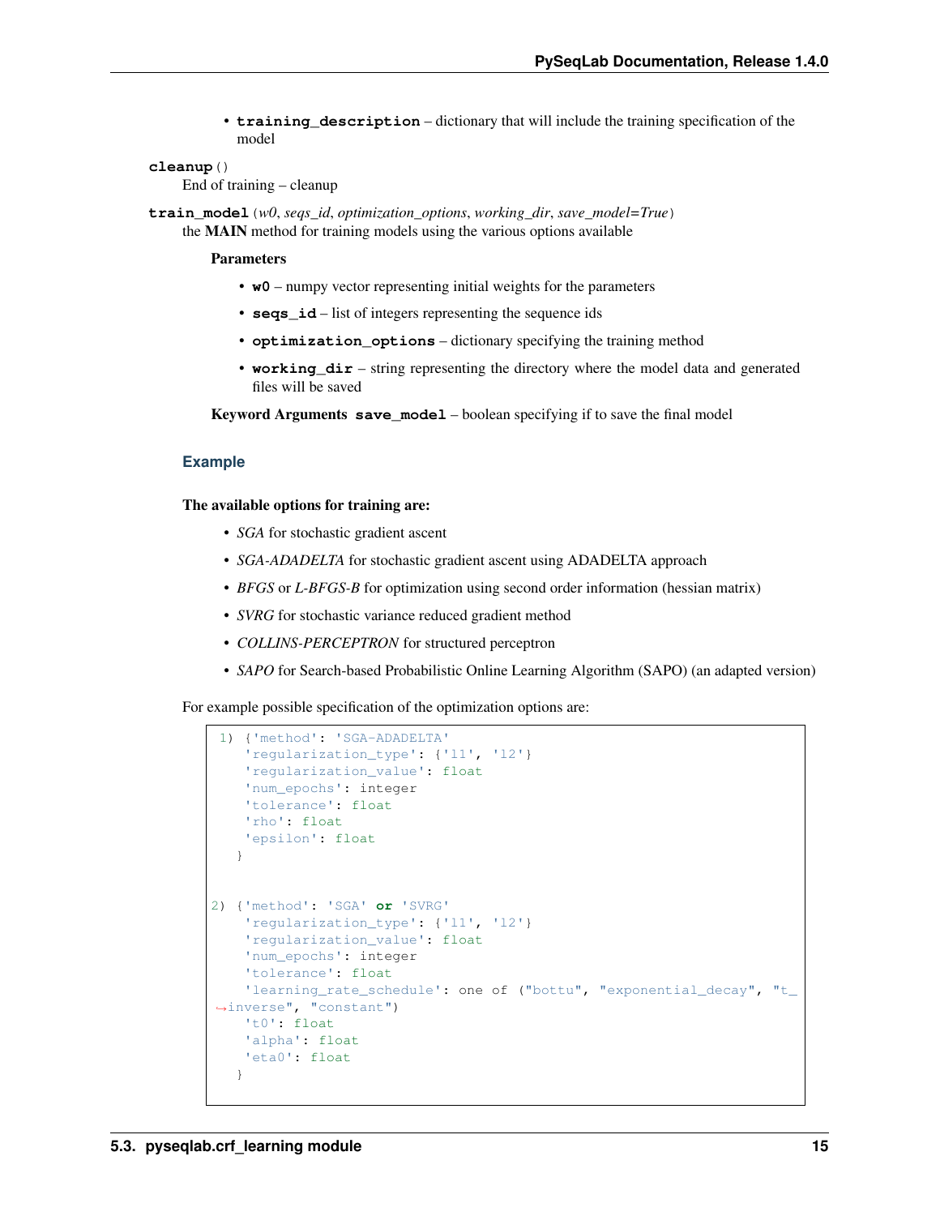- **training_description** – dictionary that will include the training specification of the model

**cleanup**()
End of training – cleanup

**train_model**(*w0*, *seqs_id*, *optimization_options*, *working_dir*, *save_model=True*)
the **MAIN** method for training models using the various options available

**Parameters**

- **w0** – numpy vector representing initial weights for the parameters
- **seqs_id** – list of integers representing the sequence ids
- **optimization_options** – dictionary specifying the training method
- **working_dir** – string representing the directory where the model data and generated files will be saved

**Keyword Arguments** **save_model** – boolean specifying if to save the final model

### Example

**The available options for training are:**

- *SGA* for stochastic gradient ascent
- *SGA-ADADELTA* for stochastic gradient ascent using ADADELTA approach
- *BFGS* or *L-BFGS-B* for optimization using second order information (hessian matrix)
- *SVRG* for stochastic variance reduced gradient method
- *COLLINS-PERCEPTRON* for structured perceptron
- *SAPO* for Search-based Probabilistic Online Learning Algorithm (SAPO) (an adapted version)

For example possible specification of the optimization options are:

```
1) {'method': 'SGA-ADADELTA'
    'regularization_type': {'l1', 'l2'}
    'regularization_value': float
    'num_epochs': integer
    'tolerance': float
    'rho': float
    'epsilon': float
   }


2) {'method': 'SGA' or 'SVRG'
    'regularization_type': {'l1', 'l2'}
    'regularization_value': float
    'num_epochs': integer
    'tolerance': float
    'learning_rate_schedule': one of ("bottu", "exponential_decay", "t_
↪inverse", "constant")
    't0': float
    'alpha': float
    'eta0': float
   }
```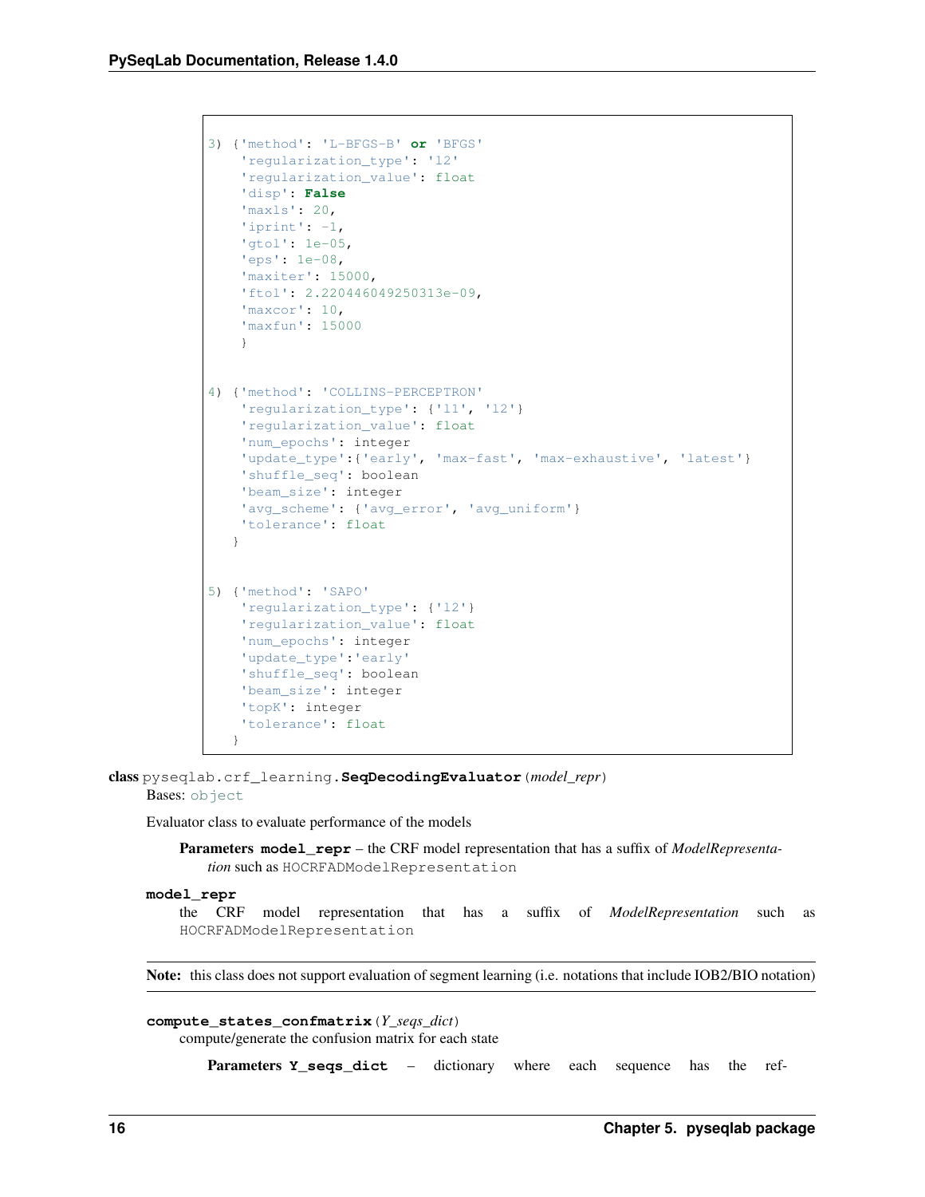```
3) {'method': 'L-BFGS-B' or 'BFGS'
    'regularization_type': 'l2'
    'regularization_value': float
    'disp': False
    'maxls': 20,
    'iprint': -1,
    'gtol': 1e-05,
    'eps': 1e-08,
    'maxiter': 15000,
    'ftol': 2.220446049250313e-09,
    'maxcor': 10,
    'maxfun': 15000
    }


4) {'method': 'COLLINS-PERCEPTRON'
    'regularization_type': {'l1', 'l2'}
    'regularization_value': float
    'num_epochs': integer
    'update_type':{'early', 'max-fast', 'max-exhaustive', 'latest'}
    'shuffle_seq': boolean
    'beam_size': integer
    'avg_scheme': {'avg_error', 'avg_uniform'}
    'tolerance': float
   }


5) {'method': 'SAPO'
    'regularization_type': {'l2'}
    'regularization_value': float
    'num_epochs': integer
    'update_type':'early'
    'shuffle_seq': boolean
    'beam_size': integer
    'topK': integer
    'tolerance': float
   }
```

**class** pyseqlab.crf_learning.**SeqDecodingEvaluator**(*model_repr*)

Bases: object

Evaluator class to evaluate performance of the models

**Parameters** **model_repr** – the CRF model representation that has a suffix of *ModelRepresentation* such as HOCRFADModelRepresentation

**model_repr**

the CRF model representation that has a suffix of *ModelRepresentation* such as HOCRFADModelRepresentation

**Note:** this class does not support evaluation of segment learning (i.e. notations that include IOB2/BIO notation)

**compute_states_confmatrix**(*Y_seqs_dict*)

compute/generate the confusion matrix for each state

**Parameters** **Y_seqs_dict** – dictionary where each sequence has the ref-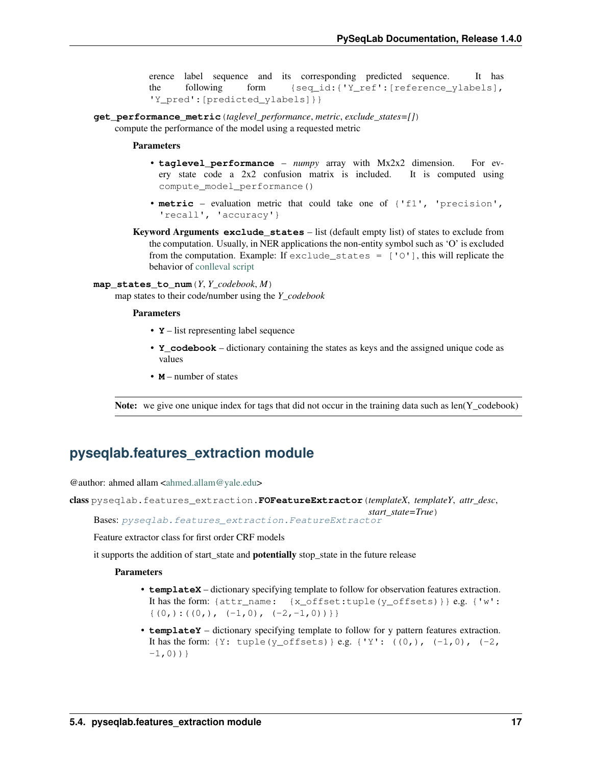erence label sequence and its corresponding predicted sequence. It has the following form `{seq_id:{'Y_ref':[reference_ylabels], 'Y_pred':[predicted_ylabels]}}`

**get_performance_metric**(*taglevel_performance*, *metric*, *exclude_states=[]*)

compute the performance of the model using a requested metric

**Parameters**

- **taglevel_performance** – *numpy* array with Mx2x2 dimension. For every state code a 2x2 confusion matrix is included. It is computed using `compute_model_performance()`
- **metric** – evaluation metric that could take one of `{'f1', 'precision', 'recall', 'accuracy'}`

**Keyword Arguments** **exclude_states** – list (default empty list) of states to exclude from the computation. Usually, in NER applications the non-entity symbol such as 'O' is excluded from the computation. Example: If `exclude_states = ['O']`, this will replicate the behavior of conlleval script

**map_states_to_num**(*Y*, *Y_codebook*, *M*)

map states to their code/number using the *Y_codebook*

**Parameters**

- **Y** – list representing label sequence
- **Y_codebook** – dictionary containing the states as keys and the assigned unique code as values
- **M** – number of states

**Note:** we give one unique index for tags that did not occur in the training data such as len(Y_codebook)

## pyseqlab.features_extraction module

@author: ahmed allam <ahmed.allam@yale.edu>

**class** pyseqlab.features_extraction.**FOFeatureExtractor**(*templateX*, *templateY*, *attr_desc*, *start_state=True*)

Bases: *pyseqlab.features_extraction.FeatureExtractor*

Feature extractor class for first order CRF models

it supports the addition of start_state and **potentially** stop_state in the future release

**Parameters**

- **templateX** – dictionary specifying template to follow for observation features extraction. It has the form: `{attr_name: {x_offset:tuple(y_offsets)}}` e.g. `{'w': {(0,):((0,), (-1,0), (-2,-1,0))}}`
- **templateY** – dictionary specifying template to follow for y pattern features extraction. It has the form: `{Y: tuple(y_offsets)}` e.g. `{'Y': ((0,), (-1,0), (-2, -1,0))}`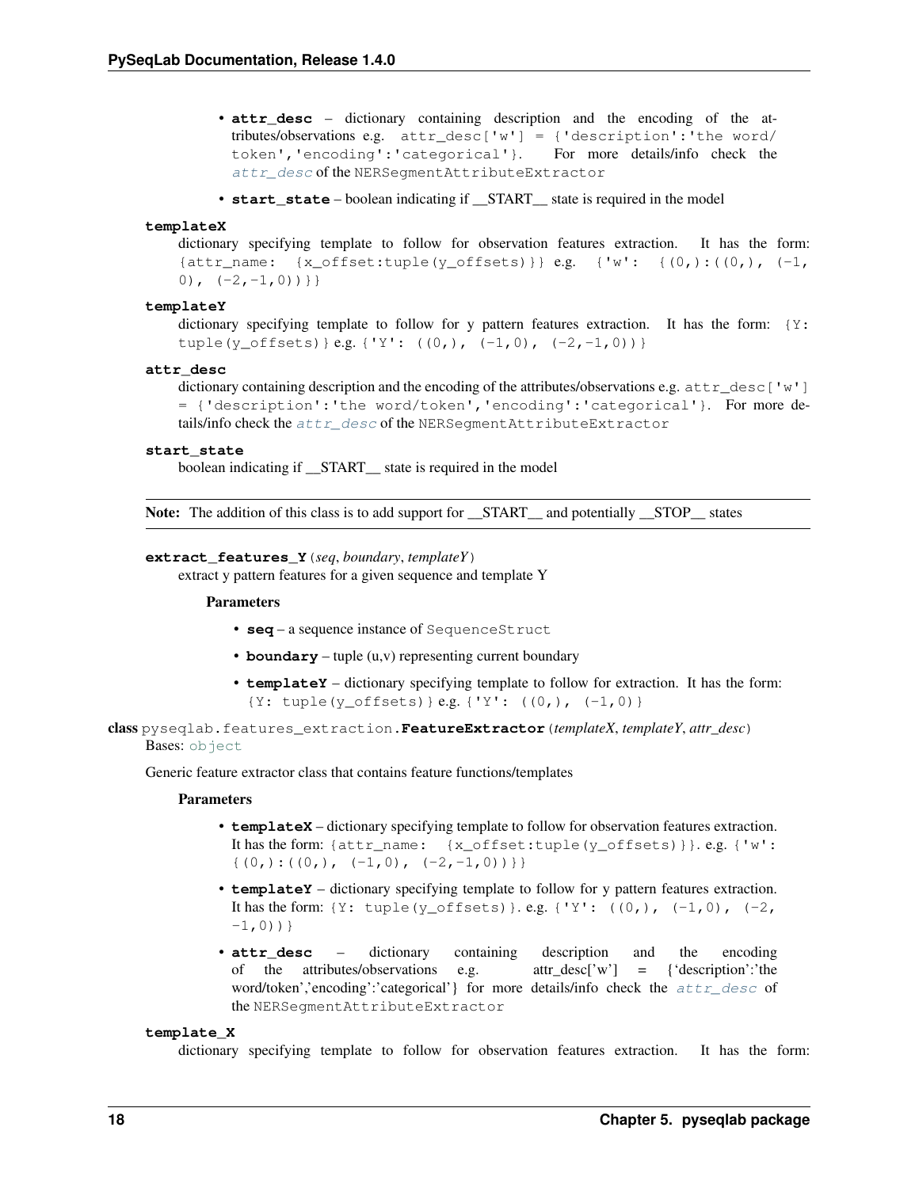- **attr_desc** – dictionary containing description and the encoding of the attributes/observations e.g. `attr_desc['w'] = {'description':'the word/token','encoding':'categorical'}`. For more details/info check the *attr_desc* of the `NERSegmentAttributeExtractor`
- **start_state** – boolean indicating if __START__ state is required in the model

**templateX**

dictionary specifying template to follow for observation features extraction. It has the form: `{attr_name: {x_offset:tuple(y_offsets)}}` e.g. `{'w': {(0,):((0,), (-1,0), (-2,-1,0))}}`

**templateY**

dictionary specifying template to follow for y pattern features extraction. It has the form: `{Y: tuple(y_offsets)}` e.g. `{'Y': ((0,), (-1,0), (-2,-1,0))}`

**attr_desc**

dictionary containing description and the encoding of the attributes/observations e.g. `attr_desc['w'] = {'description':'the word/token','encoding':'categorical'}`. For more details/info check the *attr_desc* of the `NERSegmentAttributeExtractor`

**start_state**

boolean indicating if __START__ state is required in the model

---

**Note:** The addition of this class is to add support for __START__ and potentially __STOP__ states

---

**extract_features_Y**(*seq*, *boundary*, *templateY*)

extract y pattern features for a given sequence and template Y

**Parameters**

- **seq** – a sequence instance of `SequenceStruct`
- **boundary** – tuple (u,v) representing current boundary
- **templateY** – dictionary specifying template to follow for extraction. It has the form: `{Y: tuple(y_offsets)}` e.g. `{'Y': ((0,), (-1,0)}`

**class** pyseqlab.features_extraction.**FeatureExtractor**(*templateX*, *templateY*, *attr_desc*)

Bases: `object`

Generic feature extractor class that contains feature functions/templates

**Parameters**

- **templateX** – dictionary specifying template to follow for observation features extraction. It has the form: `{attr_name: {x_offset:tuple(y_offsets)}}`. e.g. `{'w': {(0,):((0,), (-1,0), (-2,-1,0))}}`
- **templateY** – dictionary specifying template to follow for y pattern features extraction. It has the form: `{Y: tuple(y_offsets)}`. e.g. `{'Y': ((0,), (-1,0), (-2,-1,0))}`
- **attr_desc** – dictionary containing description and the encoding of the attributes/observations e.g. attr_desc['w'] = {'description':'the word/token','encoding':'categorical'} for more details/info check the *attr_desc* of the `NERSegmentAttributeExtractor`

**template_X**

dictionary specifying template to follow for observation features extraction. It has the form: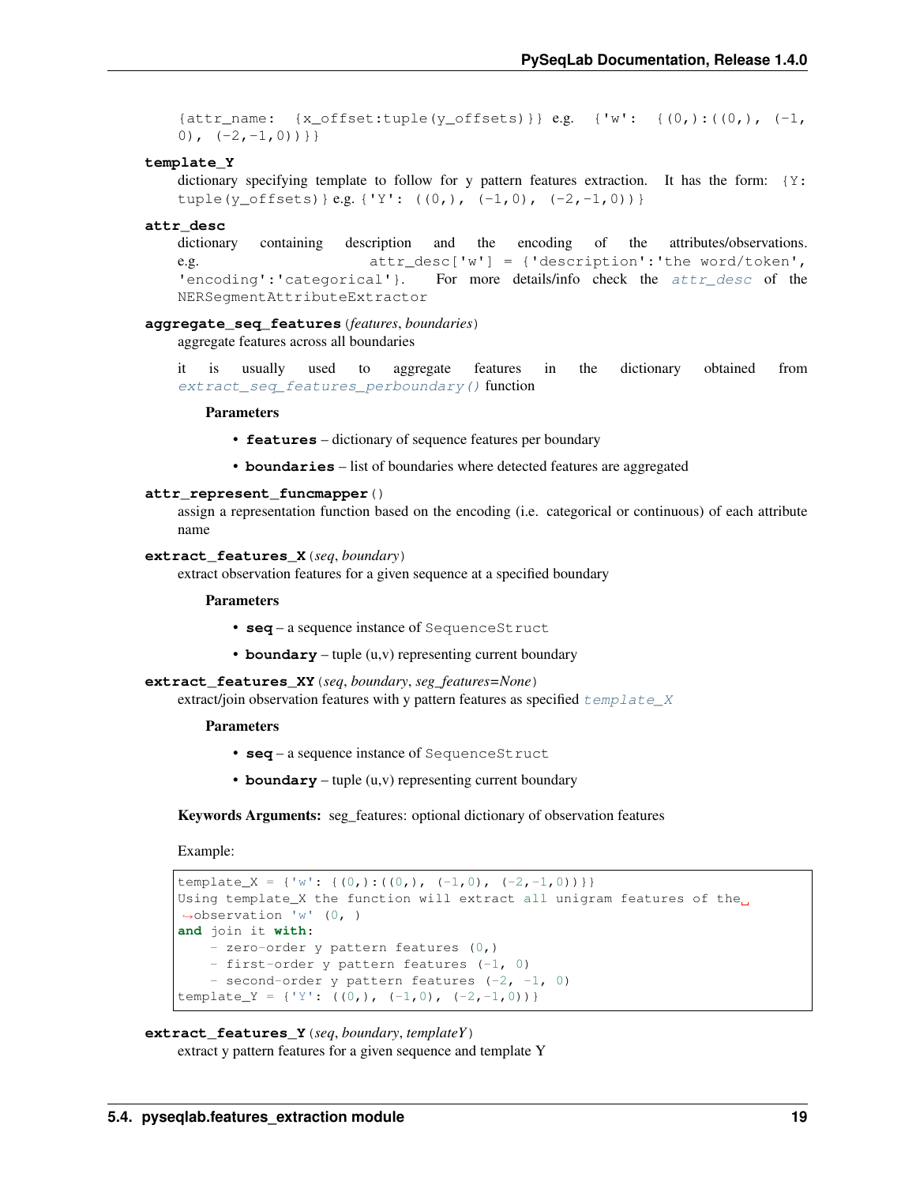`{attr_name: {x_offset:tuple(y_offsets)}}` e.g. `{'w': {(0,):((0,), (-1,0), (-2,-1,0))}}`

**template_Y**

dictionary specifying template to follow for y pattern features extraction. It has the form: `{Y: tuple(y_offsets)}` e.g. `{'Y': ((0,), (-1,0), (-2,-1,0))}`

**attr_desc**

dictionary containing description and the encoding of the attributes/observations. e.g. `attr_desc['w'] = {'description':'the word/token', 'encoding':'categorical'}`. For more details/info check the *attr_desc* of the `NERSegmentAttributeExtractor`

**aggregate_seq_features**(*features*, *boundaries*)

aggregate features across all boundaries

it is usually used to aggregate features in the dictionary obtained from *extract_seq_features_perboundary()* function

**Parameters**

- **features** – dictionary of sequence features per boundary
- **boundaries** – list of boundaries where detected features are aggregated

**attr_represent_funcmapper**()

assign a representation function based on the encoding (i.e. categorical or continuous) of each attribute name

**extract_features_X**(*seq*, *boundary*)

extract observation features for a given sequence at a specified boundary

**Parameters**

- **seq** – a sequence instance of `SequenceStruct`
- **boundary** – tuple (u,v) representing current boundary

**extract_features_XY**(*seq*, *boundary*, *seg_features=None*)

extract/join observation features with y pattern features as specified *template_X*

**Parameters**

- **seq** – a sequence instance of `SequenceStruct`
- **boundary** – tuple (u,v) representing current boundary

**Keywords Arguments:** seg_features: optional dictionary of observation features

Example:

```
template_X = {'w': {(0,):((0,), (-1,0), (-2,-1,0))}}
Using template_X the function will extract all unigram features of the observation 'w' (0, )
and join it with:
    - zero-order y pattern features (0,)
    - first-order y pattern features (-1, 0)
    - second-order y pattern features (-2, -1, 0)
template_Y = {'Y': ((0,), (-1,0), (-2,-1,0))}
```

**extract_features_Y**(*seq*, *boundary*, *templateY*)

extract y pattern features for a given sequence and template Y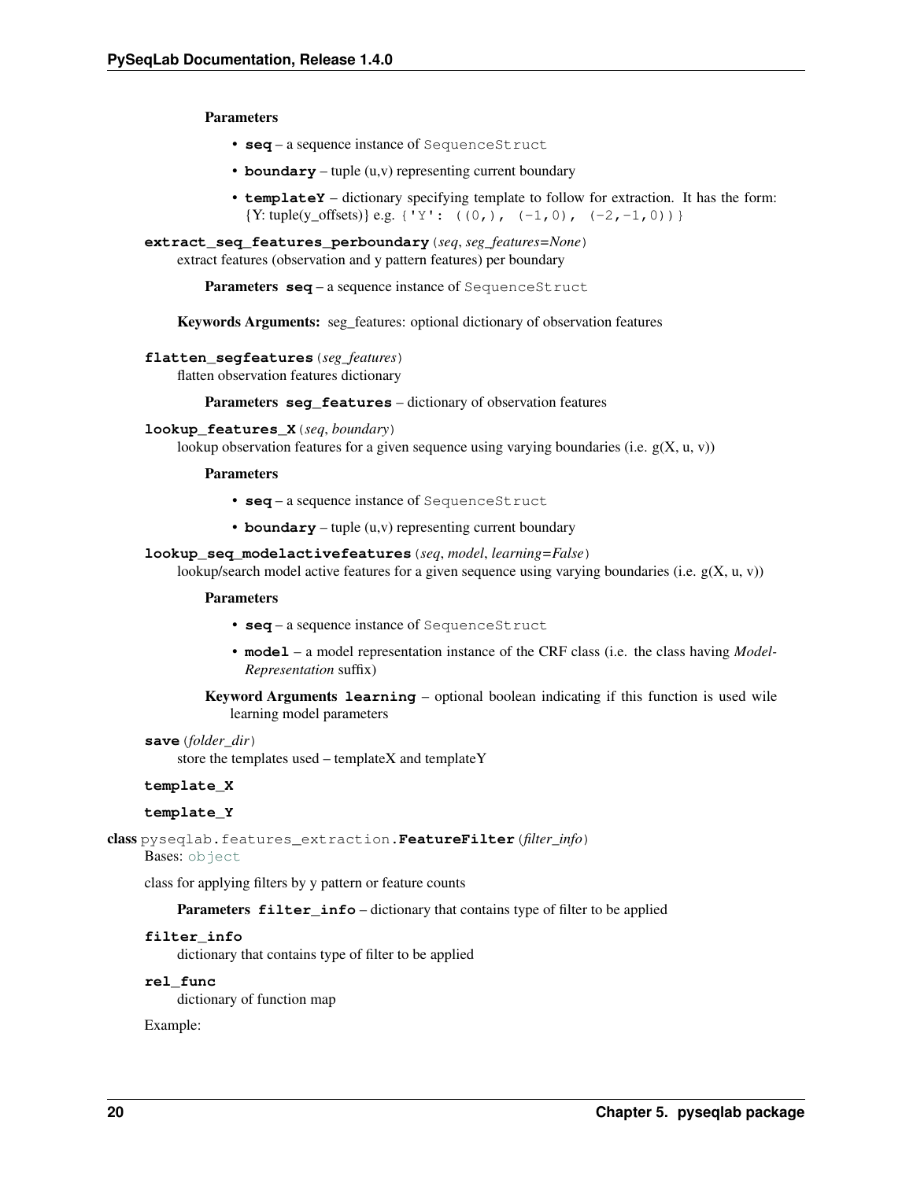**Parameters**

- **seq** – a sequence instance of `SequenceStruct`
- **boundary** – tuple (u,v) representing current boundary
- **templateY** – dictionary specifying template to follow for extraction. It has the form: {Y: tuple(y_offsets)} e.g. `{'Y': ((0,), (-1,0), (-2,-1,0))}`

**extract_seq_features_perboundary**(*seq*, *seg_features=None*)

extract features (observation and y pattern features) per boundary

**Parameters** **seq** – a sequence instance of `SequenceStruct`

**Keywords Arguments:** seg_features: optional dictionary of observation features

**flatten_segfeatures**(*seg_features*)

flatten observation features dictionary

**Parameters** **seg_features** – dictionary of observation features

**lookup_features_X**(*seq*, *boundary*)

lookup observation features for a given sequence using varying boundaries (i.e. g(X, u, v))

**Parameters**

- **seq** – a sequence instance of `SequenceStruct`
- **boundary** – tuple (u,v) representing current boundary

**lookup_seq_modelactivefeatures**(*seq*, *model*, *learning=False*)

lookup/search model active features for a given sequence using varying boundaries (i.e. g(X, u, v))

**Parameters**

- **seq** – a sequence instance of `SequenceStruct`
- **model** – a model representation instance of the CRF class (i.e. the class having *ModelRepresentation* suffix)

**Keyword Arguments** **learning** – optional boolean indicating if this function is used wile learning model parameters

**save**(*folder_dir*)

store the templates used – templateX and templateY

**template_X**

**template_Y**

**class** pyseqlab.features_extraction.**FeatureFilter**(*filter_info*)

Bases: `object`

class for applying filters by y pattern or feature counts

**Parameters** **filter_info** – dictionary that contains type of filter to be applied

**filter_info**

dictionary that contains type of filter to be applied

**rel_func**

dictionary of function map

Example: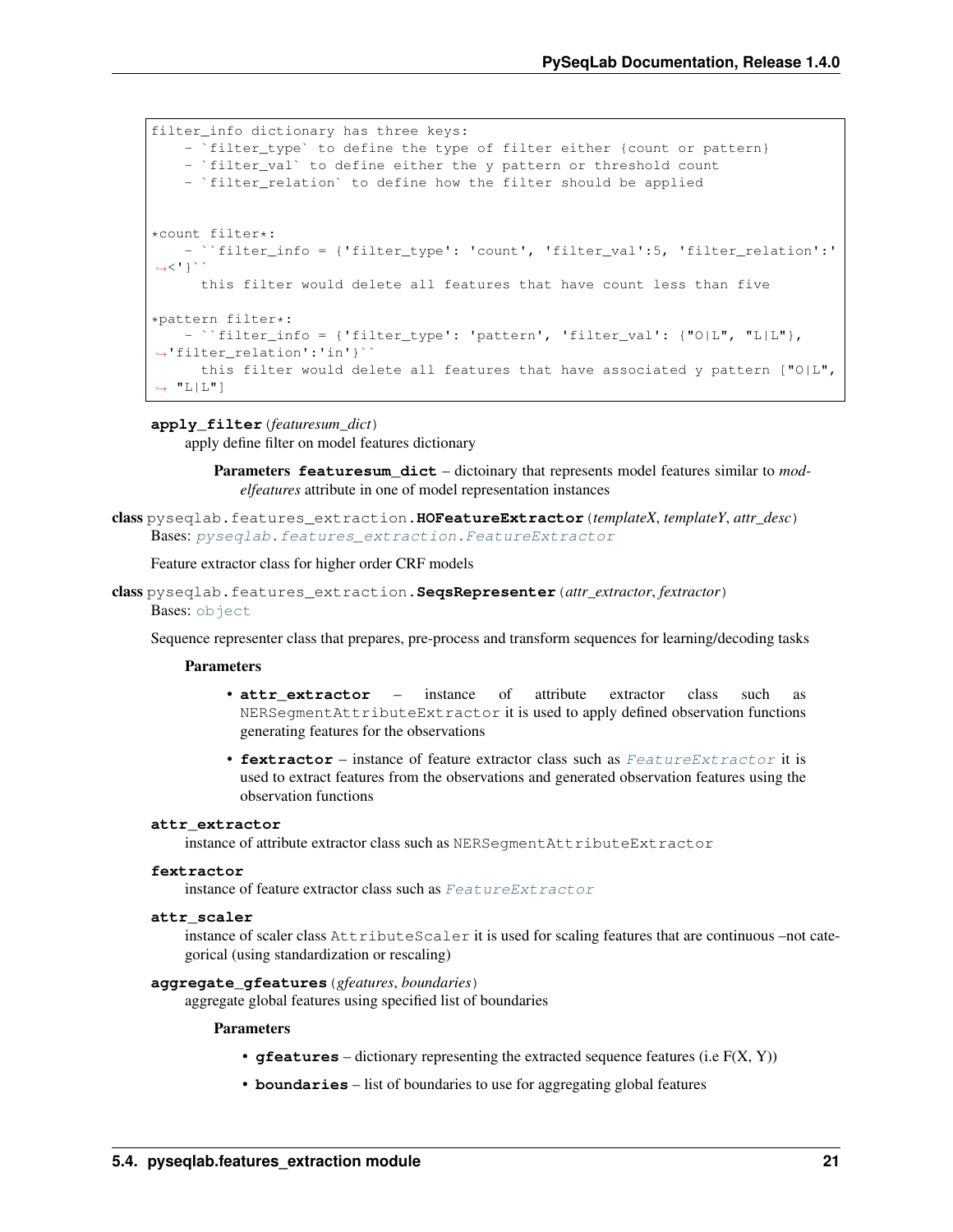```
filter_info dictionary has three keys:
    - `filter_type` to define the type of filter either {count or pattern}
    - `filter_val` to define either the y pattern or threshold count
    - `filter_relation` to define how the filter should be applied


*count filter*:
    - ``filter_info = {'filter_type': 'count', 'filter_val':5, 'filter_relation':'<'}``
      this filter would delete all features that have count less than five

*pattern filter*:
    - ``filter_info = {'filter_type': 'pattern', 'filter_val': {"O|L", "L|L"}, 'filter_relation':'in'}``
      this filter would delete all features that have associated y pattern ["O|L", "L|L"]
```

**apply_filter**(*featuresum_dict*)

apply define filter on model features dictionary

**Parameters** **featuresum_dict** – dictoinary that represents model features similar to *modelfeatures* attribute in one of model representation instances

**class** pyseqlab.features_extraction.**HOFeatureExtractor**(*templateX*, *templateY*, *attr_desc*)

Bases: `pyseqlab.features_extraction.FeatureExtractor`

Feature extractor class for higher order CRF models

**class** pyseqlab.features_extraction.**SeqsRepresenter**(*attr_extractor*, *fextractor*)

Bases: `object`

Sequence representer class that prepares, pre-process and transform sequences for learning/decoding tasks

**Parameters**

- **attr_extractor** – instance of attribute extractor class such as `NERSegmentAttributeExtractor` it is used to apply defined observation functions generating features for the observations
- **fextractor** – instance of feature extractor class such as `FeatureExtractor` it is used to extract features from the observations and generated observation features using the observation functions

**attr_extractor**

instance of attribute extractor class such as `NERSegmentAttributeExtractor`

**fextractor**

instance of feature extractor class such as `FeatureExtractor`

**attr_scaler**

instance of scaler class `AttributeScaler` it is used for scaling features that are continuous –not categorical (using standardization or rescaling)

**aggregate_gfeatures**(*gfeatures*, *boundaries*)

aggregate global features using specified list of boundaries

**Parameters**

- **gfeatures** – dictionary representing the extracted sequence features (i.e F(X, Y))
- **boundaries** – list of boundaries to use for aggregating global features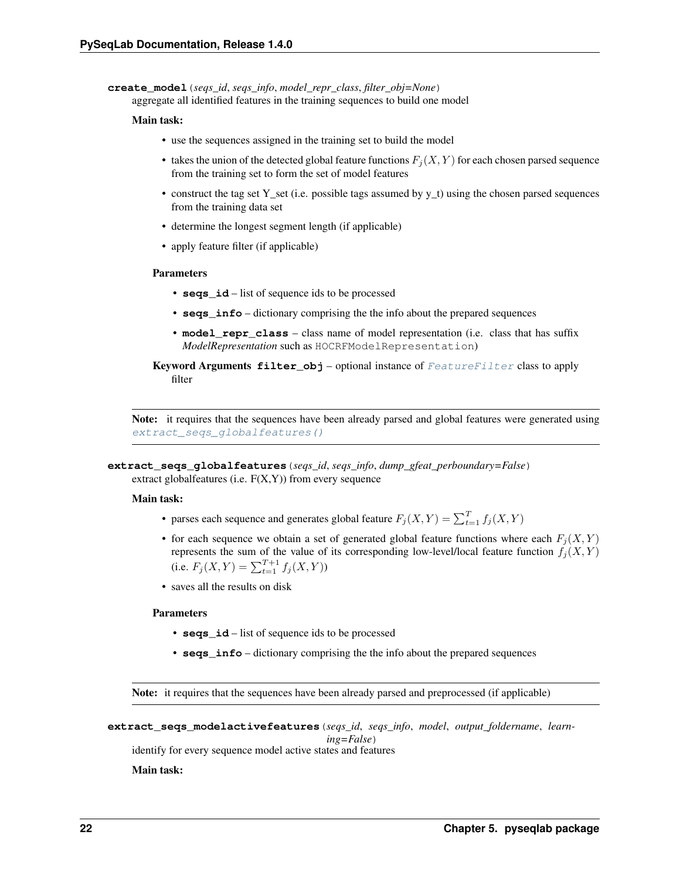**create_model**(*seqs_id*, *seqs_info*, *model_repr_class*, *filter_obj=None*)

aggregate all identified features in the training sequences to build one model

**Main task:**

- use the sequences assigned in the training set to build the model
- takes the union of the detected global feature functions $F_j(X, Y)$ for each chosen parsed sequence from the training set to form the set of model features
- construct the tag set Y_set (i.e. possible tags assumed by y_t) using the chosen parsed sequences from the training data set
- determine the longest segment length (if applicable)
- apply feature filter (if applicable)

**Parameters**

- **seqs_id** – list of sequence ids to be processed
- **seqs_info** – dictionary comprising the the info about the prepared sequences
- **model_repr_class** – class name of model representation (i.e. class that has suffix *ModelRepresentation* such as `HOCRFModelRepresentation`)

**Keyword Arguments** **filter_obj** – optional instance of `FeatureFilter` class to apply filter

**Note:** it requires that the sequences have been already parsed and global features were generated using `extract_seqs_globalfeatures()`

**extract_seqs_globalfeatures**(*seqs_id*, *seqs_info*, *dump_gfeat_perboundary=False*)

extract globalfeatures (i.e. F(X,Y)) from every sequence

**Main task:**

- parses each sequence and generates global feature $F_j(X, Y) = \sum_{t=1}^{T} f_j(X, Y)$
- for each sequence we obtain a set of generated global feature functions where each $F_j(X, Y)$ represents the sum of the value of its corresponding low-level/local feature function $f_j(X, Y)$ (i.e. $F_j(X, Y) = \sum_{t=1}^{T+1} f_j(X, Y)$)
- saves all the results on disk

**Parameters**

- **seqs_id** – list of sequence ids to be processed
- **seqs_info** – dictionary comprising the the info about the prepared sequences

**Note:** it requires that the sequences have been already parsed and preprocessed (if applicable)

**extract_seqs_modelactivefeatures**(*seqs_id*, *seqs_info*, *model*, *output_foldername*, *learning=False*)

identify for every sequence model active states and features

**Main task:**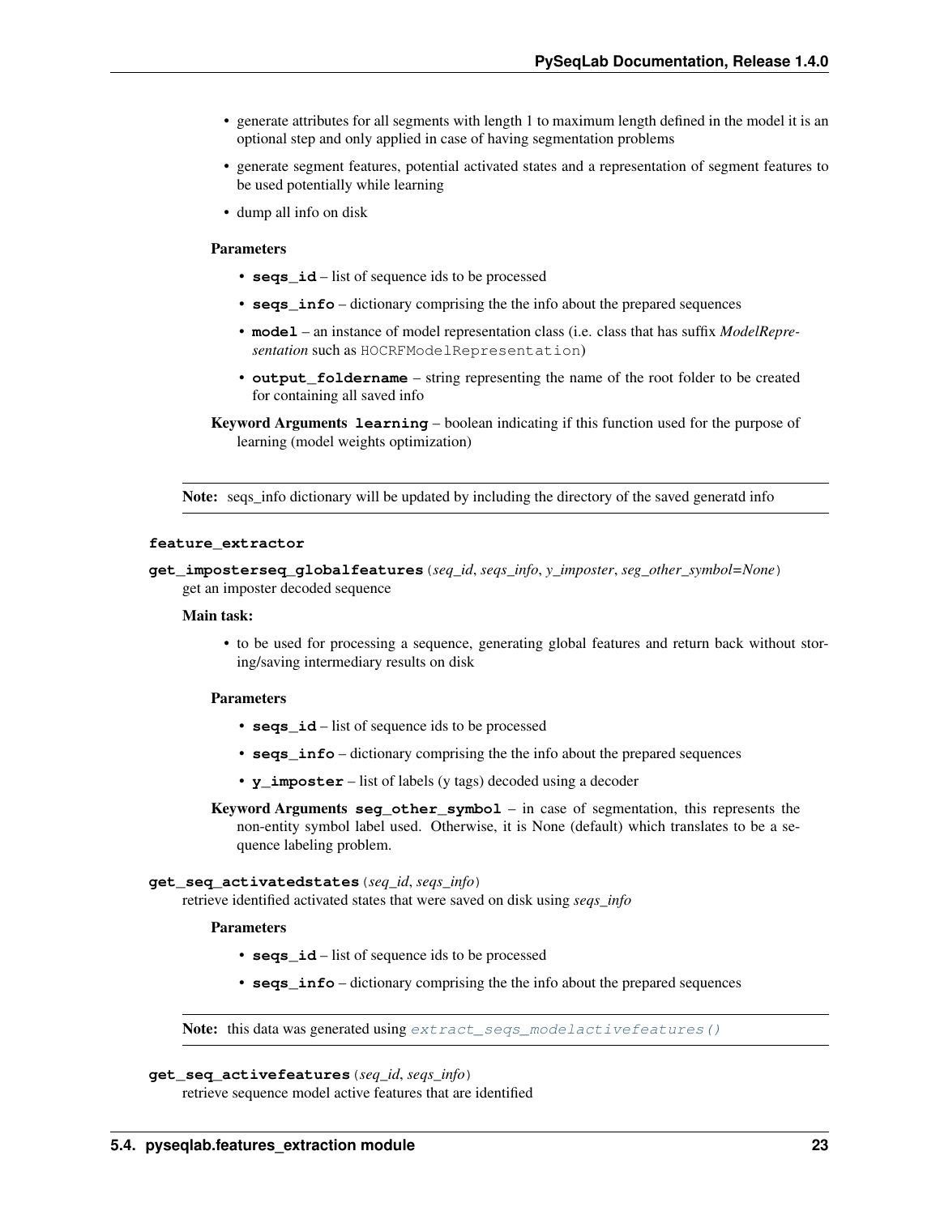- generate attributes for all segments with length 1 to maximum length defined in the model it is an optional step and only applied in case of having segmentation problems
- generate segment features, potential activated states and a representation of segment features to be used potentially while learning
- dump all info on disk

**Parameters**

- **seqs_id** – list of sequence ids to be processed
- **seqs_info** – dictionary comprising the the info about the prepared sequences
- **model** – an instance of model representation class (i.e. class that has suffix *ModelRepresentation* such as `HOCRFModelRepresentation`)
- **output_foldername** – string representing the name of the root folder to be created for containing all saved info

**Keyword Arguments** **learning** – boolean indicating if this function used for the purpose of learning (model weights optimization)

**Note:** seqs_info dictionary will be updated by including the directory of the saved generatd info

**feature_extractor**

**get_imposterseq_globalfeatures**(*seq_id*, *seqs_info*, *y_imposter*, *seg_other_symbol=None*)
get an imposter decoded sequence

**Main task:**

- to be used for processing a sequence, generating global features and return back without storing/saving intermediary results on disk

**Parameters**

- **seqs_id** – list of sequence ids to be processed
- **seqs_info** – dictionary comprising the the info about the prepared sequences
- **y_imposter** – list of labels (y tags) decoded using a decoder

**Keyword Arguments** **seg_other_symbol** – in case of segmentation, this represents the non-entity symbol label used. Otherwise, it is None (default) which translates to be a sequence labeling problem.

**get_seq_activatedstates**(*seq_id*, *seqs_info*)
retrieve identified activated states that were saved on disk using *seqs_info*

**Parameters**

- **seqs_id** – list of sequence ids to be processed
- **seqs_info** – dictionary comprising the the info about the prepared sequences

**Note:** this data was generated using `extract_seqs_modelactivefeatures()`

**get_seq_activefeatures**(*seq_id*, *seqs_info*)
retrieve sequence model active features that are identified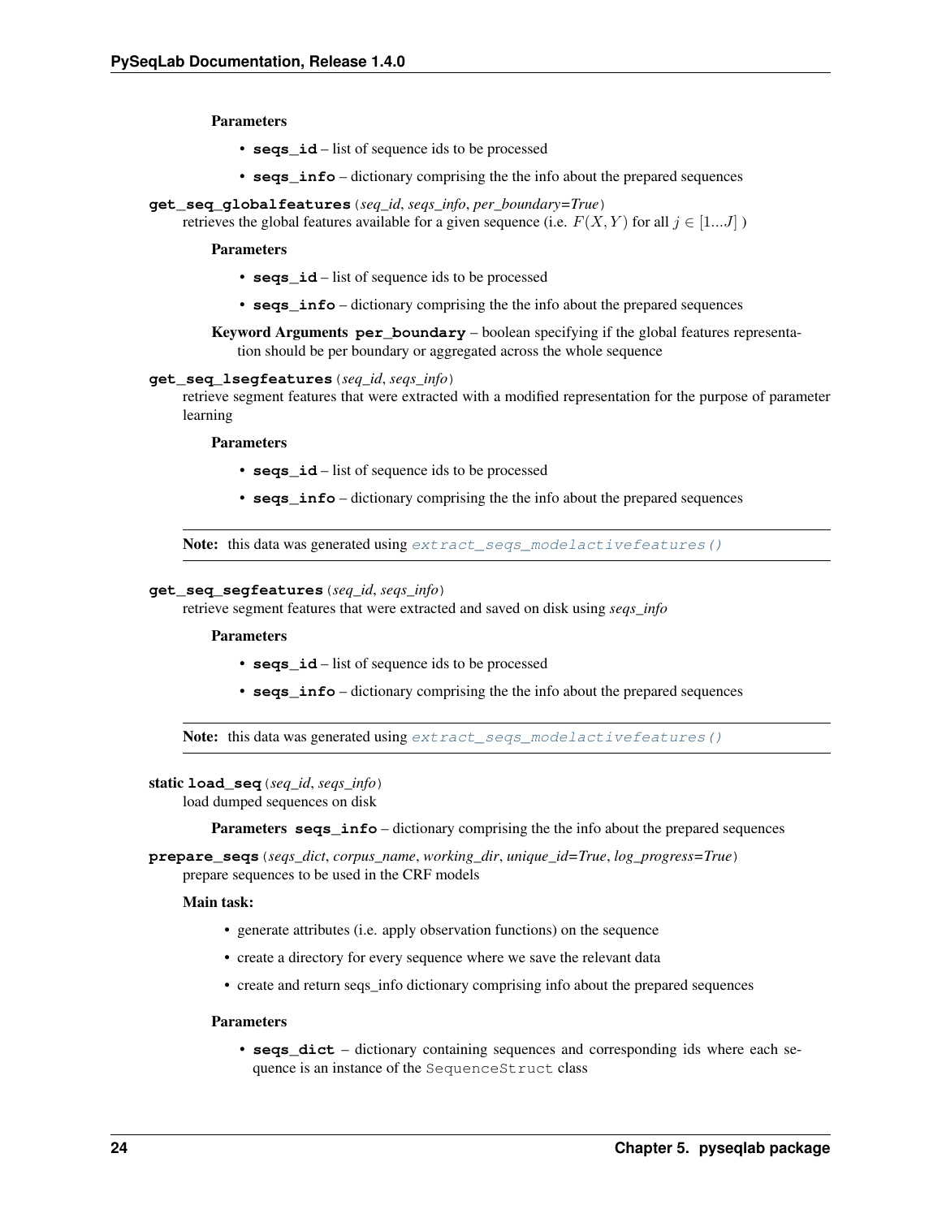**Parameters**

- **seqs_id** – list of sequence ids to be processed
- **seqs_info** – dictionary comprising the the info about the prepared sequences

**get_seq_globalfeatures**(*seq_id*, *seqs_info*, *per_boundary=True*)

retrieves the global features available for a given sequence (i.e. $F(X, Y)$ for all $j \in [1...J]$ )

**Parameters**

- **seqs_id** – list of sequence ids to be processed
- **seqs_info** – dictionary comprising the the info about the prepared sequences

**Keyword Arguments** **per_boundary** – boolean specifying if the global features representation should be per boundary or aggregated across the whole sequence

**get_seq_lsegfeatures**(*seq_id*, *seqs_info*)

retrieve segment features that were extracted with a modified representation for the purpose of parameter learning

**Parameters**

- **seqs_id** – list of sequence ids to be processed
- **seqs_info** – dictionary comprising the the info about the prepared sequences

**Note:** this data was generated using `extract_seqs_modelactivefeatures()`

**get_seq_segfeatures**(*seq_id*, *seqs_info*)

retrieve segment features that were extracted and saved on disk using *seqs_info*

**Parameters**

- **seqs_id** – list of sequence ids to be processed
- **seqs_info** – dictionary comprising the the info about the prepared sequences

**Note:** this data was generated using `extract_seqs_modelactivefeatures()`

static **load_seq**(*seq_id*, *seqs_info*)

load dumped sequences on disk

**Parameters** **seqs_info** – dictionary comprising the the info about the prepared sequences

**prepare_seqs**(*seqs_dict*, *corpus_name*, *working_dir*, *unique_id=True*, *log_progress=True*)

prepare sequences to be used in the CRF models

**Main task:**

- generate attributes (i.e. apply observation functions) on the sequence
- create a directory for every sequence where we save the relevant data
- create and return seqs_info dictionary comprising info about the prepared sequences

**Parameters**

- **seqs_dict** – dictionary containing sequences and corresponding ids where each sequence is an instance of the `SequenceStruct` class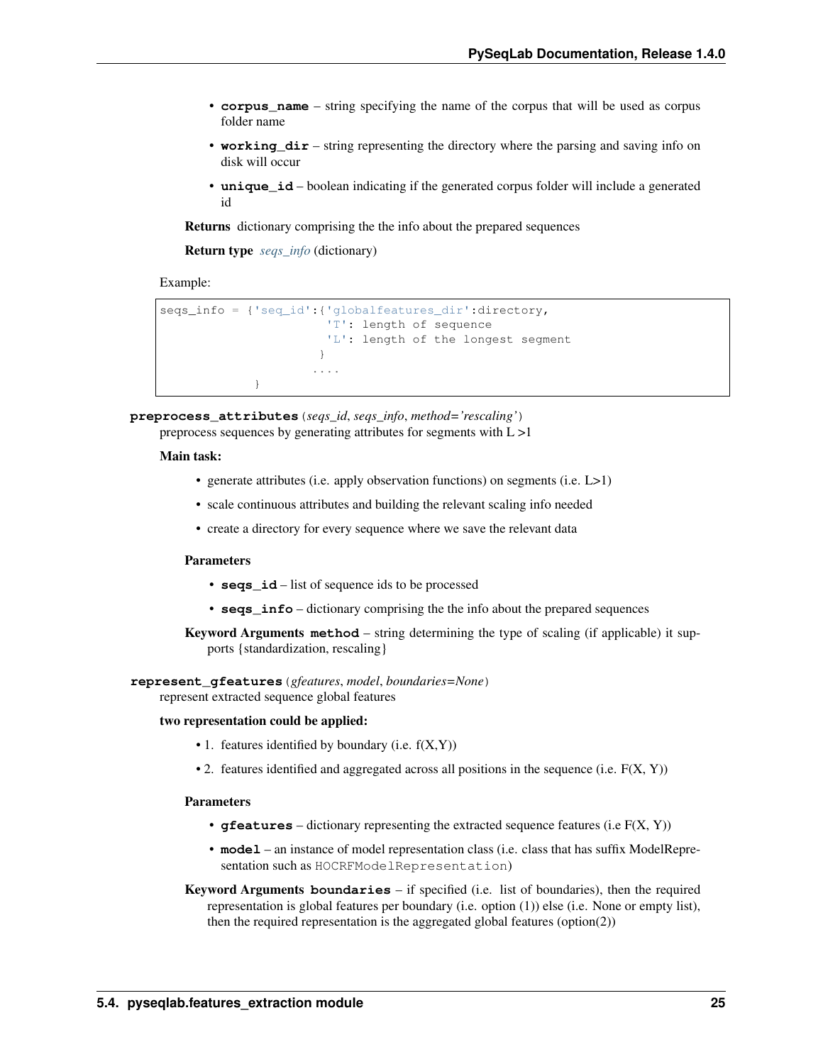- **corpus_name** – string specifying the name of the corpus that will be used as corpus folder name
- **working_dir** – string representing the directory where the parsing and saving info on disk will occur
- **unique_id** – boolean indicating if the generated corpus folder will include a generated id

**Returns** dictionary comprising the the info about the prepared sequences

**Return type** *seqs_info* (dictionary)

Example:

```
seqs_info = {'seq_id':{'globalfeatures_dir':directory,
                       'T': length of sequence
                       'L': length of the longest segment
                      }
                     ....
            }
```

**preprocess_attributes**(*seqs_id*, *seqs_info*, *method='rescaling'*)
preprocess sequences by generating attributes for segments with L >1

**Main task:**

- generate attributes (i.e. apply observation functions) on segments (i.e. L>1)
- scale continuous attributes and building the relevant scaling info needed
- create a directory for every sequence where we save the relevant data

**Parameters**

- **seqs_id** – list of sequence ids to be processed
- **seqs_info** – dictionary comprising the the info about the prepared sequences

**Keyword Arguments** **method** – string determining the type of scaling (if applicable) it supports {standardization, rescaling}

**represent_gfeatures**(*gfeatures*, *model*, *boundaries=None*)
represent extracted sequence global features

**two representation could be applied:**

- 1. features identified by boundary (i.e. f(X,Y))
- 2. features identified and aggregated across all positions in the sequence (i.e. F(X, Y))

**Parameters**

- **gfeatures** – dictionary representing the extracted sequence features (i.e F(X, Y))
- **model** – an instance of model representation class (i.e. class that has suffix ModelRepresentation such as `HOCRFModelRepresentation`)

**Keyword Arguments** **boundaries** – if specified (i.e. list of boundaries), then the required representation is global features per boundary (i.e. option (1)) else (i.e. None or empty list), then the required representation is the aggregated global features (option(2))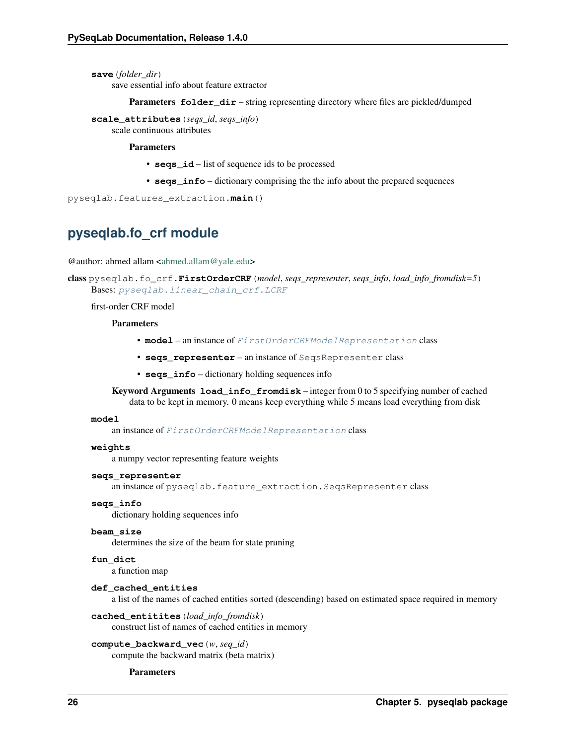**save**(*folder_dir*)
save essential info about feature extractor

**Parameters** **folder_dir** – string representing directory where files are pickled/dumped

**scale_attributes**(*seqs_id*, *seqs_info*)
scale continuous attributes

**Parameters**

- **seqs_id** – list of sequence ids to be processed
- **seqs_info** – dictionary comprising the the info about the prepared sequences

pyseqlab.features_extraction.**main**()

## pyseqlab.fo_crf module

@author: ahmed allam <ahmed.allam@yale.edu>

**class** pyseqlab.fo_crf.**FirstOrderCRF**(*model*, *seqs_representer*, *seqs_info*, *load_info_fromdisk=5*)
Bases: *pyseqlab.linear_chain_crf.LCRF*

first-order CRF model

**Parameters**

- **model** – an instance of *FirstOrderCRFModelRepresentation* class
- **seqs_representer** – an instance of SeqsRepresenter class
- **seqs_info** – dictionary holding sequences info

**Keyword Arguments** **load_info_fromdisk** – integer from 0 to 5 specifying number of cached data to be kept in memory. 0 means keep everything while 5 means load everything from disk

**model**
an instance of *FirstOrderCRFModelRepresentation* class

**weights**
a numpy vector representing feature weights

**seqs_representer**
an instance of pyseqlab.feature_extraction.SeqsRepresenter class

**seqs_info**
dictionary holding sequences info

**beam_size**
determines the size of the beam for state pruning

**fun_dict**
a function map

**def_cached_entities**
a list of the names of cached entities sorted (descending) based on estimated space required in memory

**cached_entitites**(*load_info_fromdisk*)
construct list of names of cached entities in memory

**compute_backward_vec**(*w*, *seq_id*)
compute the backward matrix (beta matrix)

**Parameters**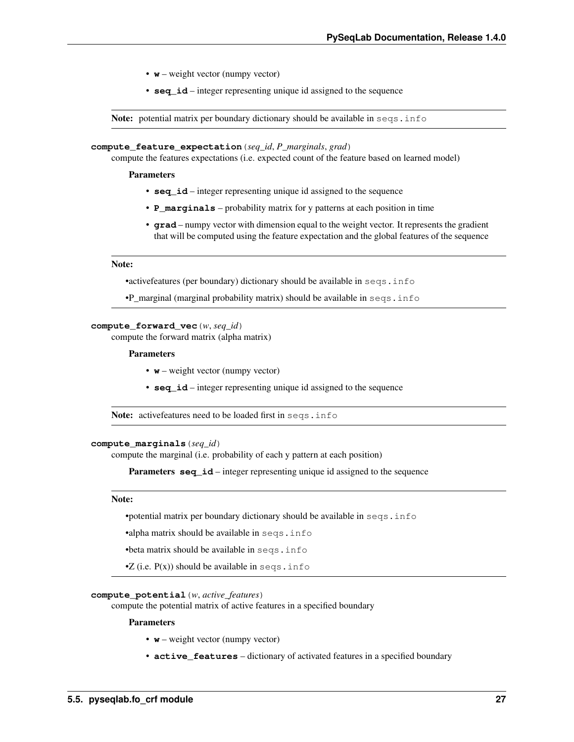- **w** – weight vector (numpy vector)
- **seq_id** – integer representing unique id assigned to the sequence

**Note:** potential matrix per boundary dictionary should be available in `seqs.info`

**compute_feature_expectation**(*seq_id*, *P_marginals*, *grad*)

compute the features expectations (i.e. expected count of the feature based on learned model)

**Parameters**

- **seq_id** – integer representing unique id assigned to the sequence
- **P_marginals** – probability matrix for y patterns at each position in time
- **grad** – numpy vector with dimension equal to the weight vector. It represents the gradient that will be computed using the feature expectation and the global features of the sequence

**Note:**

- activefeatures (per boundary) dictionary should be available in `seqs.info`
- P_marginal (marginal probability matrix) should be available in `seqs.info`

**compute_forward_vec**(*w*, *seq_id*)

compute the forward matrix (alpha matrix)

**Parameters**

- **w** – weight vector (numpy vector)
- **seq_id** – integer representing unique id assigned to the sequence

**Note:** activefeatures need to be loaded first in `seqs.info`

**compute_marginals**(*seq_id*)

compute the marginal (i.e. probability of each y pattern at each position)

**Parameters** **seq_id** – integer representing unique id assigned to the sequence

**Note:**

- potential matrix per boundary dictionary should be available in `seqs.info`
- alpha matrix should be available in `seqs.info`
- beta matrix should be available in `seqs.info`
- Z (i.e. P(x)) should be available in `seqs.info`

**compute_potential**(*w*, *active_features*)

compute the potential matrix of active features in a specified boundary

**Parameters**

- **w** – weight vector (numpy vector)
- **active_features** – dictionary of activated features in a specified boundary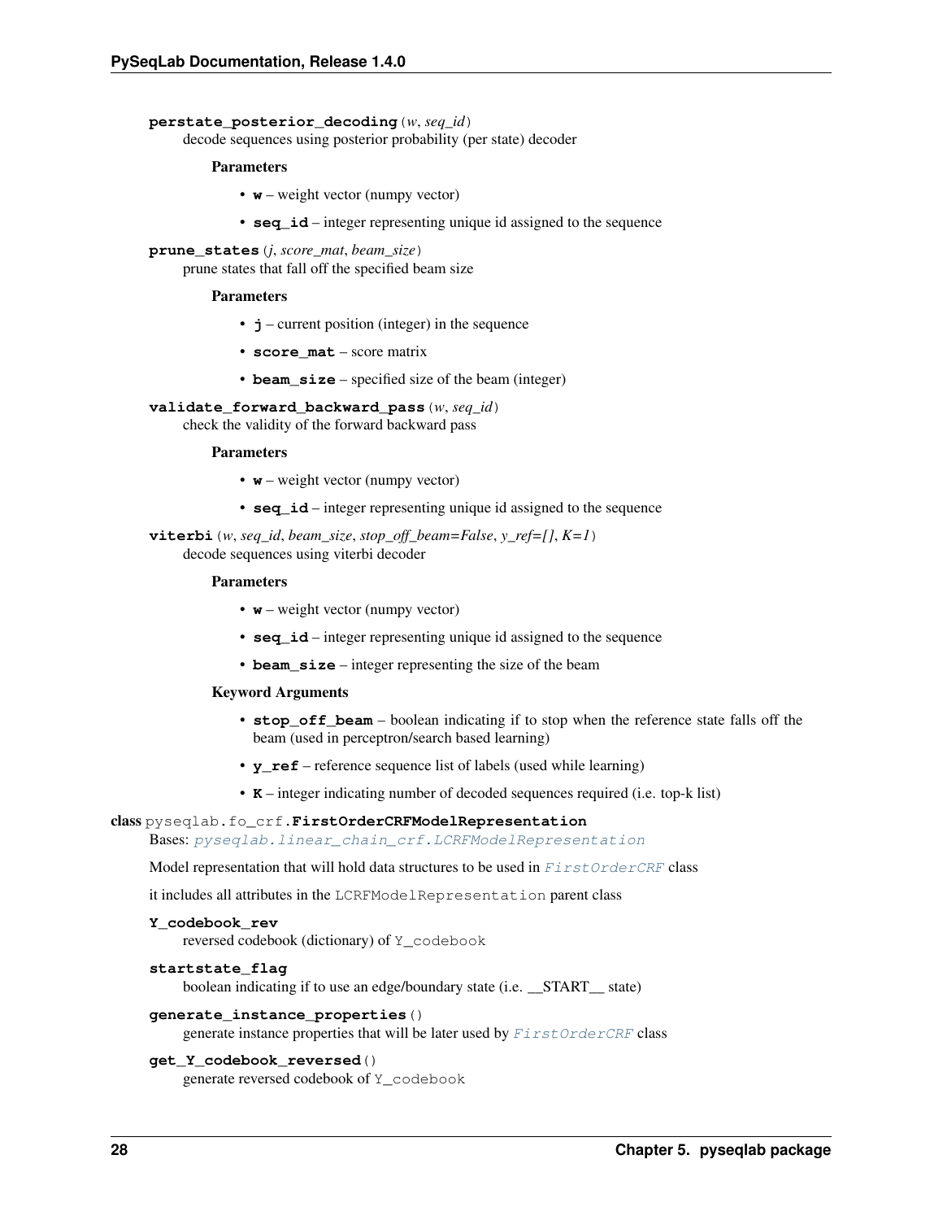**perstate_posterior_decoding**(*w*, *seq_id*)
decode sequences using posterior probability (per state) decoder

**Parameters**

- **w** – weight vector (numpy vector)
- **seq_id** – integer representing unique id assigned to the sequence

**prune_states**(*j*, *score_mat*, *beam_size*)
prune states that fall off the specified beam size

**Parameters**

- **j** – current position (integer) in the sequence
- **score_mat** – score matrix
- **beam_size** – specified size of the beam (integer)

**validate_forward_backward_pass**(*w*, *seq_id*)
check the validity of the forward backward pass

**Parameters**

- **w** – weight vector (numpy vector)
- **seq_id** – integer representing unique id assigned to the sequence

**viterbi**(*w*, *seq_id*, *beam_size*, *stop_off_beam=False*, *y_ref=[]*, *K=1*)
decode sequences using viterbi decoder

**Parameters**

- **w** – weight vector (numpy vector)
- **seq_id** – integer representing unique id assigned to the sequence
- **beam_size** – integer representing the size of the beam

**Keyword Arguments**

- **stop_off_beam** – boolean indicating if to stop when the reference state falls off the beam (used in perceptron/search based learning)
- **y_ref** – reference sequence list of labels (used while learning)
- **K** – integer indicating number of decoded sequences required (i.e. top-k list)

**class** `pyseqlab.fo_crf.`**FirstOrderCRFModelRepresentation**
Bases: *pyseqlab.linear_chain_crf.LCRFModelRepresentation*

Model representation that will hold data structures to be used in *FirstOrderCRF* class

it includes all attributes in the `LCRFModelRepresentation` parent class

**Y_codebook_rev**
reversed codebook (dictionary) of `Y_codebook`

**startstate_flag**
boolean indicating if to use an edge/boundary state (i.e. __START__ state)

**generate_instance_properties**()
generate instance properties that will be later used by *FirstOrderCRF* class

**get_Y_codebook_reversed**()
generate reversed codebook of `Y_codebook`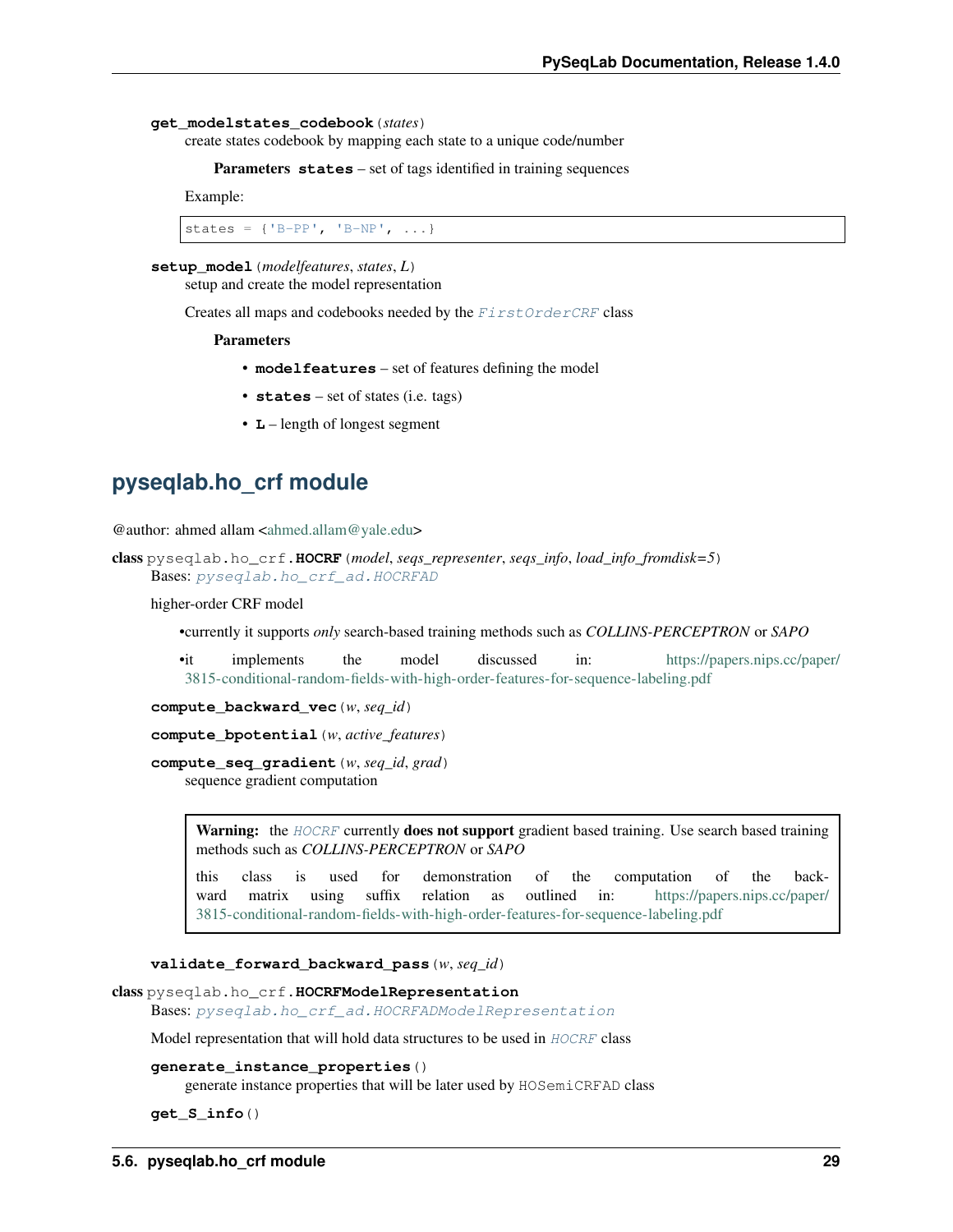**get_modelstates_codebook**(*states*)
create states codebook by mapping each state to a unique code/number

**Parameters** **states** – set of tags identified in training sequences

Example:

```
states = {'B-PP', 'B-NP', ...}
```

**setup_model**(*modelfeatures*, *states*, *L*)
setup and create the model representation

Creates all maps and codebooks needed by the `FirstOrderCRF` class

**Parameters**

- **modelfeatures** – set of features defining the model
- **states** – set of states (i.e. tags)
- **L** – length of longest segment

## pyseqlab.ho_crf module

@author: ahmed allam <ahmed.allam@yale.edu>

**class** pyseqlab.ho_crf.**HOCRF**(*model*, *seqs_representer*, *seqs_info*, *load_info_fromdisk=5*)
Bases: `pyseqlab.ho_crf_ad.HOCRFAD`

higher-order CRF model

- currently it supports *only* search-based training methods such as *COLLINS-PERCEPTRON* or *SAPO*
- it implements the model discussed in: https://papers.nips.cc/paper/3815-conditional-random-fields-with-high-order-features-for-sequence-labeling.pdf

**compute_backward_vec**(*w*, *seq_id*)

**compute_bpotential**(*w*, *active_features*)

**compute_seq_gradient**(*w*, *seq_id*, *grad*)
sequence gradient computation

> **Warning:** the `HOCRF` currently **does not support** gradient based training. Use search based training methods such as *COLLINS-PERCEPTRON* or *SAPO*
>
> this class is used for demonstration of the computation of the backward matrix using suffix relation as outlined in: https://papers.nips.cc/paper/3815-conditional-random-fields-with-high-order-features-for-sequence-labeling.pdf

**validate_forward_backward_pass**(*w*, *seq_id*)

**class** pyseqlab.ho_crf.**HOCRFModelRepresentation**
Bases: `pyseqlab.ho_crf_ad.HOCRFADModelRepresentation`

Model representation that will hold data structures to be used in `HOCRF` class

**generate_instance_properties**()
generate instance properties that will be later used by HOSemiCRFAD class

**get_S_info**()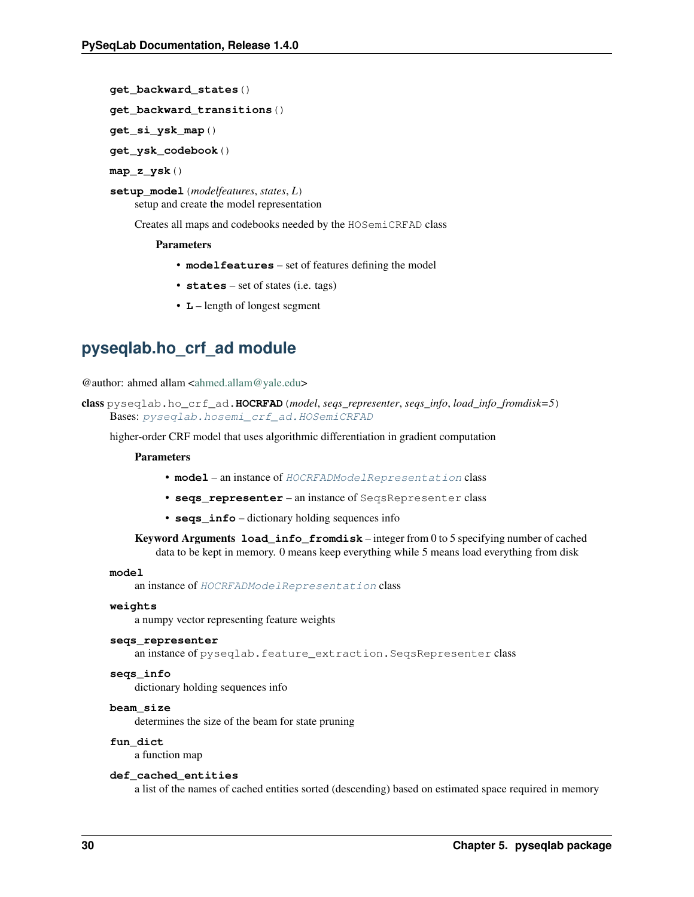**get_backward_states**()

**get_backward_transitions**()

**get_si_ysk_map**()

**get_ysk_codebook**()

**map_z_ysk**()

**setup_model**(*modelfeatures*, *states*, *L*)
setup and create the model representation

Creates all maps and codebooks needed by the `HOSemiCRFAD` class

**Parameters**

- **modelfeatures** – set of features defining the model
- **states** – set of states (i.e. tags)
- **L** – length of longest segment

## pyseqlab.ho_crf_ad module

@author: ahmed allam <ahmed.allam@yale.edu>

**class** pyseqlab.ho_crf_ad.**HOCRFAD**(*model*, *seqs_representer*, *seqs_info*, *load_info_fromdisk=5*)
Bases: *pyseqlab.hosemi_crf_ad.HOSemiCRFAD*

higher-order CRF model that uses algorithmic differentiation in gradient computation

**Parameters**

- **model** – an instance of *HOCRFADModelRepresentation* class
- **seqs_representer** – an instance of `SeqsRepresenter` class
- **seqs_info** – dictionary holding sequences info

**Keyword Arguments** **load_info_fromdisk** – integer from 0 to 5 specifying number of cached data to be kept in memory. 0 means keep everything while 5 means load everything from disk

**model**
an instance of *HOCRFADModelRepresentation* class

**weights**
a numpy vector representing feature weights

**seqs_representer**
an instance of `pyseqlab.feature_extraction.SeqsRepresenter` class

**seqs_info**
dictionary holding sequences info

**beam_size**
determines the size of the beam for state pruning

**fun_dict**
a function map

**def_cached_entities**
a list of the names of cached entities sorted (descending) based on estimated space required in memory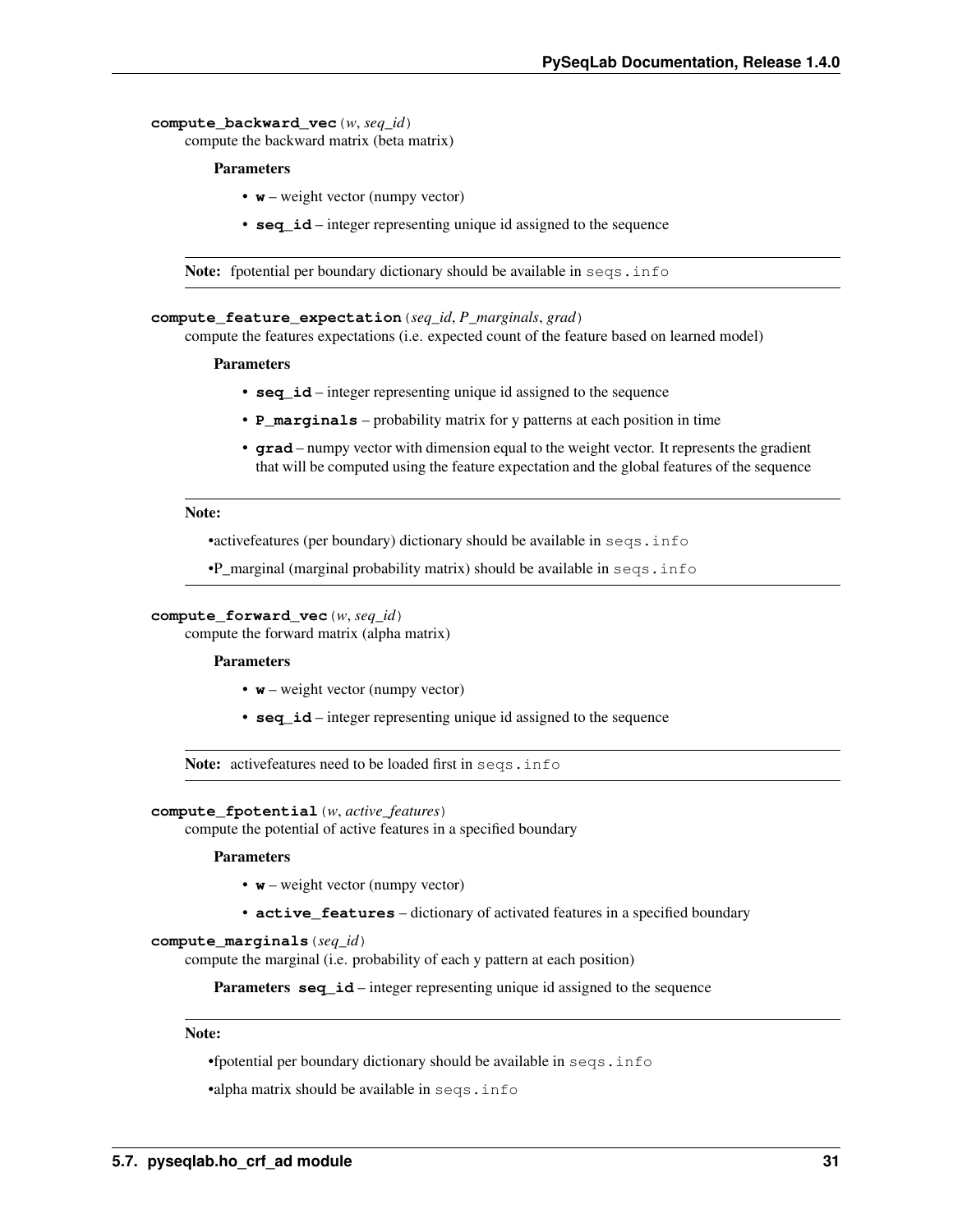**compute_backward_vec**(*w*, *seq_id*)

compute the backward matrix (beta matrix)

**Parameters**

- **w** – weight vector (numpy vector)
- **seq_id** – integer representing unique id assigned to the sequence

**Note:** fpotential per boundary dictionary should be available in `seqs.info`

**compute_feature_expectation**(*seq_id*, *P_marginals*, *grad*)

compute the features expectations (i.e. expected count of the feature based on learned model)

**Parameters**

- **seq_id** – integer representing unique id assigned to the sequence
- **P_marginals** – probability matrix for y patterns at each position in time
- **grad** – numpy vector with dimension equal to the weight vector. It represents the gradient that will be computed using the feature expectation and the global features of the sequence

**Note:**

- activefeatures (per boundary) dictionary should be available in `seqs.info`
- P_marginal (marginal probability matrix) should be available in `seqs.info`

**compute_forward_vec**(*w*, *seq_id*)

compute the forward matrix (alpha matrix)

**Parameters**

- **w** – weight vector (numpy vector)
- **seq_id** – integer representing unique id assigned to the sequence

**Note:** activefeatures need to be loaded first in `seqs.info`

**compute_fpotential**(*w*, *active_features*)

compute the potential of active features in a specified boundary

**Parameters**

- **w** – weight vector (numpy vector)
- **active_features** – dictionary of activated features in a specified boundary

**compute_marginals**(*seq_id*)

compute the marginal (i.e. probability of each y pattern at each position)

**Parameters** **seq_id** – integer representing unique id assigned to the sequence

**Note:**

- fpotential per boundary dictionary should be available in `seqs.info`
- alpha matrix should be available in `seqs.info`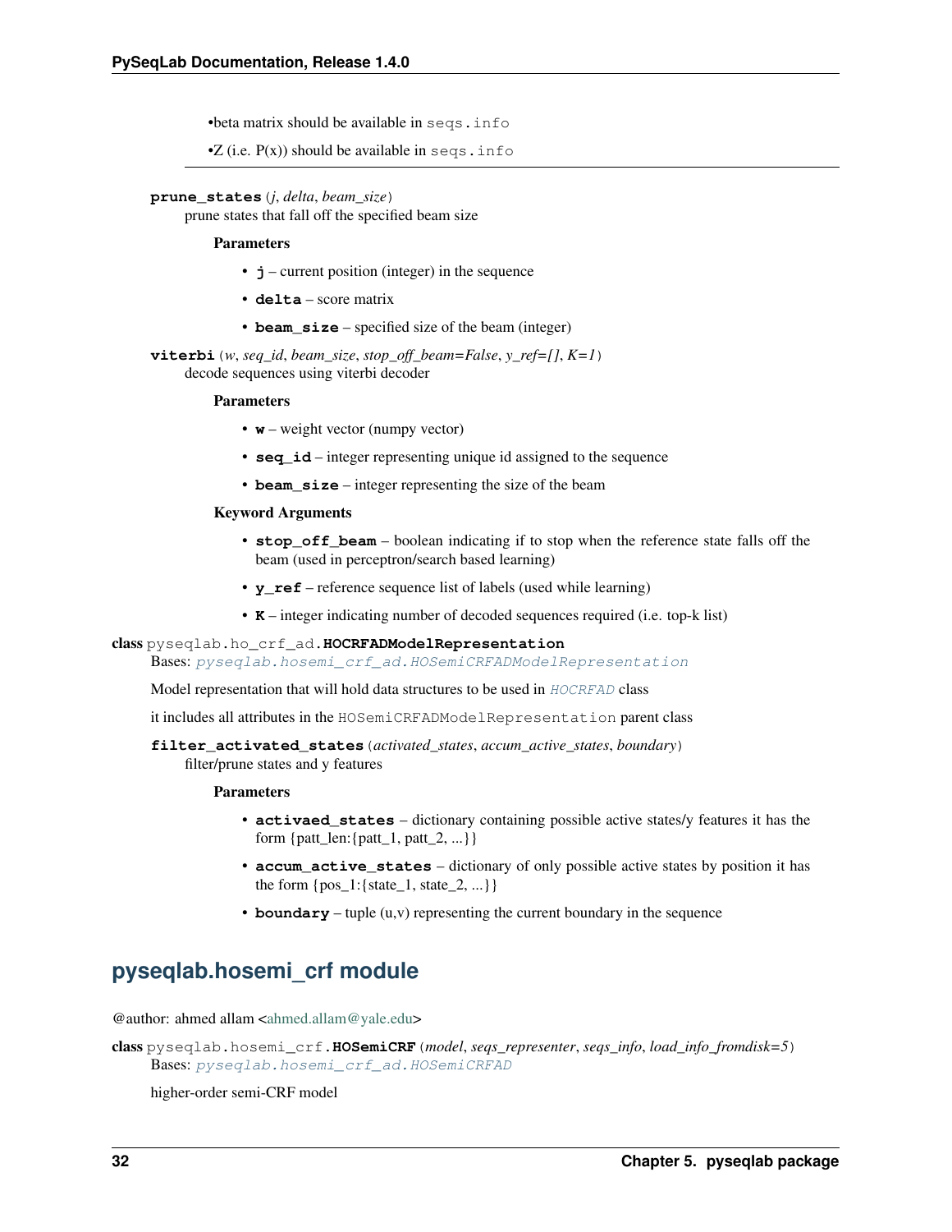- beta matrix should be available in `seqs.info`
- Z (i.e. P(x)) should be available in `seqs.info`

---

**prune_states**(*j*, *delta*, *beam_size*)
prune states that fall off the specified beam size

**Parameters**

- **j** – current position (integer) in the sequence
- **delta** – score matrix
- **beam_size** – specified size of the beam (integer)

**viterbi**(*w*, *seq_id*, *beam_size*, *stop_off_beam=False*, *y_ref=[]*, *K=1*)
decode sequences using viterbi decoder

**Parameters**

- **w** – weight vector (numpy vector)
- **seq_id** – integer representing unique id assigned to the sequence
- **beam_size** – integer representing the size of the beam

**Keyword Arguments**

- **stop_off_beam** – boolean indicating if to stop when the reference state falls off the beam (used in perceptron/search based learning)
- **y_ref** – reference sequence list of labels (used while learning)
- **K** – integer indicating number of decoded sequences required (i.e. top-k list)

**class** pyseqlab.ho_crf_ad.**HOCRFADModelRepresentation**
Bases: *pyseqlab.hosemi_crf_ad.HOSemiCRFADModelRepresentation*

Model representation that will hold data structures to be used in *HOCRFAD* class

it includes all attributes in the `HOSemiCRFADModelRepresentation` parent class

**filter_activated_states**(*activated_states*, *accum_active_states*, *boundary*)
filter/prune states and y features

**Parameters**

- **activaed_states** – dictionary containing possible active states/y features it has the form {patt_len:{patt_1, patt_2, ...}}
- **accum_active_states** – dictionary of only possible active states by position it has the form {pos_1:{state_1, state_2, ...}}
- **boundary** – tuple (u,v) representing the current boundary in the sequence

## pyseqlab.hosemi_crf module

@author: ahmed allam <ahmed.allam@yale.edu>

**class** pyseqlab.hosemi_crf.**HOSemiCRF**(*model*, *seqs_representer*, *seqs_info*, *load_info_fromdisk=5*)
Bases: *pyseqlab.hosemi_crf_ad.HOSemiCRFAD*

higher-order semi-CRF model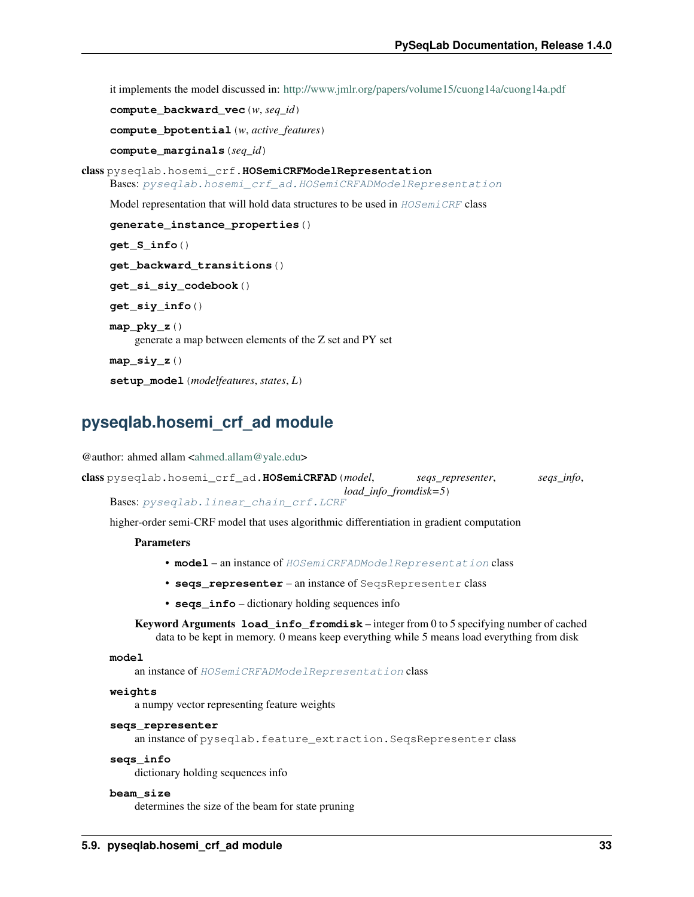it implements the model discussed in: http://www.jmlr.org/papers/volume15/cuong14a/cuong14a.pdf

**compute_backward_vec**(*w*, *seq_id*)

**compute_bpotential**(*w*, *active_features*)

**compute_marginals**(*seq_id*)

**class** pyseqlab.hosemi_crf.**HOSemiCRFModelRepresentation**

Bases: *pyseqlab.hosemi_crf_ad.HOSemiCRFADModelRepresentation*

Model representation that will hold data structures to be used in *HOSemiCRF* class

**generate_instance_properties**()

**get_S_info**()

**get_backward_transitions**()

**get_si_siy_codebook**()

**get_siy_info**()

**map_pky_z**()

generate a map between elements of the Z set and PY set

**map_siy_z**()

**setup_model**(*modelfeatures*, *states*, *L*)

## pyseqlab.hosemi_crf_ad module

@author: ahmed allam <ahmed.allam@yale.edu>

**class** pyseqlab.hosemi_crf_ad.**HOSemiCRFAD**(*model*, *seqs_representer*, *seqs_info*, *load_info_fromdisk=5*)

Bases: *pyseqlab.linear_chain_crf.LCRF*

higher-order semi-CRF model that uses algorithmic differentiation in gradient computation

**Parameters**

- **model** – an instance of *HOSemiCRFADModelRepresentation* class
- **seqs_representer** – an instance of SeqsRepresenter class
- **seqs_info** – dictionary holding sequences info

**Keyword Arguments load_info_fromdisk** – integer from 0 to 5 specifying number of cached data to be kept in memory. 0 means keep everything while 5 means load everything from disk

**model**

an instance of *HOSemiCRFADModelRepresentation* class

**weights**

a numpy vector representing feature weights

**seqs_representer**

an instance of pyseqlab.feature_extraction.SeqsRepresenter class

**seqs_info**

dictionary holding sequences info

**beam_size**

determines the size of the beam for state pruning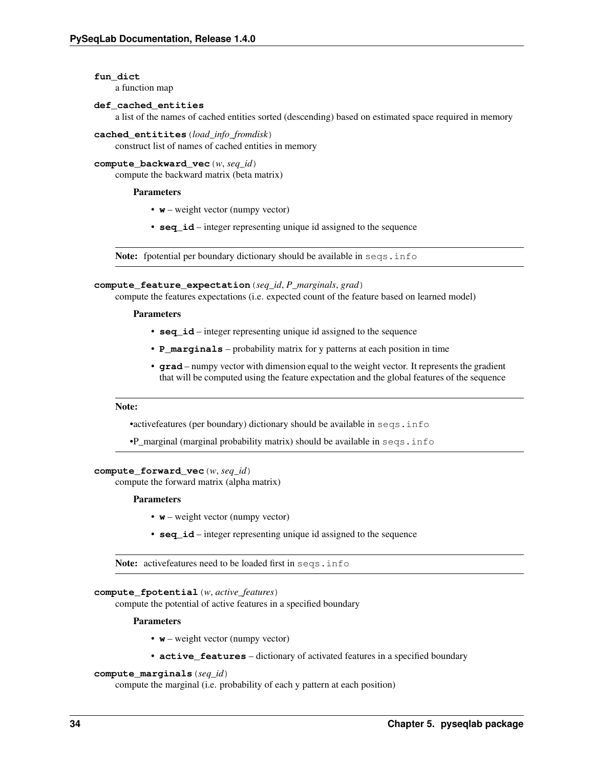**fun_dict**
a function map

**def_cached_entities**
a list of the names of cached entities sorted (descending) based on estimated space required in memory

**cached_entitites**(*load_info_fromdisk*)
construct list of names of cached entities in memory

**compute_backward_vec**(*w*, *seq_id*)
compute the backward matrix (beta matrix)

**Parameters**

- **w** – weight vector (numpy vector)
- **seq_id** – integer representing unique id assigned to the sequence

**Note:** fpotential per boundary dictionary should be available in `seqs.info`

**compute_feature_expectation**(*seq_id*, *P_marginals*, *grad*)
compute the features expectations (i.e. expected count of the feature based on learned model)

**Parameters**

- **seq_id** – integer representing unique id assigned to the sequence
- **P_marginals** – probability matrix for y patterns at each position in time
- **grad** – numpy vector with dimension equal to the weight vector. It represents the gradient that will be computed using the feature expectation and the global features of the sequence

**Note:**

- activefeatures (per boundary) dictionary should be available in `seqs.info`
- P_marginal (marginal probability matrix) should be available in `seqs.info`

**compute_forward_vec**(*w*, *seq_id*)
compute the forward matrix (alpha matrix)

**Parameters**

- **w** – weight vector (numpy vector)
- **seq_id** – integer representing unique id assigned to the sequence

**Note:** activefeatures need to be loaded first in `seqs.info`

**compute_fpotential**(*w*, *active_features*)
compute the potential of active features in a specified boundary

**Parameters**

- **w** – weight vector (numpy vector)
- **active_features** – dictionary of activated features in a specified boundary

**compute_marginals**(*seq_id*)
compute the marginal (i.e. probability of each y pattern at each position)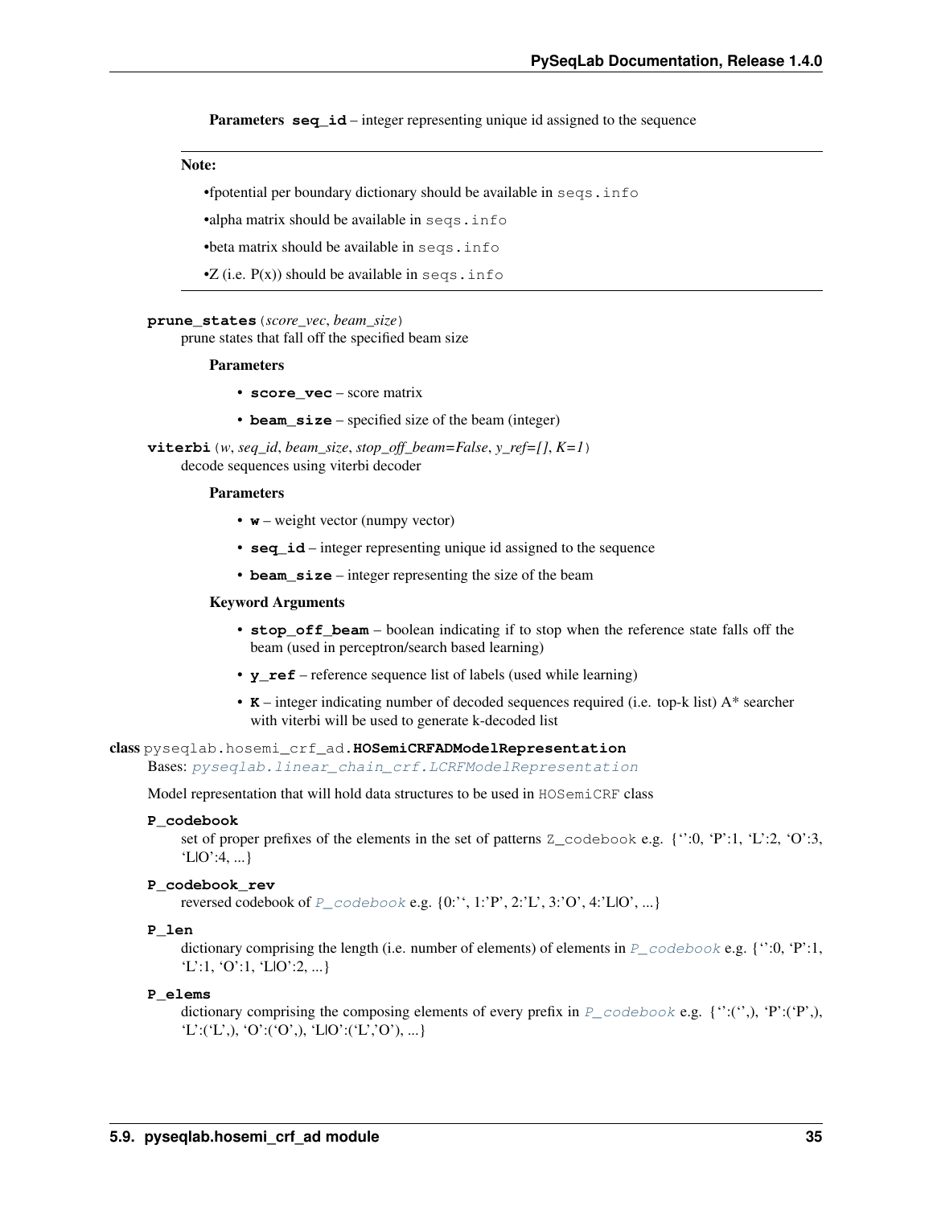**Parameters** **seq_id** – integer representing unique id assigned to the sequence

---

**Note:**

- fpotential per boundary dictionary should be available in `seqs.info`
- alpha matrix should be available in `seqs.info`
- beta matrix should be available in `seqs.info`
- Z (i.e. P(x)) should be available in `seqs.info`

---

**prune_states**(*score_vec*, *beam_size*)
prune states that fall off the specified beam size

**Parameters**

- **score_vec** – score matrix
- **beam_size** – specified size of the beam (integer)

**viterbi**(*w*, *seq_id*, *beam_size*, *stop_off_beam=False*, *y_ref=[]*, *K=1*)
decode sequences using viterbi decoder

**Parameters**

- **w** – weight vector (numpy vector)
- **seq_id** – integer representing unique id assigned to the sequence
- **beam_size** – integer representing the size of the beam

**Keyword Arguments**

- **stop_off_beam** – boolean indicating if to stop when the reference state falls off the beam (used in perceptron/search based learning)
- **y_ref** – reference sequence list of labels (used while learning)
- **K** – integer indicating number of decoded sequences required (i.e. top-k list) A* searcher with viterbi will be used to generate k-decoded list

**class** pyseqlab.hosemi_crf_ad.**HOSemiCRFADModelRepresentation**
Bases: *pyseqlab.linear_chain_crf.LCRFModelRepresentation*

Model representation that will hold data structures to be used in `HOSemiCRF` class

**P_codebook**
set of proper prefixes of the elements in the set of patterns `Z_codebook` e.g. {'':0, 'P':1, 'L':2, 'O':3, 'L|O':4, ...}

**P_codebook_rev**
reversed codebook of *P_codebook* e.g. {0:'', 1:'P', 2:'L', 3:'O', 4:'L|O', ...}

**P_len**
dictionary comprising the length (i.e. number of elements) of elements in *P_codebook* e.g. {'':0, 'P':1, 'L':1, 'O':1, 'L|O':2, ...}

**P_elems**
dictionary comprising the composing elements of every prefix in *P_codebook* e.g. {'':('',), 'P':('P',), 'L':('L',), 'O':('O',), 'L|O':('L','O'), ...}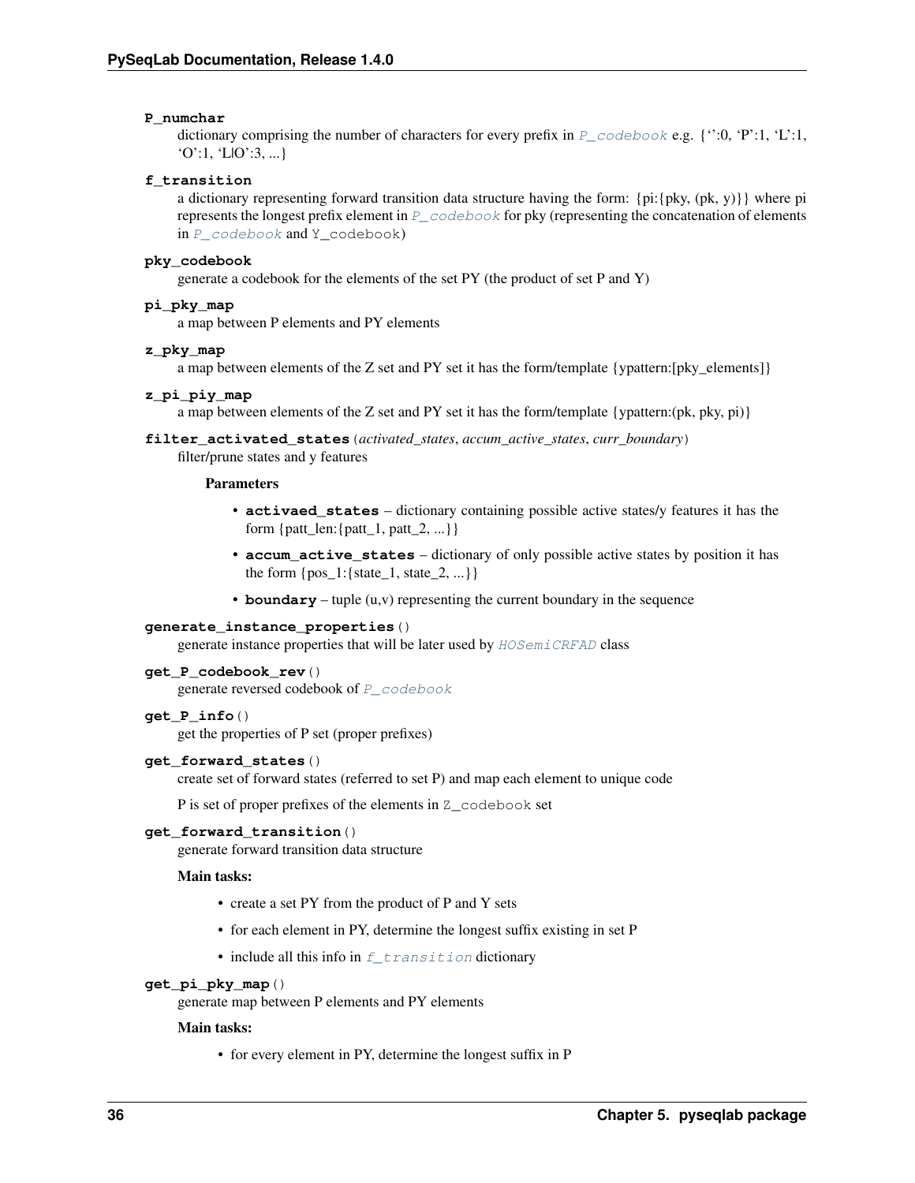**P_numchar**
: dictionary comprising the number of characters for every prefix in `P_codebook` e.g. {'':0, 'P':1, 'L':1, 'O':1, 'L|O':3, ...}

**f_transition**
: a dictionary representing forward transition data structure having the form: {pi:{pky, (pk, y)}} where pi represents the longest prefix element in `P_codebook` for pky (representing the concatenation of elements in `P_codebook` and `Y_codebook`)

**pky_codebook**
: generate a codebook for the elements of the set PY (the product of set P and Y)

**pi_pky_map**
: a map between P elements and PY elements

**z_pky_map**
: a map between elements of the Z set and PY set it has the form/template {ypattern:[pky_elements]}

**z_pi_piy_map**
: a map between elements of the Z set and PY set it has the form/template {ypattern:(pk, pky, pi)}

**filter_activated_states**(*activated_states*, *accum_active_states*, *curr_boundary*)
: filter/prune states and y features

**Parameters**

- **activaed_states** – dictionary containing possible active states/y features it has the form {patt_len:{patt_1, patt_2, ...}}
- **accum_active_states** – dictionary of only possible active states by position it has the form {pos_1:{state_1, state_2, ...}}
- **boundary** – tuple (u,v) representing the current boundary in the sequence

**generate_instance_properties**()
: generate instance properties that will be later used by `HOSemiCRFAD` class

**get_P_codebook_rev**()
: generate reversed codebook of `P_codebook`

**get_P_info**()
: get the properties of P set (proper prefixes)

**get_forward_states**()
: create set of forward states (referred to set P) and map each element to unique code

P is set of proper prefixes of the elements in `Z_codebook` set

**get_forward_transition**()
: generate forward transition data structure

**Main tasks:**

- create a set PY from the product of P and Y sets
- for each element in PY, determine the longest suffix existing in set P
- include all this info in `f_transition` dictionary

**get_pi_pky_map**()
: generate map between P elements and PY elements

**Main tasks:**

- for every element in PY, determine the longest suffix in P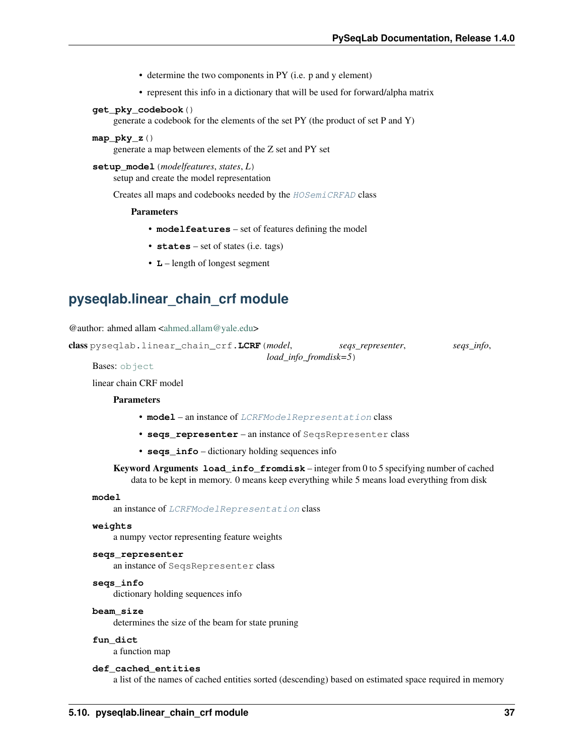- determine the two components in PY (i.e. p and y element)
- represent this info in a dictionary that will be used for forward/alpha matrix

**get_pky_codebook**()
generate a codebook for the elements of the set PY (the product of set P and Y)

**map_pky_z**()
generate a map between elements of the Z set and PY set

**setup_model**(*modelfeatures*, *states*, *L*)
setup and create the model representation

Creates all maps and codebooks needed by the `HOSemiCRFAD` class

**Parameters**

- **modelfeatures** – set of features defining the model
- **states** – set of states (i.e. tags)
- **L** – length of longest segment

## pyseqlab.linear_chain_crf module

@author: ahmed allam <ahmed.allam@yale.edu>

**class** pyseqlab.linear_chain_crf.**LCRF**(*model*, *seqs_representer*, *seqs_info*, *load_info_fromdisk=5*)

Bases: `object`

linear chain CRF model

**Parameters**

- **model** – an instance of `LCRFModelRepresentation` class
- **seqs_representer** – an instance of `SeqsRepresenter` class
- **seqs_info** – dictionary holding sequences info

**Keyword Arguments** **load_info_fromdisk** – integer from 0 to 5 specifying number of cached data to be kept in memory. 0 means keep everything while 5 means load everything from disk

**model**
an instance of `LCRFModelRepresentation` class

**weights**
a numpy vector representing feature weights

**seqs_representer**
an instance of `SeqsRepresenter` class

**seqs_info**
dictionary holding sequences info

**beam_size**
determines the size of the beam for state pruning

**fun_dict**
a function map

**def_cached_entities**
a list of the names of cached entities sorted (descending) based on estimated space required in memory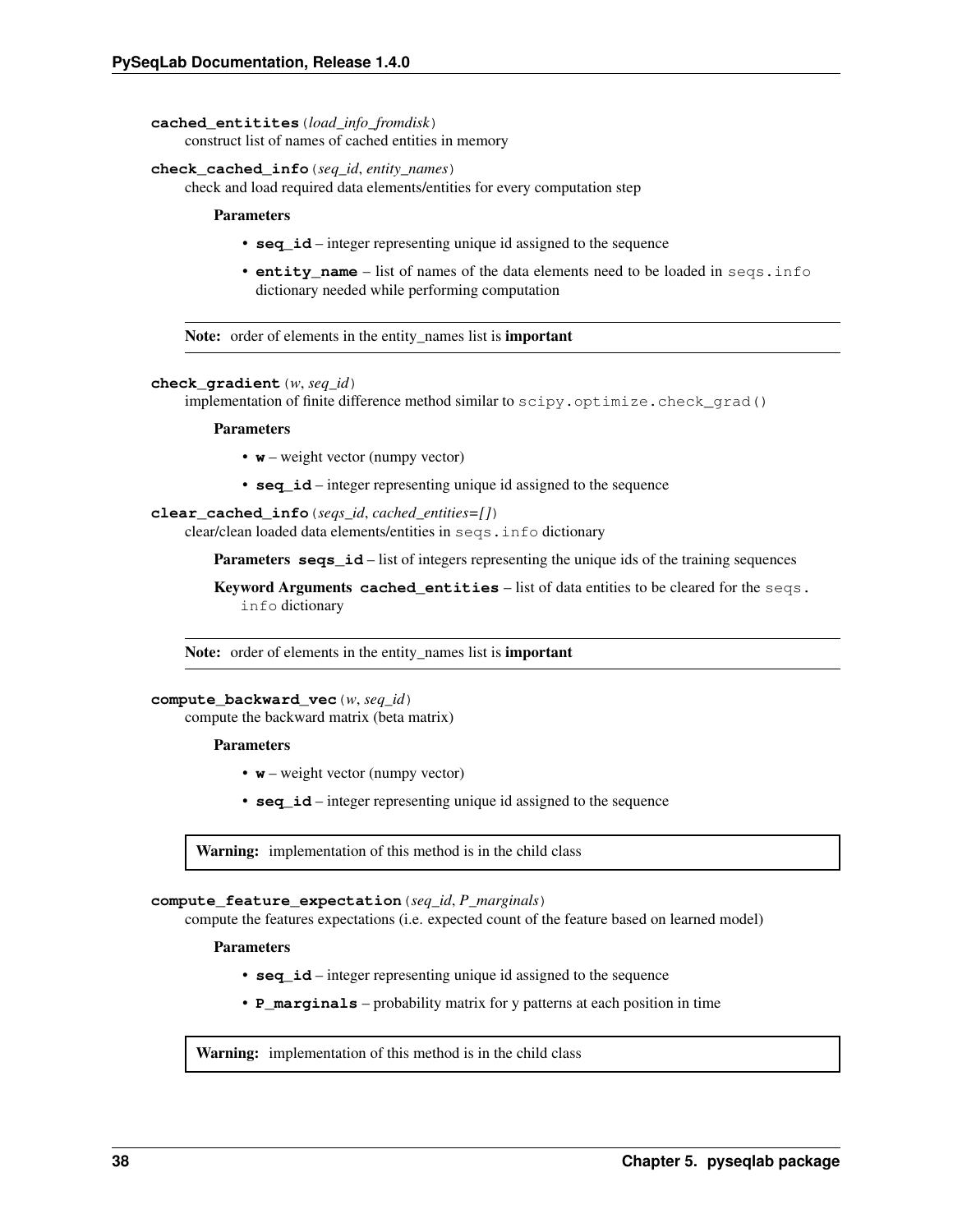**cached_entitites**(*load_info_fromdisk*)
construct list of names of cached entities in memory

**check_cached_info**(*seq_id*, *entity_names*)
check and load required data elements/entities for every computation step

**Parameters**

- **seq_id** – integer representing unique id assigned to the sequence
- **entity_name** – list of names of the data elements need to be loaded in `seqs.info` dictionary needed while performing computation

**Note:** order of elements in the entity_names list is **important**

**check_gradient**(*w*, *seq_id*)
implementation of finite difference method similar to `scipy.optimize.check_grad()`

**Parameters**

- **w** – weight vector (numpy vector)
- **seq_id** – integer representing unique id assigned to the sequence

**clear_cached_info**(*seqs_id*, *cached_entities=[]*)
clear/clean loaded data elements/entities in `seqs.info` dictionary

**Parameters** **seqs_id** – list of integers representing the unique ids of the training sequences

**Keyword Arguments** **cached_entities** – list of data entities to be cleared for the `seqs.info` dictionary

**Note:** order of elements in the entity_names list is **important**

**compute_backward_vec**(*w*, *seq_id*)
compute the backward matrix (beta matrix)

**Parameters**

- **w** – weight vector (numpy vector)
- **seq_id** – integer representing unique id assigned to the sequence

**Warning:** implementation of this method is in the child class

**compute_feature_expectation**(*seq_id*, *P_marginals*)
compute the features expectations (i.e. expected count of the feature based on learned model)

**Parameters**

- **seq_id** – integer representing unique id assigned to the sequence
- **P_marginals** – probability matrix for y patterns at each position in time

**Warning:** implementation of this method is in the child class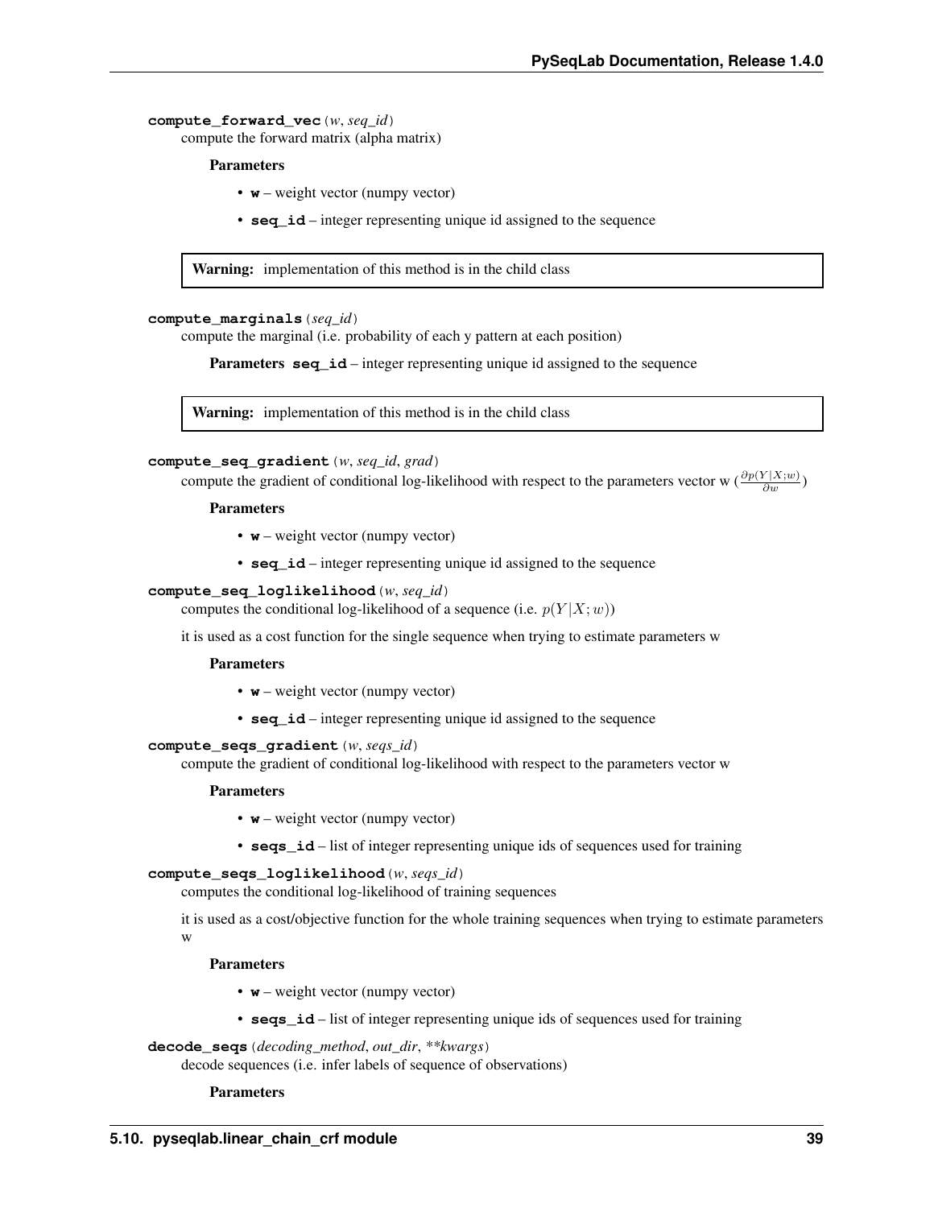**compute_forward_vec**(*w*, *seq_id*)
compute the forward matrix (alpha matrix)

**Parameters**

- **w** – weight vector (numpy vector)
- **seq_id** – integer representing unique id assigned to the sequence

> **Warning:** implementation of this method is in the child class

**compute_marginals**(*seq_id*)
compute the marginal (i.e. probability of each y pattern at each position)

**Parameters** **seq_id** – integer representing unique id assigned to the sequence

> **Warning:** implementation of this method is in the child class

**compute_seq_gradient**(*w*, *seq_id*, *grad*)
compute the gradient of conditional log-likelihood with respect to the parameters vector w ($\frac{\partial p(Y|X;w)}{\partial w}$)

**Parameters**

- **w** – weight vector (numpy vector)
- **seq_id** – integer representing unique id assigned to the sequence

**compute_seq_loglikelihood**(*w*, *seq_id*)
computes the conditional log-likelihood of a sequence (i.e. $p(Y|X;w)$)

it is used as a cost function for the single sequence when trying to estimate parameters w

**Parameters**

- **w** – weight vector (numpy vector)
- **seq_id** – integer representing unique id assigned to the sequence

**compute_seqs_gradient**(*w*, *seqs_id*)
compute the gradient of conditional log-likelihood with respect to the parameters vector w

**Parameters**

- **w** – weight vector (numpy vector)
- **seqs_id** – list of integer representing unique ids of sequences used for training

**compute_seqs_loglikelihood**(*w*, *seqs_id*)
computes the conditional log-likelihood of training sequences

it is used as a cost/objective function for the whole training sequences when trying to estimate parameters w

**Parameters**

- **w** – weight vector (numpy vector)
- **seqs_id** – list of integer representing unique ids of sequences used for training

**decode_seqs**(*decoding_method*, *out_dir*, *\*\*kwargs*)
decode sequences (i.e. infer labels of sequence of observations)

**Parameters**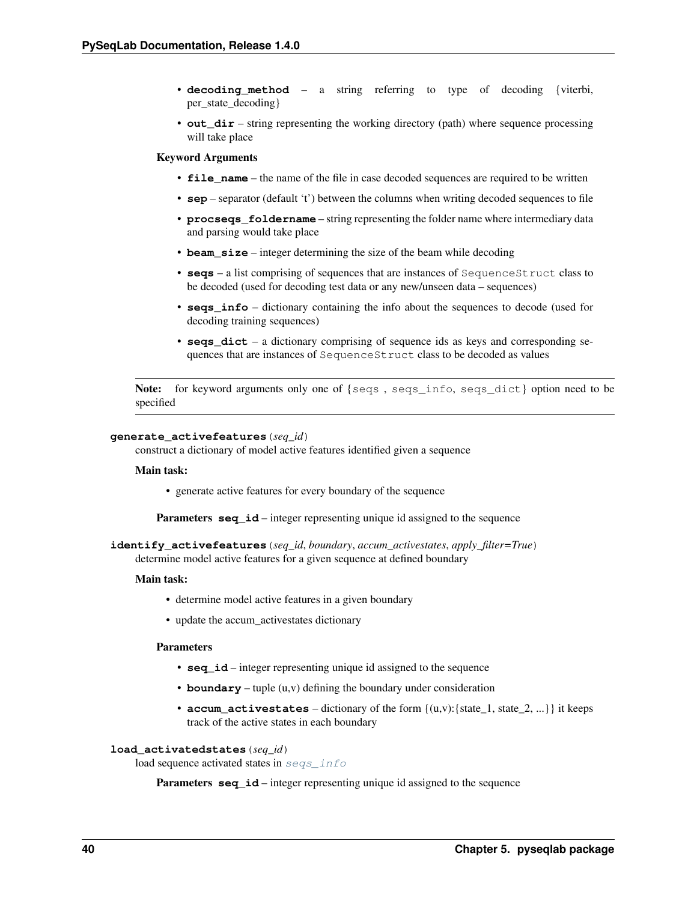- **decoding_method** – a string referring to type of decoding {viterbi, per_state_decoding}
- **out_dir** – string representing the working directory (path) where sequence processing will take place

**Keyword Arguments**

- **file_name** – the name of the file in case decoded sequences are required to be written
- **sep** – separator (default 't') between the columns when writing decoded sequences to file
- **procseqs_foldername** – string representing the folder name where intermediary data and parsing would take place
- **beam_size** – integer determining the size of the beam while decoding
- **seqs** – a list comprising of sequences that are instances of `SequenceStruct` class to be decoded (used for decoding test data or any new/unseen data – sequences)
- **seqs_info** – dictionary containing the info about the sequences to decode (used for decoding training sequences)
- **seqs_dict** – a dictionary comprising of sequence ids as keys and corresponding sequences that are instances of `SequenceStruct` class to be decoded as values

**Note:** for keyword arguments only one of {`seqs` , `seqs_info`, `seqs_dict`} option need to be specified

**generate_activefeatures**(*seq_id*)
construct a dictionary of model active features identified given a sequence

**Main task:**

- generate active features for every boundary of the sequence

**Parameters** **seq_id** – integer representing unique id assigned to the sequence

**identify_activefeatures**(*seq_id*, *boundary*, *accum_activestates*, *apply_filter=True*)
determine model active features for a given sequence at defined boundary

**Main task:**

- determine model active features in a given boundary
- update the accum_activestates dictionary

**Parameters**

- **seq_id** – integer representing unique id assigned to the sequence
- **boundary** – tuple (u,v) defining the boundary under consideration
- **accum_activestates** – dictionary of the form {(u,v):{state_1, state_2, ...}} it keeps track of the active states in each boundary

**load_activatedstates**(*seq_id*)
load sequence activated states in `seqs_info`

**Parameters** **seq_id** – integer representing unique id assigned to the sequence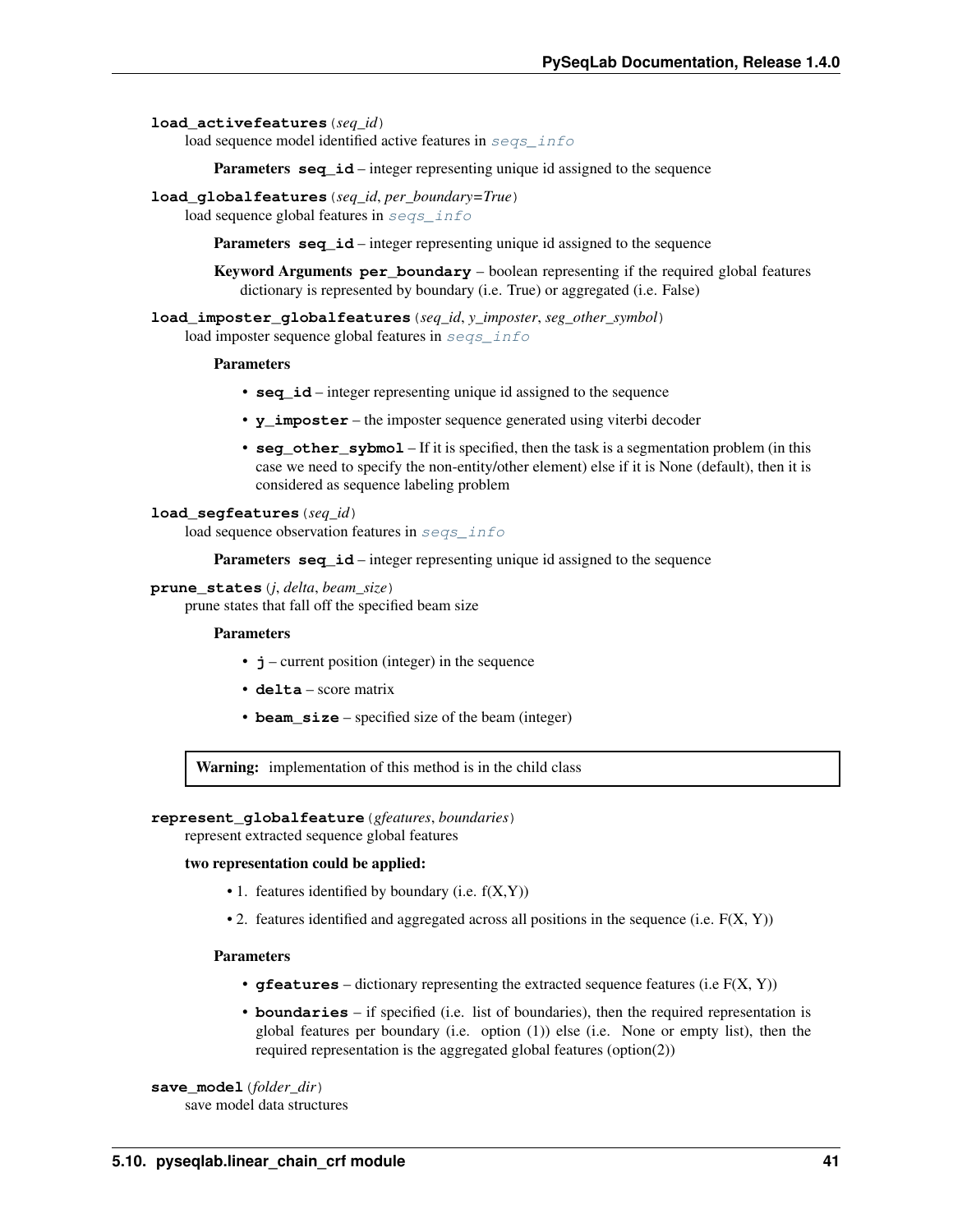**load_activefeatures**(*seq_id*)

load sequence model identified active features in `seqs_info`

**Parameters** **seq_id** – integer representing unique id assigned to the sequence

**load_globalfeatures**(*seq_id*, *per_boundary=True*)

load sequence global features in `seqs_info`

**Parameters** **seq_id** – integer representing unique id assigned to the sequence

**Keyword Arguments** **per_boundary** – boolean representing if the required global features dictionary is represented by boundary (i.e. True) or aggregated (i.e. False)

**load_imposter_globalfeatures**(*seq_id*, *y_imposter*, *seg_other_symbol*)

load imposter sequence global features in `seqs_info`

**Parameters**

- **seq_id** – integer representing unique id assigned to the sequence
- **y_imposter** – the imposter sequence generated using viterbi decoder
- **seg_other_sybmol** – If it is specified, then the task is a segmentation problem (in this case we need to specify the non-entity/other element) else if it is None (default), then it is considered as sequence labeling problem

**load_segfeatures**(*seq_id*)

load sequence observation features in `seqs_info`

**Parameters** **seq_id** – integer representing unique id assigned to the sequence

**prune_states**(*j*, *delta*, *beam_size*)

prune states that fall off the specified beam size

**Parameters**

- **j** – current position (integer) in the sequence
- **delta** – score matrix
- **beam_size** – specified size of the beam (integer)

> **Warning:** implementation of this method is in the child class

**represent_globalfeature**(*gfeatures*, *boundaries*)

represent extracted sequence global features

**two representation could be applied:**

- 1. features identified by boundary (i.e. f(X,Y))
- 2. features identified and aggregated across all positions in the sequence (i.e. F(X, Y))

**Parameters**

- **gfeatures** – dictionary representing the extracted sequence features (i.e F(X, Y))
- **boundaries** – if specified (i.e. list of boundaries), then the required representation is global features per boundary (i.e. option (1)) else (i.e. None or empty list), then the required representation is the aggregated global features (option(2))

**save_model**(*folder_dir*)

save model data structures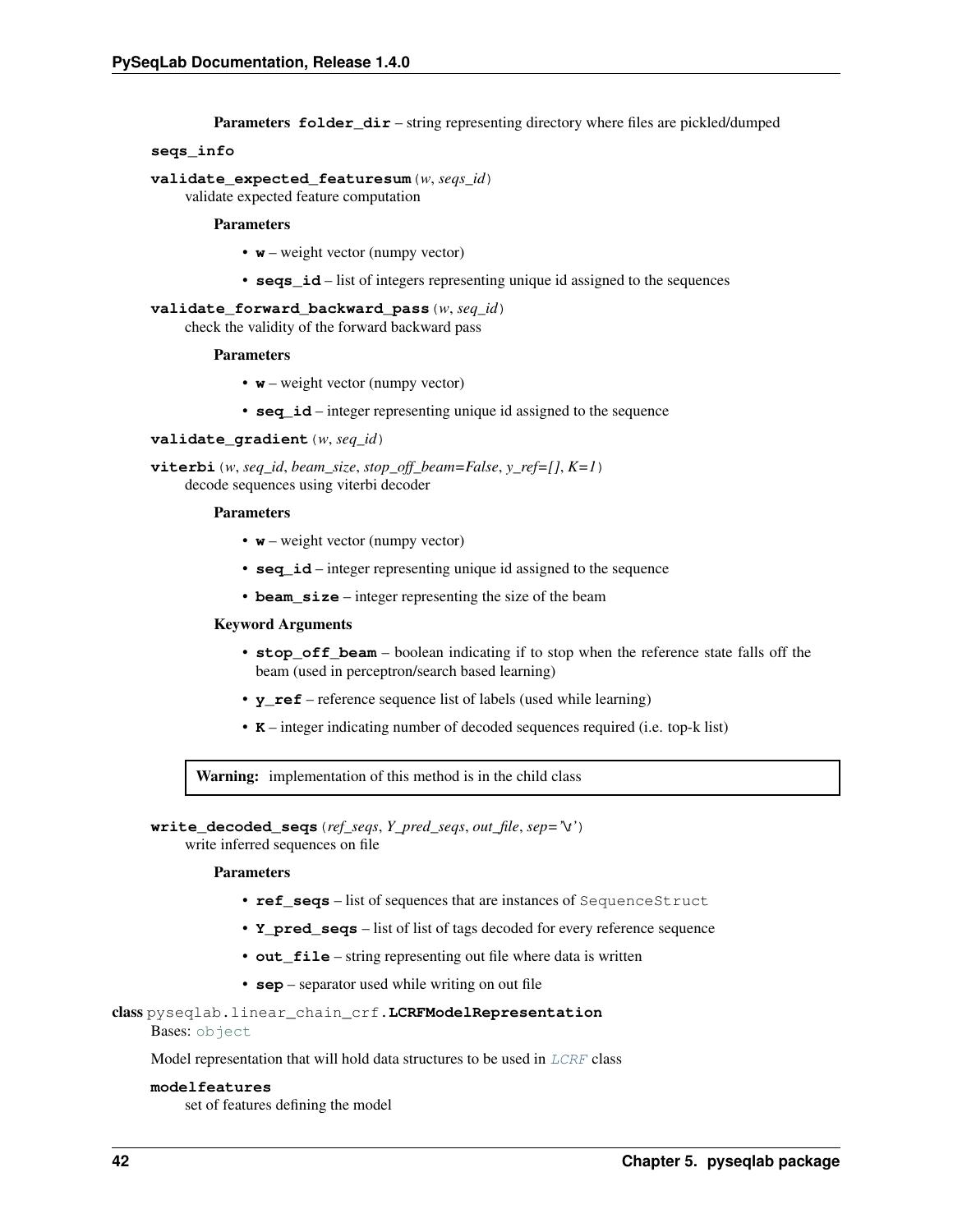**Parameters** **folder_dir** – string representing directory where files are pickled/dumped

**seqs_info**

**validate_expected_featuresum**(*w*, *seqs_id*)
validate expected feature computation

**Parameters**

- **w** – weight vector (numpy vector)
- **seqs_id** – list of integers representing unique id assigned to the sequences

**validate_forward_backward_pass**(*w*, *seq_id*)
check the validity of the forward backward pass

**Parameters**

- **w** – weight vector (numpy vector)
- **seq_id** – integer representing unique id assigned to the sequence

**validate_gradient**(*w*, *seq_id*)

**viterbi**(*w*, *seq_id*, *beam_size*, *stop_off_beam=False*, *y_ref=[]*, *K=1*)
decode sequences using viterbi decoder

**Parameters**

- **w** – weight vector (numpy vector)
- **seq_id** – integer representing unique id assigned to the sequence
- **beam_size** – integer representing the size of the beam

**Keyword Arguments**

- **stop_off_beam** – boolean indicating if to stop when the reference state falls off the beam (used in perceptron/search based learning)
- **y_ref** – reference sequence list of labels (used while learning)
- **K** – integer indicating number of decoded sequences required (i.e. top-k list)

> **Warning:** implementation of this method is in the child class

**write_decoded_seqs**(*ref_seqs*, *Y_pred_seqs*, *out_file*, *sep='\t'*)
write inferred sequences on file

**Parameters**

- **ref_seqs** – list of sequences that are instances of `SequenceStruct`
- **Y_pred_seqs** – list of list of tags decoded for every reference sequence
- **out_file** – string representing out file where data is written
- **sep** – separator used while writing on out file

**class** pyseqlab.linear_chain_crf.**LCRFModelRepresentation**
Bases: `object`

Model representation that will hold data structures to be used in *LCRF* class

**modelfeatures**
set of features defining the model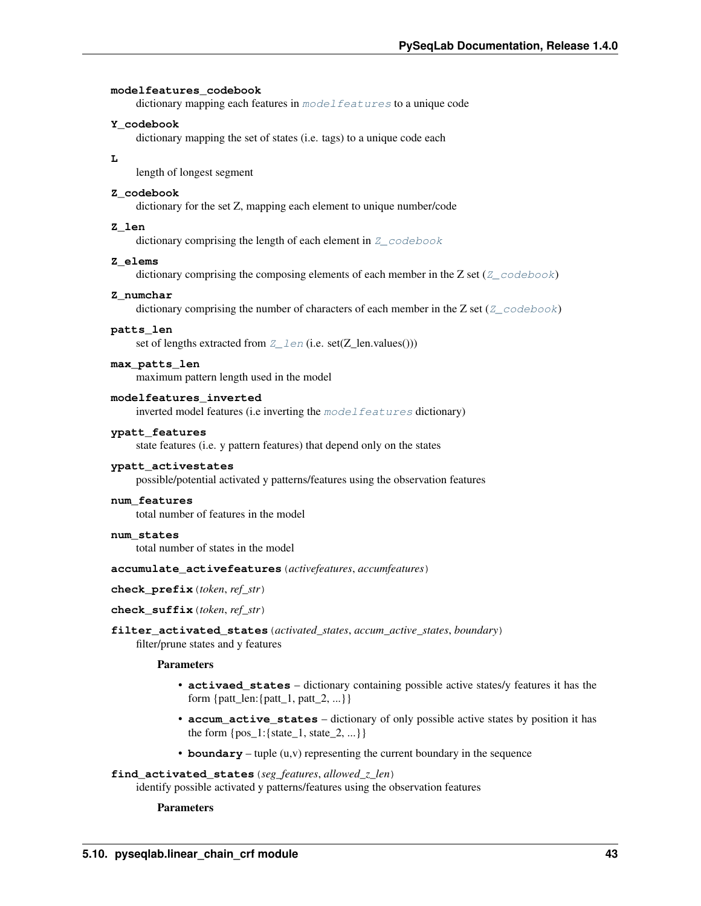**modelfeatures_codebook**
dictionary mapping each features in `modelfeatures` to a unique code

**Y_codebook**
dictionary mapping the set of states (i.e. tags) to a unique code each

**L**
length of longest segment

**Z_codebook**
dictionary for the set Z, mapping each element to unique number/code

**Z_len**
dictionary comprising the length of each element in `Z_codebook`

**Z_elems**
dictionary comprising the composing elements of each member in the Z set (`Z_codebook`)

**Z_numchar**
dictionary comprising the number of characters of each member in the Z set (`Z_codebook`)

**patts_len**
set of lengths extracted from `Z_len` (i.e. set(Z_len.values()))

**max_patts_len**
maximum pattern length used in the model

**modelfeatures_inverted**
inverted model features (i.e inverting the `modelfeatures` dictionary)

**ypatt_features**
state features (i.e. y pattern features) that depend only on the states

**ypatt_activestates**
possible/potential activated y patterns/features using the observation features

**num_features**
total number of features in the model

**num_states**
total number of states in the model

**accumulate_activefeatures**(*activefeatures*, *accumfeatures*)

**check_prefix**(*token*, *ref_str*)

**check_suffix**(*token*, *ref_str*)

**filter_activated_states**(*activated_states*, *accum_active_states*, *boundary*)
filter/prune states and y features

**Parameters**

- **activaed_states** – dictionary containing possible active states/y features it has the form {patt_len:{patt_1, patt_2, ...}}
- **accum_active_states** – dictionary of only possible active states by position it has the form {pos_1:{state_1, state_2, ...}}
- **boundary** – tuple (u,v) representing the current boundary in the sequence

**find_activated_states**(*seg_features*, *allowed_z_len*)
identify possible activated y patterns/features using the observation features

**Parameters**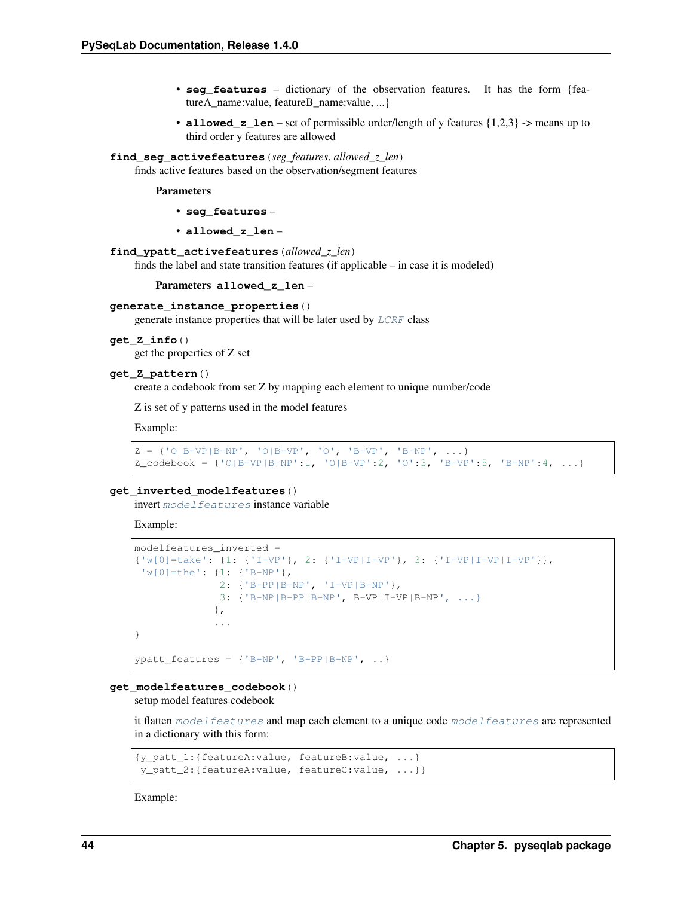- **seg_features** – dictionary of the observation features. It has the form {featureA_name:value, featureB_name:value, ...}
- **allowed_z_len** – set of permissible order/length of y features {1,2,3} -> means up to third order y features are allowed

**find_seg_activefeatures**(*seg_features*, *allowed_z_len*)

finds active features based on the observation/segment features

**Parameters**

- **seg_features** –
- **allowed_z_len** –

**find_ypatt_activefeatures**(*allowed_z_len*)

finds the label and state transition features (if applicable – in case it is modeled)

**Parameters** **allowed_z_len** –

**generate_instance_properties**()

generate instance properties that will be later used by `LCRF` class

**get_Z_info**()

get the properties of Z set

**get_Z_pattern**()

create a codebook from set Z by mapping each element to unique number/code

Z is set of y patterns used in the model features

Example:

```
Z = {'O|B-VP|B-NP', 'O|B-VP', 'O', 'B-VP', 'B-NP', ...}
Z_codebook = {'O|B-VP|B-NP':1, 'O|B-VP':2, 'O':3, 'B-VP':5, 'B-NP':4, ...}
```

**get_inverted_modelfeatures**()

invert `modelfeatures` instance variable

Example:

```
modelfeatures_inverted =
{'w[0]=take': {1: {'I-VP'}, 2: {'I-VP|I-VP'}, 3: {'I-VP|I-VP|I-VP'}},
 'w[0]=the': {1: {'B-NP'},
              2: {'B-PP|B-NP', 'I-VP|B-NP'},
              3: {'B-NP|B-PP|B-NP', B-VP|I-VP|B-NP', ...}
             },
             ...
}

ypatt_features = {'B-NP', 'B-PP|B-NP', ..}
```

**get_modelfeatures_codebook**()

setup model features codebook

it flatten `modelfeatures` and map each element to a unique code `modelfeatures` are represented in a dictionary with this form:

```
{y_patt_1:{featureA:value, featureB:value, ...}
 y_patt_2:{featureA:value, featureC:value, ...}}
```

Example: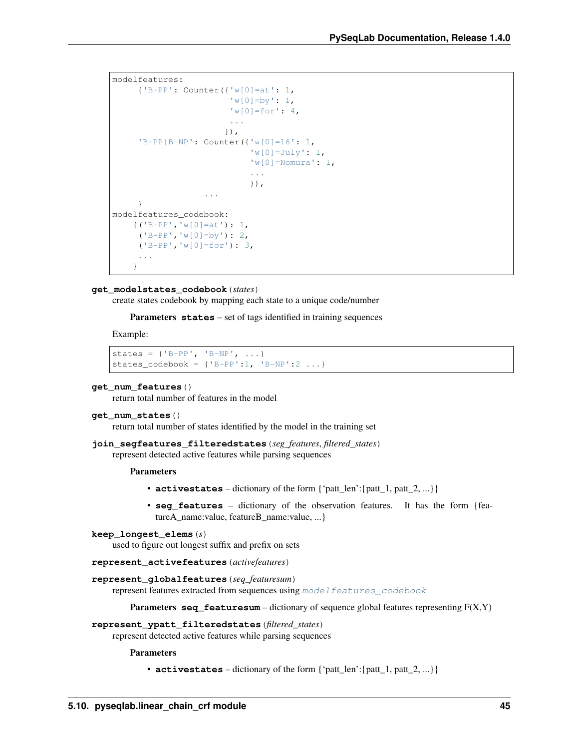```
modelfeatures:
     {'B-PP': Counter({'w[0]=at': 1,
                       'w[0]=by': 1,
                       'w[0]=for': 4,
                       ...
                      }),
     'B-PP|B-NP': Counter({'w[0]=16': 1,
                           'w[0]=July': 1,
                           'w[0]=Nomura': 1,
                           ...
                           }),
                  ...
     }
modelfeatures_codebook:
    {('B-PP','w[0]=at'): 1,
     ('B-PP','w[0]=by'): 2,
     ('B-PP','w[0]=for'): 3,
     ...
    }
```

**get_modelstates_codebook**(*states*)

create states codebook by mapping each state to a unique code/number

**Parameters** **states** – set of tags identified in training sequences

Example:

```
states = {'B-PP', 'B-NP', ...}
states_codebook = {'B-PP':1, 'B-NP':2 ...}
```

**get_num_features**()

return total number of features in the model

**get_num_states**()

return total number of states identified by the model in the training set

**join_segfeatures_filteredstates**(*seg_features*, *filtered_states*)

represent detected active features while parsing sequences

**Parameters**

- **activestates** – dictionary of the form {'patt_len':{patt_1, patt_2, ...}}
- **seg_features** – dictionary of the observation features. It has the form {featureA_name:value, featureB_name:value, ...}

**keep_longest_elems**(*s*)

used to figure out longest suffix and prefix on sets

**represent_activefeatures**(*activefeatures*)

**represent_globalfeatures**(*seq_featuresum*)

represent features extracted from sequences using `modelfeatures_codebook`

**Parameters** **seq_featuresum** – dictionary of sequence global features representing F(X,Y)

**represent_ypatt_filteredstates**(*filtered_states*)

represent detected active features while parsing sequences

**Parameters**

- **activestates** – dictionary of the form {'patt_len':{patt_1, patt_2, ...}}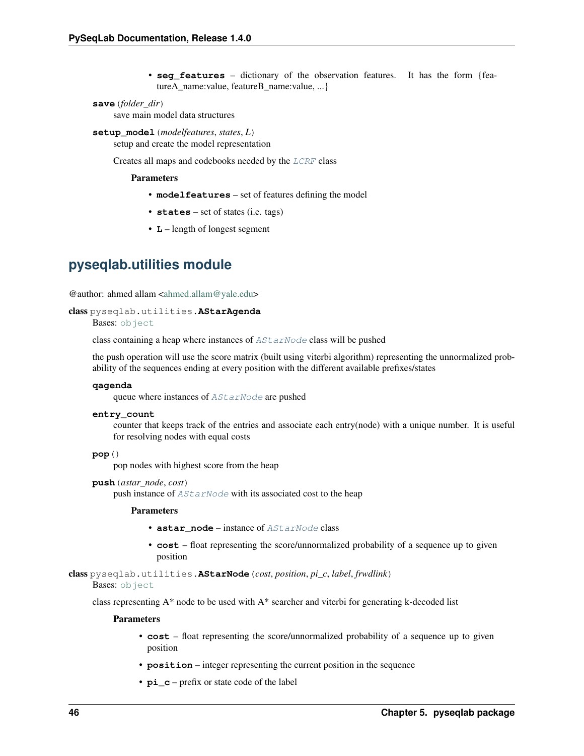- **seg_features** – dictionary of the observation features. It has the form {featureA_name:value, featureB_name:value, ...}

**save**(*folder_dir*)
save main model data structures

**setup_model**(*modelfeatures*, *states*, *L*)
setup and create the model representation

Creates all maps and codebooks needed by the `LCRF` class

**Parameters**

- **modelfeatures** – set of features defining the model
- **states** – set of states (i.e. tags)
- **L** – length of longest segment

## pyseqlab.utilities module

@author: ahmed allam <ahmed.allam@yale.edu>

**class** pyseqlab.utilities.**AStarAgenda**
Bases: `object`

class containing a heap where instances of `AStarNode` class will be pushed

the push operation will use the score matrix (built using viterbi algorithm) representing the unnormalized probability of the sequences ending at every position with the different available prefixes/states

**qagenda**
queue where instances of `AStarNode` are pushed

**entry_count**
counter that keeps track of the entries and associate each entry(node) with a unique number. It is useful for resolving nodes with equal costs

**pop**()
pop nodes with highest score from the heap

**push**(*astar_node*, *cost*)
push instance of `AStarNode` with its associated cost to the heap

**Parameters**

- **astar_node** – instance of `AStarNode` class
- **cost** – float representing the score/unnormalized probability of a sequence up to given position

**class** pyseqlab.utilities.**AStarNode**(*cost*, *position*, *pi_c*, *label*, *frwdlink*)
Bases: `object`

class representing A* node to be used with A* searcher and viterbi for generating k-decoded list

**Parameters**

- **cost** – float representing the score/unnormalized probability of a sequence up to given position
- **position** – integer representing the current position in the sequence
- **pi_c** – prefix or state code of the label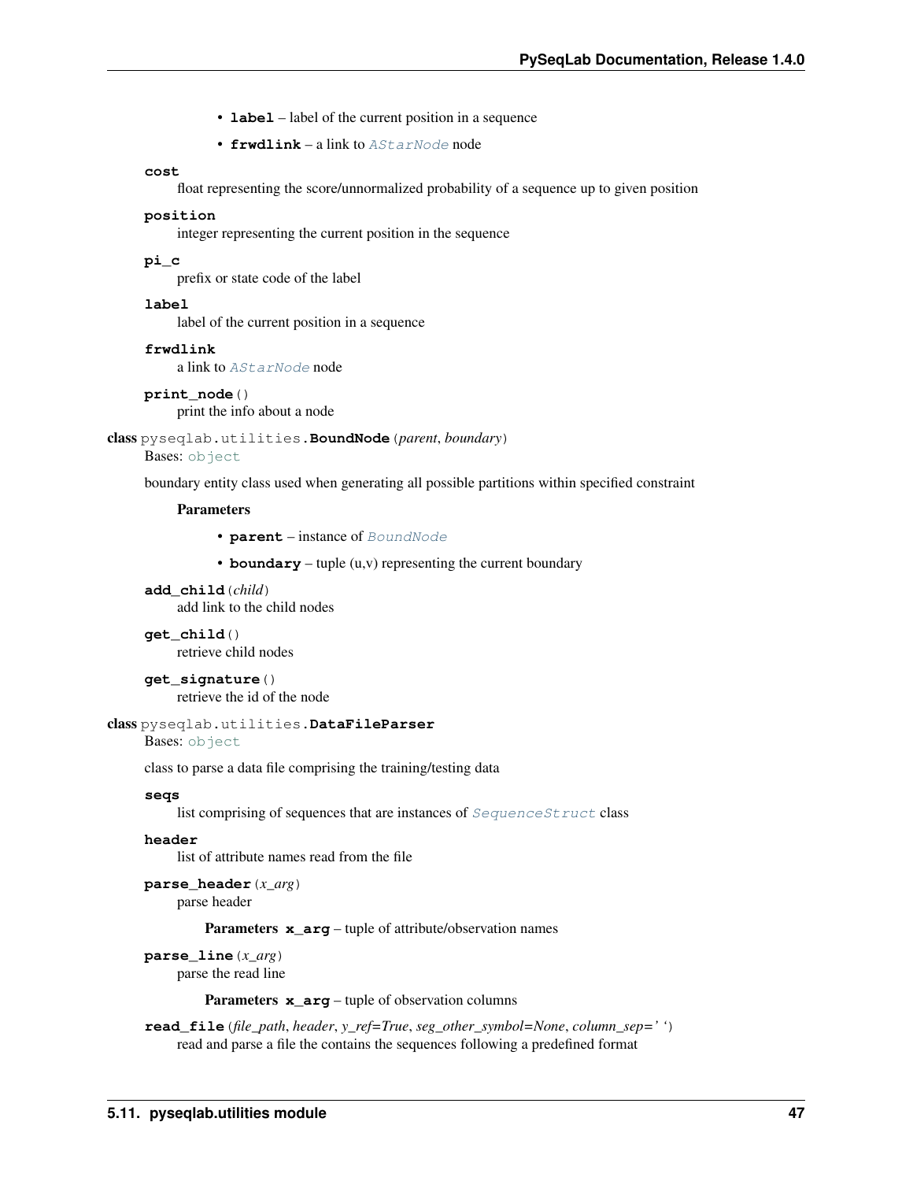- **label** – label of the current position in a sequence
- **frwdlink** – a link to AStarNode node

**cost**
float representing the score/unnormalized probability of a sequence up to given position

**position**
integer representing the current position in the sequence

**pi_c**
prefix or state code of the label

**label**
label of the current position in a sequence

**frwdlink**
a link to AStarNode node

**print_node**()
print the info about a node

**class** pyseqlab.utilities.**BoundNode**(*parent*, *boundary*)
Bases: object

boundary entity class used when generating all possible partitions within specified constraint

**Parameters**

- **parent** – instance of BoundNode
- **boundary** – tuple (u,v) representing the current boundary

**add_child**(*child*)
add link to the child nodes

**get_child**()
retrieve child nodes

**get_signature**()
retrieve the id of the node

**class** pyseqlab.utilities.**DataFileParser**
Bases: object

class to parse a data file comprising the training/testing data

**seqs**
list comprising of sequences that are instances of SequenceStruct class

**header**
list of attribute names read from the file

**parse_header**(*x_arg*)
parse header

**Parameters** **x_arg** – tuple of attribute/observation names

**parse_line**(*x_arg*)
parse the read line

**Parameters** **x_arg** – tuple of observation columns

**read_file**(*file_path*, *header*, *y_ref=True*, *seg_other_symbol=None*, *column_sep=' '*)
read and parse a file the contains the sequences following a predefined format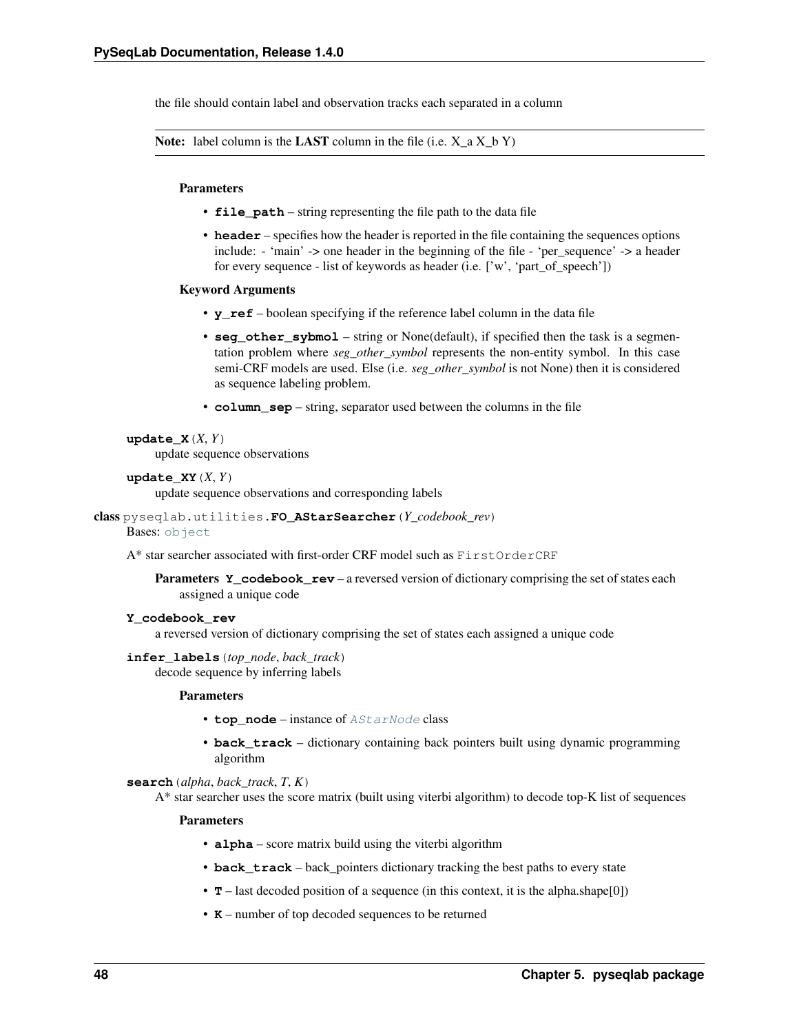the file should contain label and observation tracks each separated in a column

**Note:** label column is the **LAST** column in the file (i.e. X_a X_b Y)

**Parameters**

- **file_path** – string representing the file path to the data file
- **header** – specifies how the header is reported in the file containing the sequences options include: - 'main' -> one header in the beginning of the file - 'per_sequence' -> a header for every sequence - list of keywords as header (i.e. ['w', 'part_of_speech'])

**Keyword Arguments**

- **y_ref** – boolean specifying if the reference label column in the data file
- **seg_other_sybmol** – string or None(default), if specified then the task is a segmentation problem where *seg_other_symbol* represents the non-entity symbol. In this case semi-CRF models are used. Else (i.e. *seg_other_symbol* is not None) then it is considered as sequence labeling problem.
- **column_sep** – string, separator used between the columns in the file

**update_X**(*X*, *Y*)
update sequence observations

**update_XY**(*X*, *Y*)
update sequence observations and corresponding labels

**class** pyseqlab.utilities.**FO_AStarSearcher**(*Y_codebook_rev*)
Bases: `object`

A* star searcher associated with first-order CRF model such as `FirstOrderCRF`

**Parameters** **Y_codebook_rev** – a reversed version of dictionary comprising the set of states each assigned a unique code

**Y_codebook_rev**
a reversed version of dictionary comprising the set of states each assigned a unique code

**infer_labels**(*top_node*, *back_track*)
decode sequence by inferring labels

**Parameters**

- **top_node** – instance of `AStarNode` class
- **back_track** – dictionary containing back pointers built using dynamic programming algorithm

**search**(*alpha*, *back_track*, *T*, *K*)
A* star searcher uses the score matrix (built using viterbi algorithm) to decode top-K list of sequences

**Parameters**

- **alpha** – score matrix build using the viterbi algorithm
- **back_track** – back_pointers dictionary tracking the best paths to every state
- **T** – last decoded position of a sequence (in this context, it is the alpha.shape[0])
- **K** – number of top decoded sequences to be returned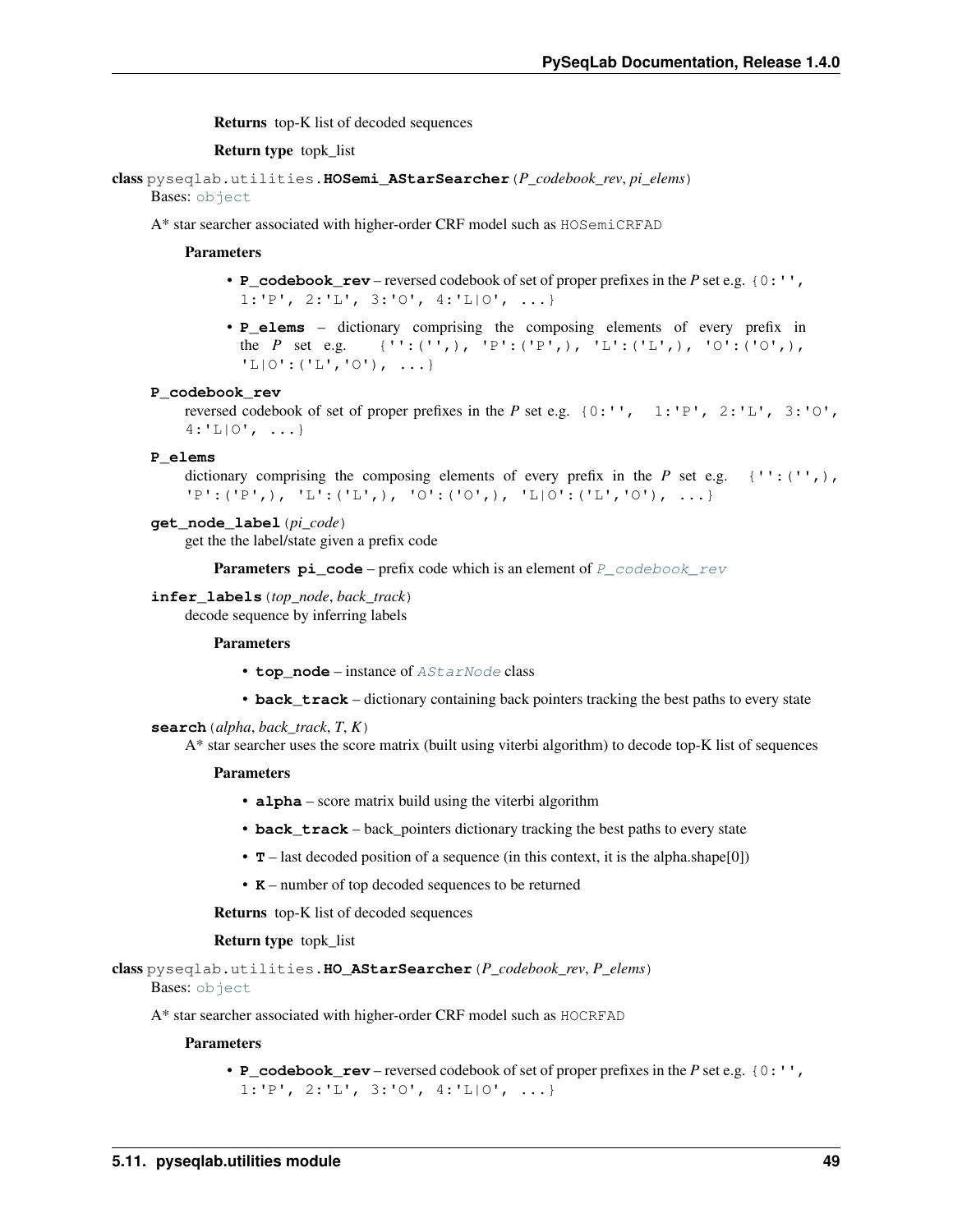**Returns** top-K list of decoded sequences

**Return type** topk_list

**class** pyseqlab.utilities.**HOSemi_AStarSearcher**(*P_codebook_rev*, *pi_elems*)

Bases: `object`

A* star searcher associated with higher-order CRF model such as `HOSemiCRFAD`

**Parameters**

- **P_codebook_rev** – reversed codebook of set of proper prefixes in the *P* set e.g. `{0:'', 1:'P', 2:'L', 3:'O', 4:'L|O', ...}`
- **P_elems** – dictionary comprising the composing elements of every prefix in the *P* set e.g. `{'':('',), 'P':('P',), 'L':('L',), 'O':('O',), 'L|O':('L','O'), ...}`

**P_codebook_rev**

reversed codebook of set of proper prefixes in the *P* set e.g. `{0:'', 1:'P', 2:'L', 3:'O', 4:'L|O', ...}`

**P_elems**

dictionary comprising the composing elements of every prefix in the *P* set e.g. `{'':('',), 'P':('P',), 'L':('L',), 'O':('O',), 'L|O':('L','O'), ...}`

**get_node_label**(*pi_code*)

get the the label/state given a prefix code

**Parameters** **pi_code** – prefix code which is an element of `P_codebook_rev`

**infer_labels**(*top_node*, *back_track*)

decode sequence by inferring labels

**Parameters**

- **top_node** – instance of `AStarNode` class
- **back_track** – dictionary containing back pointers tracking the best paths to every state

**search**(*alpha*, *back_track*, *T*, *K*)

A* star searcher uses the score matrix (built using viterbi algorithm) to decode top-K list of sequences

**Parameters**

- **alpha** – score matrix build using the viterbi algorithm
- **back_track** – back_pointers dictionary tracking the best paths to every state
- **T** – last decoded position of a sequence (in this context, it is the alpha.shape[0])
- **K** – number of top decoded sequences to be returned

**Returns** top-K list of decoded sequences

**Return type** topk_list

**class** pyseqlab.utilities.**HO_AStarSearcher**(*P_codebook_rev*, *P_elems*)

Bases: `object`

A* star searcher associated with higher-order CRF model such as `HOCRFAD`

**Parameters**

- **P_codebook_rev** – reversed codebook of set of proper prefixes in the *P* set e.g. `{0:'', 1:'P', 2:'L', 3:'O', 4:'L|O', ...}`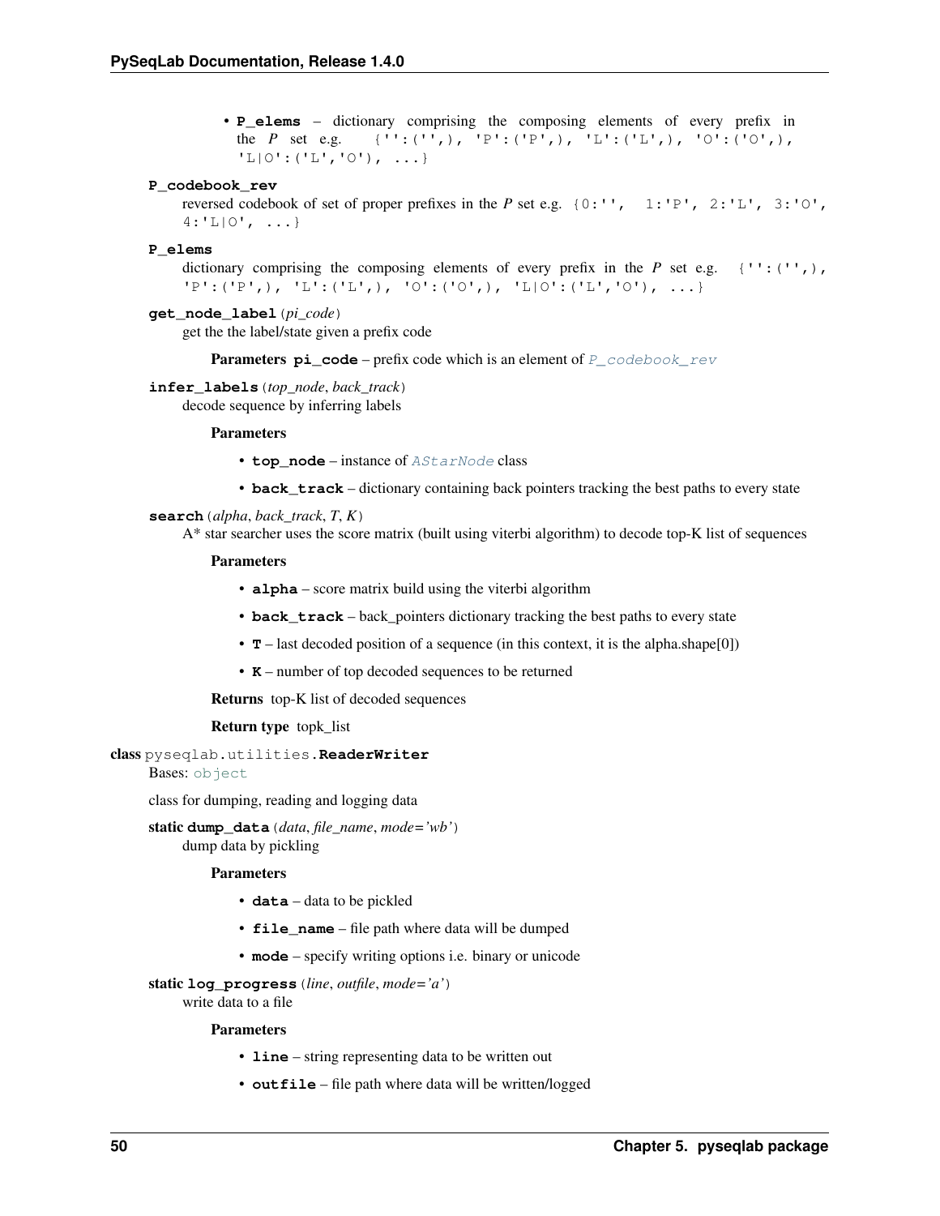- **P_elems** – dictionary comprising the composing elements of every prefix in the *P* set e.g. `{'':('',), 'P':('P',), 'L':('L',), 'O':('O',), 'L|O':('L','O'), ...}`

**P_codebook_rev**
reversed codebook of set of proper prefixes in the *P* set e.g. `{0:'', 1:'P', 2:'L', 3:'O', 4:'L|O', ...}`

**P_elems**
dictionary comprising the composing elements of every prefix in the *P* set e.g. `{'':('',), 'P':('P',), 'L':('L',), 'O':('O',), 'L|O':('L','O'), ...}`

**get_node_label**(*pi_code*)
get the the label/state given a prefix code

**Parameters** **pi_code** – prefix code which is an element of `P_codebook_rev`

**infer_labels**(*top_node*, *back_track*)
decode sequence by inferring labels

**Parameters**

- **top_node** – instance of `AStarNode` class
- **back_track** – dictionary containing back pointers tracking the best paths to every state

**search**(*alpha*, *back_track*, *T*, *K*)
A* star searcher uses the score matrix (built using viterbi algorithm) to decode top-K list of sequences

**Parameters**

- **alpha** – score matrix build using the viterbi algorithm
- **back_track** – back_pointers dictionary tracking the best paths to every state
- **T** – last decoded position of a sequence (in this context, it is the alpha.shape[0])
- **K** – number of top decoded sequences to be returned

**Returns** top-K list of decoded sequences

**Return type** topk_list

**class** pyseqlab.utilities.**ReaderWriter**
Bases: `object`

class for dumping, reading and logging data

**static dump_data**(*data*, *file_name*, *mode='wb'*)
dump data by pickling

**Parameters**

- **data** – data to be pickled
- **file_name** – file path where data will be dumped
- **mode** – specify writing options i.e. binary or unicode

**static log_progress**(*line*, *outfile*, *mode='a'*)
write data to a file

**Parameters**

- **line** – string representing data to be written out
- **outfile** – file path where data will be written/logged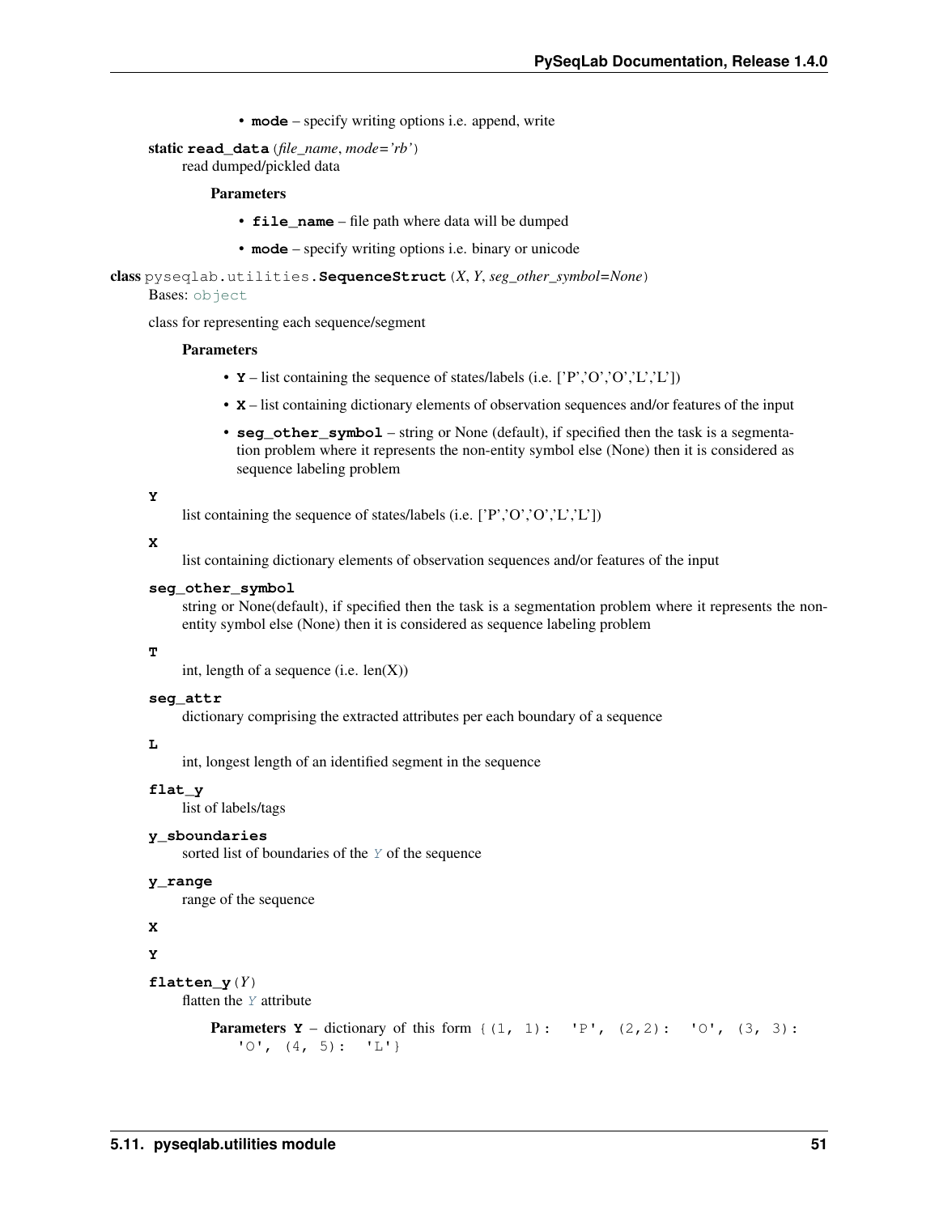- **mode** – specify writing options i.e. append, write

static **read_data** (*file_name*, *mode='rb'*)
read dumped/pickled data

**Parameters**

- **file_name** – file path where data will be dumped
- **mode** – specify writing options i.e. binary or unicode

class pyseqlab.utilities.**SequenceStruct** (*X*, *Y*, *seg_other_symbol=None*)
Bases: object

class for representing each sequence/segment

**Parameters**

- **Y** – list containing the sequence of states/labels (i.e. ['P','O','O','L','L'])
- **X** – list containing dictionary elements of observation sequences and/or features of the input
- **seg_other_symbol** – string or None (default), if specified then the task is a segmentation problem where it represents the non-entity symbol else (None) then it is considered as sequence labeling problem

**Y**
list containing the sequence of states/labels (i.e. ['P','O','O','L','L'])

**X**
list containing dictionary elements of observation sequences and/or features of the input

**seg_other_symbol**
string or None(default), if specified then the task is a segmentation problem where it represents the non-entity symbol else (None) then it is considered as sequence labeling problem

**T**
int, length of a sequence (i.e. len(X))

**seg_attr**
dictionary comprising the extracted attributes per each boundary of a sequence

**L**
int, longest length of an identified segment in the sequence

**flat_y**
list of labels/tags

**y_sboundaries**
sorted list of boundaries of the Y of the sequence

**y_range**
range of the sequence

**X**

**Y**

**flatten_y** (*Y*)
flatten the Y attribute

**Parameters** **Y** – dictionary of this form `{(1, 1): 'P', (2,2): 'O', (3, 3): 'O', (4, 5): 'L'}`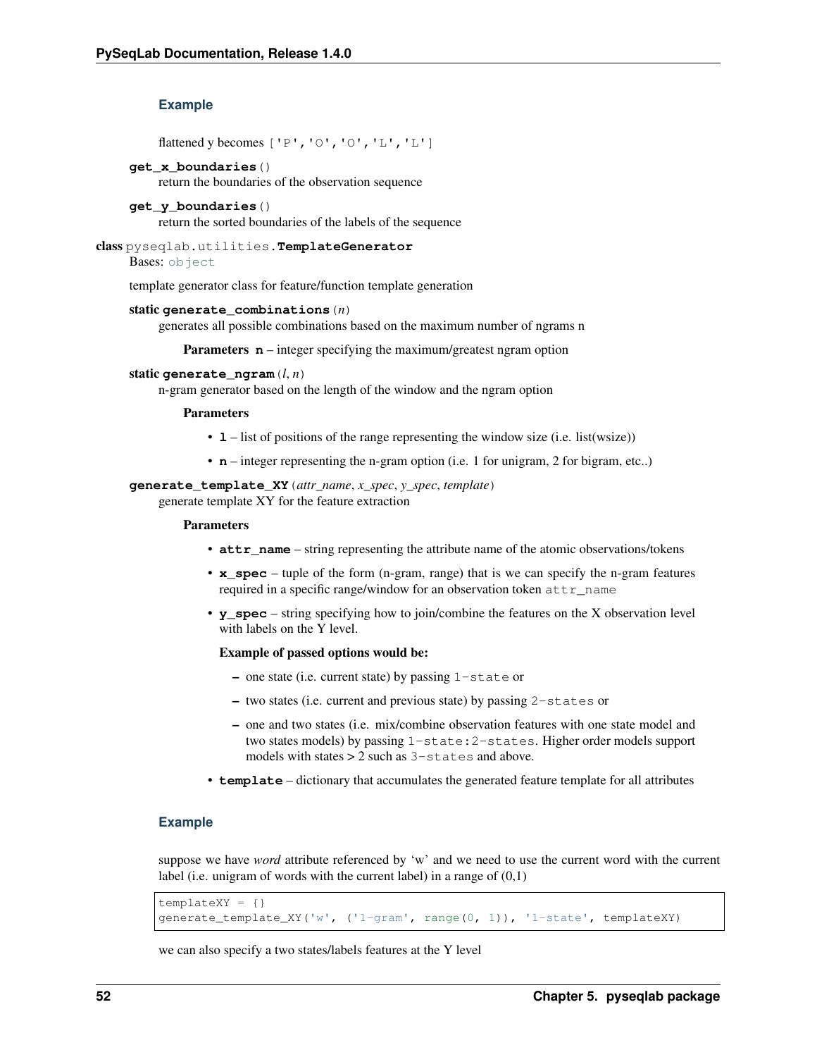### Example

flattened y becomes `['P','O','O','L','L']`

**get_x_boundaries**()

return the boundaries of the observation sequence

**get_y_boundaries**()

return the sorted boundaries of the labels of the sequence

**class** pyseqlab.utilities.**TemplateGenerator**

Bases: `object`

template generator class for feature/function template generation

**static generate_combinations**(*n*)

generates all possible combinations based on the maximum number of ngrams n

**Parameters** **n** – integer specifying the maximum/greatest ngram option

**static generate_ngram**(*l, n*)

n-gram generator based on the length of the window and the ngram option

**Parameters**

- **l** – list of positions of the range representing the window size (i.e. list(wsize))
- **n** – integer representing the n-gram option (i.e. 1 for unigram, 2 for bigram, etc..)

**generate_template_XY**(*attr_name, x_spec, y_spec, template*)

generate template XY for the feature extraction

**Parameters**

- **attr_name** – string representing the attribute name of the atomic observations/tokens
- **x_spec** – tuple of the form (n-gram, range) that is we can specify the n-gram features required in a specific range/window for an observation token `attr_name`
- **y_spec** – string specifying how to join/combine the features on the X observation level with labels on the Y level.

  **Example of passed options would be:**

  - one state (i.e. current state) by passing `1-state` or
  - two states (i.e. current and previous state) by passing `2-states` or
  - one and two states (i.e. mix/combine observation features with one state model and two states models) by passing `1-state:2-states`. Higher order models support models with states > 2 such as `3-states` and above.
- **template** – dictionary that accumulates the generated feature template for all attributes

### Example

suppose we have *word* attribute referenced by 'w' and we need to use the current word with the current label (i.e. unigram of words with the current label) in a range of (0,1)

```
templateXY = {}
generate_template_XY('w', ('1-gram', range(0, 1)), '1-state', templateXY)
```

we can also specify a two states/labels features at the Y level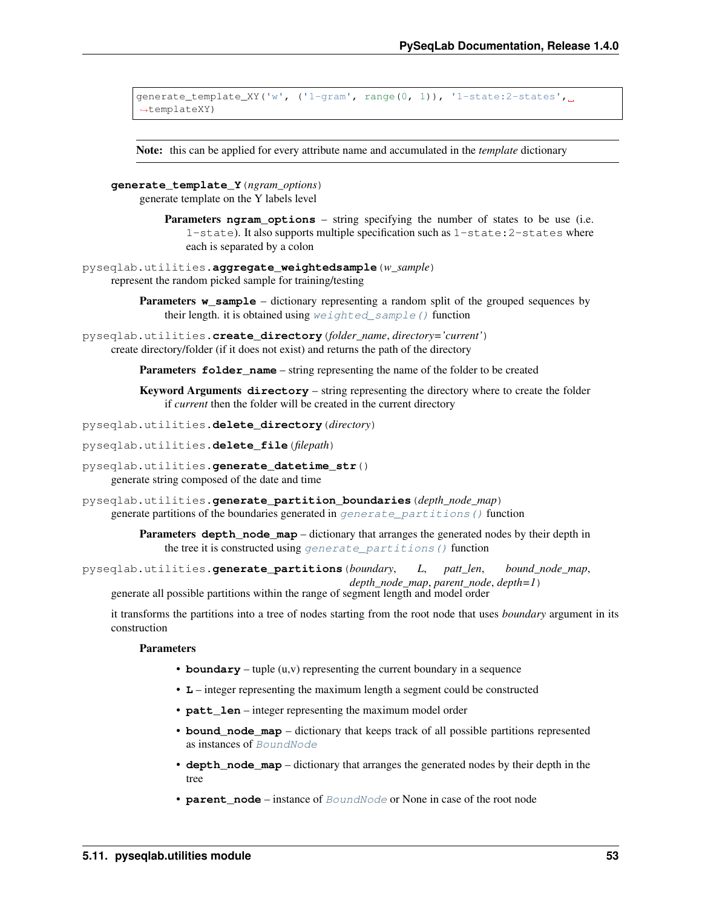```
generate_template_XY('w', ('1-gram', range(0, 1)), '1-state:2-states',
templateXY)
```

**Note:** this can be applied for every attribute name and accumulated in the *template* dictionary

**generate_template_Y**(*ngram_options*)
generate template on the Y labels level

**Parameters ngram_options** – string specifying the number of states to be use (i.e. `1-state`). It also supports multiple specification such as `1-state:2-states` where each is separated by a colon

pyseqlab.utilities.**aggregate_weightedsample**(*w_sample*)
represent the random picked sample for training/testing

**Parameters w_sample** – dictionary representing a random split of the grouped sequences by their length. it is obtained using `weighted_sample()` function

pyseqlab.utilities.**create_directory**(*folder_name*, *directory='current'*)
create directory/folder (if it does not exist) and returns the path of the directory

**Parameters folder_name** – string representing the name of the folder to be created

**Keyword Arguments directory** – string representing the directory where to create the folder if *current* then the folder will be created in the current directory

pyseqlab.utilities.**delete_directory**(*directory*)

pyseqlab.utilities.**delete_file**(*filepath*)

pyseqlab.utilities.**generate_datetime_str**()
generate string composed of the date and time

pyseqlab.utilities.**generate_partition_boundaries**(*depth_node_map*)
generate partitions of the boundaries generated in `generate_partitions()` function

**Parameters depth_node_map** – dictionary that arranges the generated nodes by their depth in the tree it is constructed using `generate_partitions()` function

pyseqlab.utilities.**generate_partitions**(*boundary*, *L*, *patt_len*, *bound_node_map*, *depth_node_map*, *parent_node*, *depth=1*)
generate all possible partitions within the range of segment length and model order

it transforms the partitions into a tree of nodes starting from the root node that uses *boundary* argument in its construction

**Parameters**

- **boundary** – tuple (u,v) representing the current boundary in a sequence
- **L** – integer representing the maximum length a segment could be constructed
- **patt_len** – integer representing the maximum model order
- **bound_node_map** – dictionary that keeps track of all possible partitions represented as instances of `BoundNode`
- **depth_node_map** – dictionary that arranges the generated nodes by their depth in the tree
- **parent_node** – instance of `BoundNode` or None in case of the root node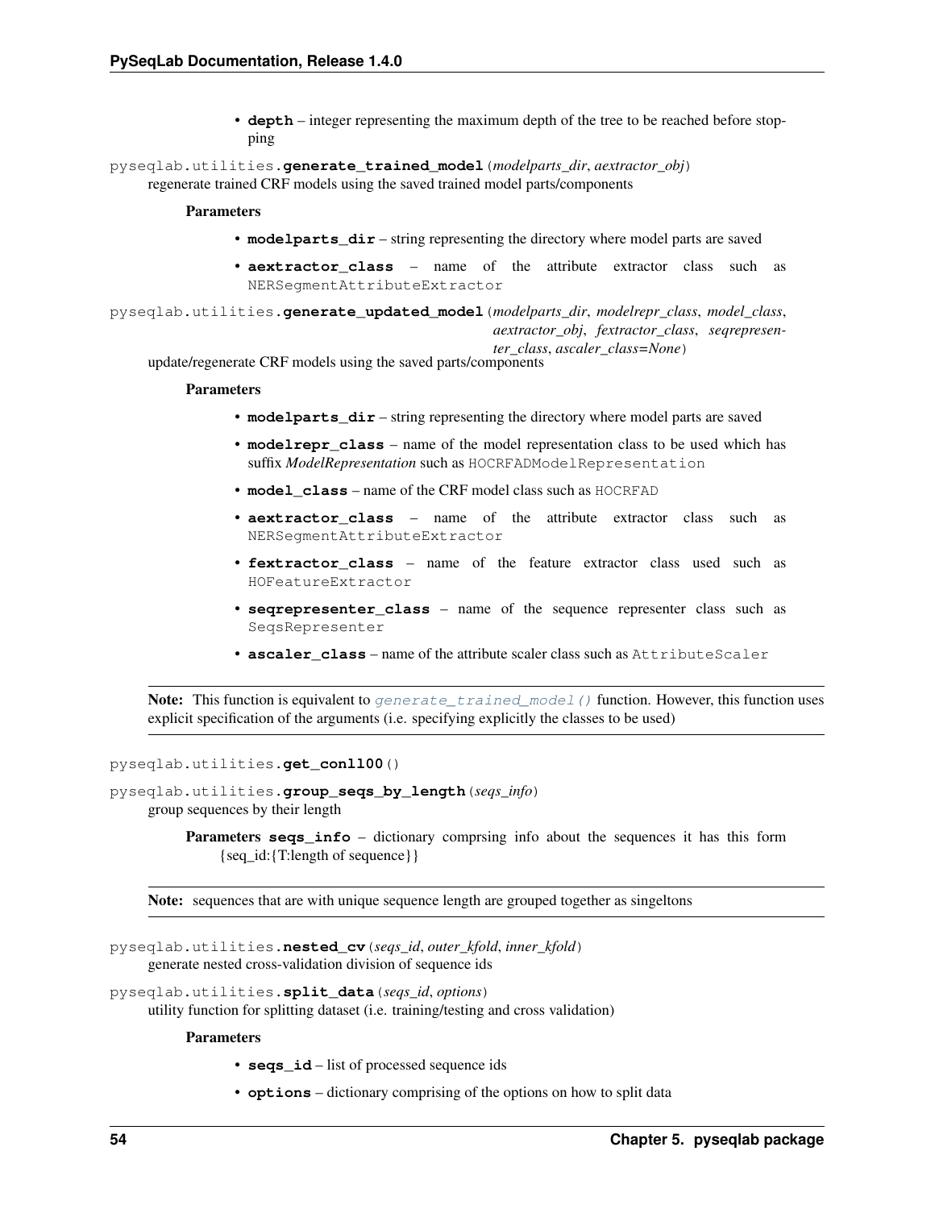- **depth** – integer representing the maximum depth of the tree to be reached before stopping

pyseqlab.utilities.**generate_trained_model**(*modelparts_dir*, *aextractor_obj*)

regenerate trained CRF models using the saved trained model parts/components

**Parameters**

- **modelparts_dir** – string representing the directory where model parts are saved
- **aextractor_class** – name of the attribute extractor class such as `NERSegmentAttributeExtractor`

pyseqlab.utilities.**generate_updated_model**(*modelparts_dir*, *modelrepr_class*, *model_class*, *aextractor_obj*, *fextractor_class*, *seqrepresenter_class*, *ascaler_class=None*)

update/regenerate CRF models using the saved parts/components

**Parameters**

- **modelparts_dir** – string representing the directory where model parts are saved
- **modelrepr_class** – name of the model representation class to be used which has suffix *ModelRepresentation* such as `HOCRFADModelRepresentation`
- **model_class** – name of the CRF model class such as `HOCRFAD`
- **aextractor_class** – name of the attribute extractor class such as `NERSegmentAttributeExtractor`
- **fextractor_class** – name of the feature extractor class used such as `HOFeatureExtractor`
- **seqrepresenter_class** – name of the sequence representer class such as `SeqsRepresenter`
- **ascaler_class** – name of the attribute scaler class such as `AttributeScaler`

**Note:** This function is equivalent to `generate_trained_model()` function. However, this function uses explicit specification of the arguments (i.e. specifying explicitly the classes to be used)

pyseqlab.utilities.**get_conll00**()

pyseqlab.utilities.**group_seqs_by_length**(*seqs_info*)

group sequences by their length

**Parameters** **seqs_info** – dictionary comprsing info about the sequences it has this form {seq_id:{T:length of sequence}}

**Note:** sequences that are with unique sequence length are grouped together as singeltons

pyseqlab.utilities.**nested_cv**(*seqs_id*, *outer_kfold*, *inner_kfold*)

generate nested cross-validation division of sequence ids

pyseqlab.utilities.**split_data**(*seqs_id*, *options*)

utility function for splitting dataset (i.e. training/testing and cross validation)

**Parameters**

- **seqs_id** – list of processed sequence ids
- **options** – dictionary comprising of the options on how to split data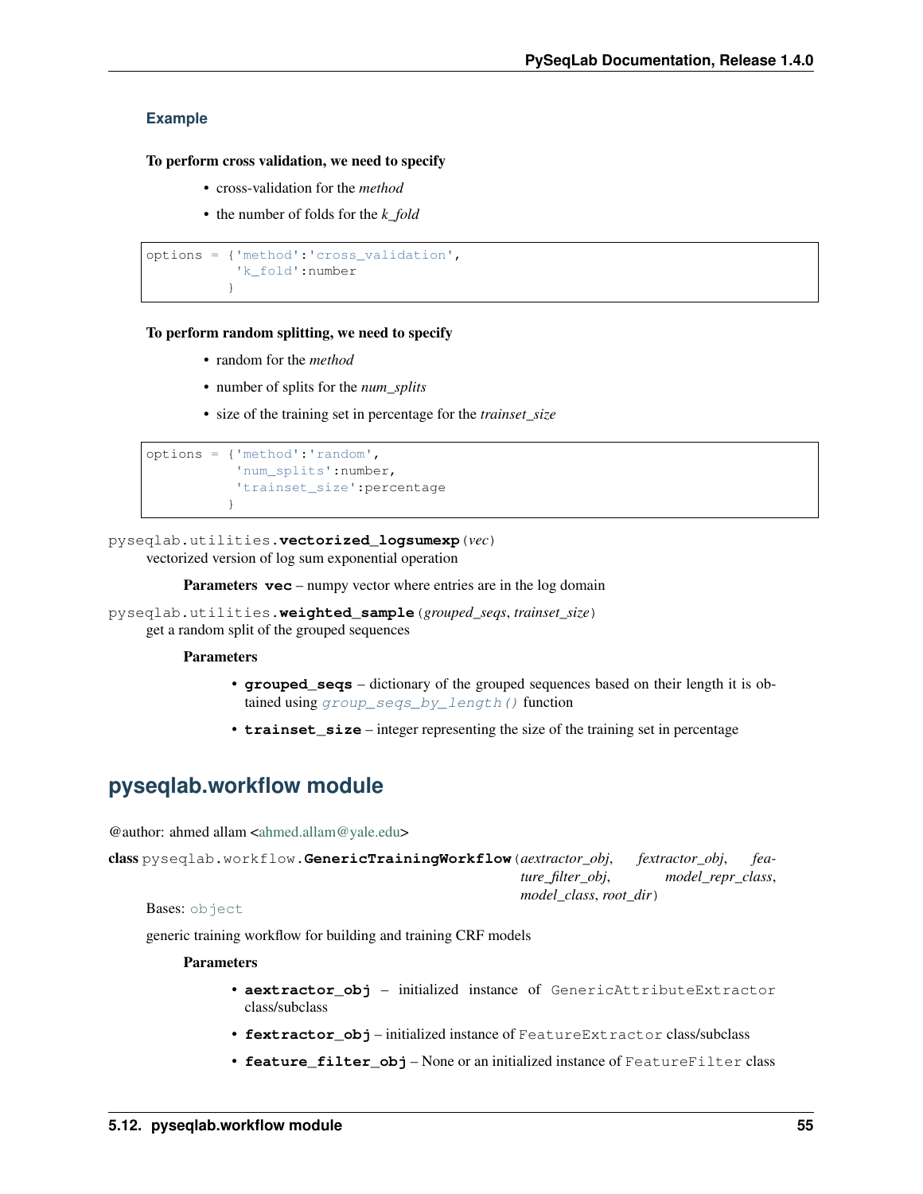### Example

**To perform cross validation, we need to specify**

- cross-validation for the *method*
- the number of folds for the *k_fold*

```
options = {'method':'cross_validation',
           'k_fold':number
          }
```

**To perform random splitting, we need to specify**

- random for the *method*
- number of splits for the *num_splits*
- size of the training set in percentage for the *trainset_size*

```
options = {'method':'random',
           'num_splits':number,
           'trainset_size':percentage
          }
```

pysegqlab.utilities.**vectorized_logsumexp**(*vec*)
vectorized version of log sum exponential operation

**Parameters** **vec** – numpy vector where entries are in the log domain

pyseqlab.utilities.**weighted_sample**(*grouped_seqs*, *trainset_size*)
get a random split of the grouped sequences

**Parameters**

- **grouped_seqs** – dictionary of the grouped sequences based on their length it is obtained using `group_seqs_by_length()` function
- **trainset_size** – integer representing the size of the training set in percentage

## pyseqlab.workflow module

@author: ahmed allam <ahmed.allam@yale.edu>

**class** pyseqlab.workflow.**GenericTrainingWorkflow**(*aextractor_obj*, *fextractor_obj*, *feature_filter_obj*, *model_repr_class*, *model_class*, *root_dir*)

Bases: `object`

generic training workflow for building and training CRF models

**Parameters**

- **aextractor_obj** – initialized instance of `GenericAttributeExtractor` class/subclass
- **fextractor_obj** – initialized instance of `FeatureExtractor` class/subclass
- **feature_filter_obj** – None or an initialized instance of `FeatureFilter` class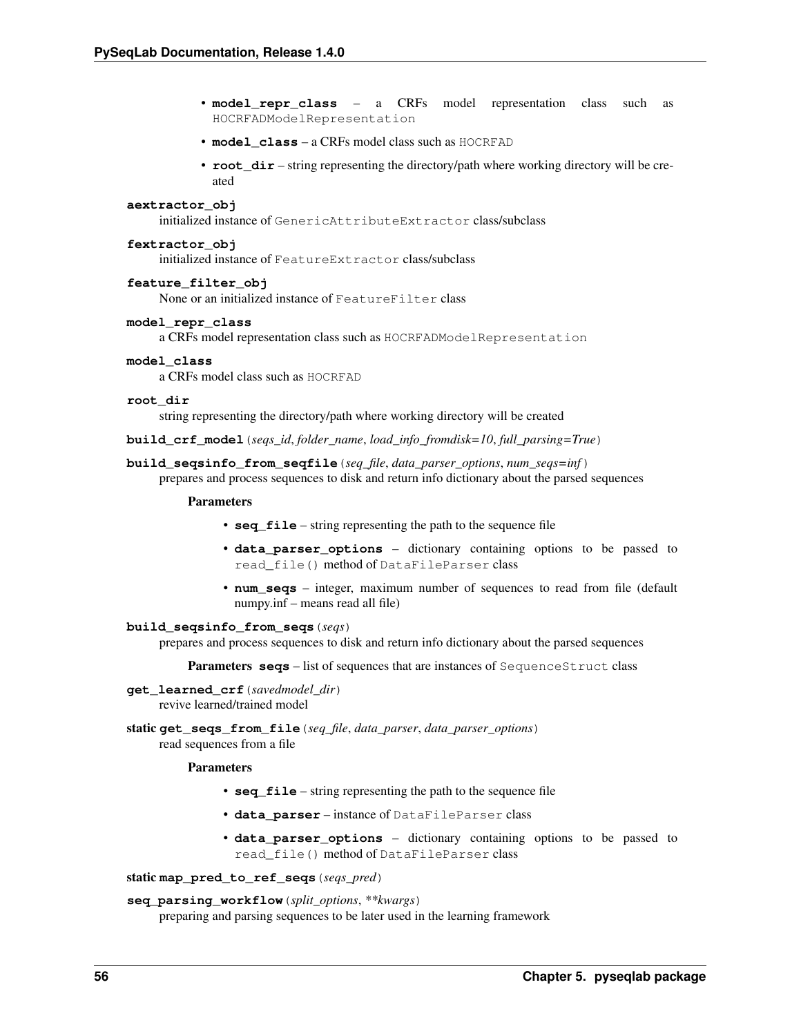- **model_repr_class** – a CRFs model representation class such as `HOCRFADModelRepresentation`
- **model_class** – a CRFs model class such as `HOCRFAD`
- **root_dir** – string representing the directory/path where working directory will be created

**aextractor_obj**
initialized instance of `GenericAttributeExtractor` class/subclass

**fextractor_obj**
initialized instance of `FeatureExtractor` class/subclass

**feature_filter_obj**
None or an initialized instance of `FeatureFilter` class

**model_repr_class**
a CRFs model representation class such as `HOCRFADModelRepresentation`

**model_class**
a CRFs model class such as `HOCRFAD`

**root_dir**
string representing the directory/path where working directory will be created

**build_crf_model**(*seqs_id*, *folder_name*, *load_info_fromdisk=10*, *full_parsing=True*)

**build_seqsinfo_from_seqfile**(*seq_file*, *data_parser_options*, *num_seqs=inf*)
prepares and process sequences to disk and return info dictionary about the parsed sequences

**Parameters**

- **seq_file** – string representing the path to the sequence file
- **data_parser_options** – dictionary containing options to be passed to `read_file()` method of `DataFileParser` class
- **num_seqs** – integer, maximum number of sequences to read from file (default numpy.inf – means read all file)

**build_seqsinfo_from_seqs**(*seqs*)
prepares and process sequences to disk and return info dictionary about the parsed sequences

**Parameters** **seqs** – list of sequences that are instances of `SequenceStruct` class

**get_learned_crf**(*savedmodel_dir*)
revive learned/trained model

static **get_seqs_from_file**(*seq_file*, *data_parser*, *data_parser_options*)
read sequences from a file

**Parameters**

- **seq_file** – string representing the path to the sequence file
- **data_parser** – instance of `DataFileParser` class
- **data_parser_options** – dictionary containing options to be passed to `read_file()` method of `DataFileParser` class

static **map_pred_to_ref_seqs**(*seqs_pred*)

**seq_parsing_workflow**(*split_options*, ***kwargs*)
preparing and parsing sequences to be later used in the learning framework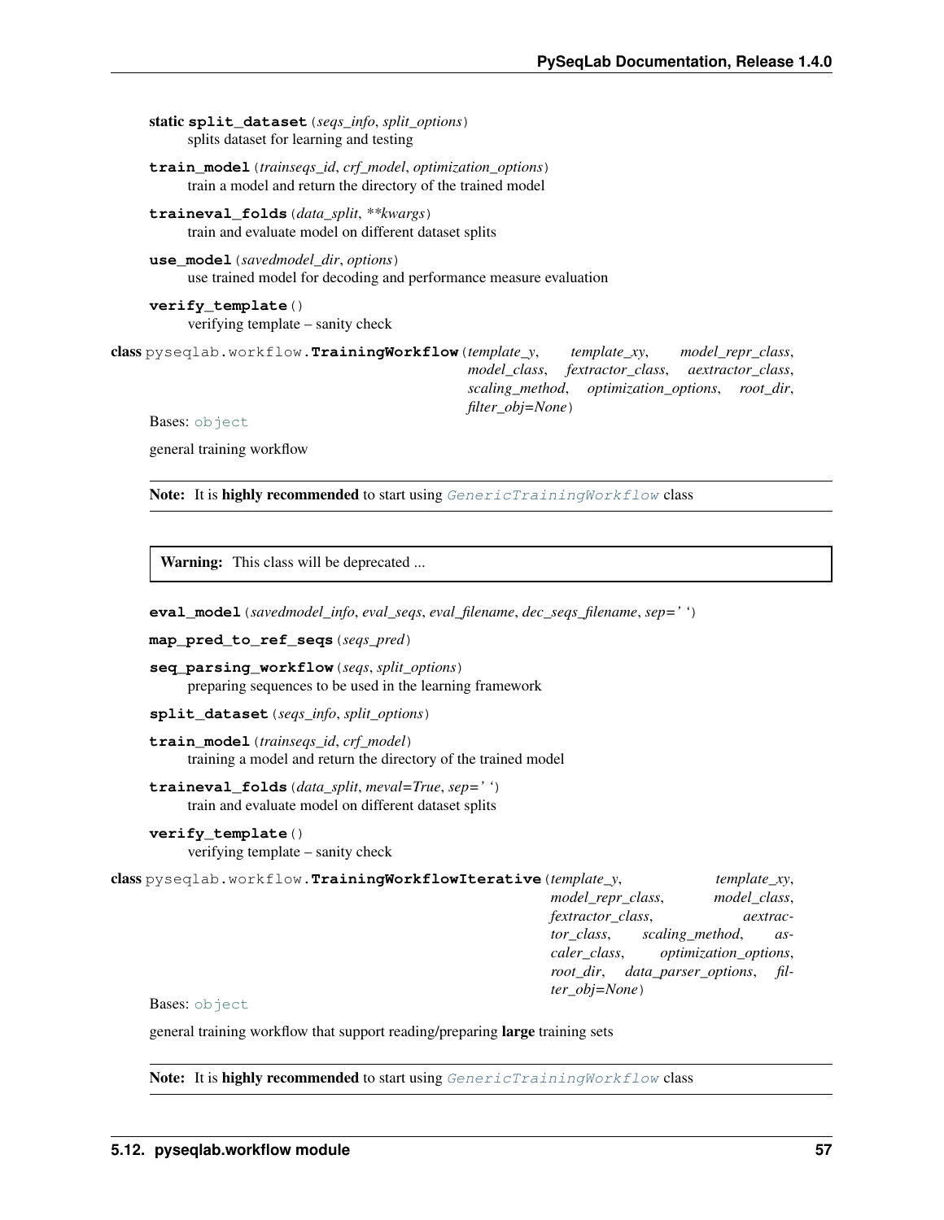**static split_dataset**(*seqs_info*, *split_options*)
    splits dataset for learning and testing

**train_model**(*trainseqs_id*, *crf_model*, *optimization_options*)
    train a model and return the directory of the trained model

**traineval_folds**(*data_split*, ***kwargs*)
    train and evaluate model on different dataset splits

**use_model**(*savedmodel_dir*, *options*)
    use trained model for decoding and performance measure evaluation

**verify_template**()
    verifying template – sanity check

**class** pyseqlab.workflow.**TrainingWorkflow**(*template_y*, *template_xy*, *model_repr_class*, *model_class*, *fextractor_class*, *aextractor_class*, *scaling_method*, *optimization_options*, *root_dir*, *filter_obj=None*)

Bases: object

general training workflow

**Note:** It is **highly recommended** to start using *GenericTrainingWorkflow* class

**Warning:** This class will be deprecated ...

**eval_model**(*savedmodel_info*, *eval_seqs*, *eval_filename*, *dec_seqs_filename*, *sep=' '*)

**map_pred_to_ref_seqs**(*seqs_pred*)

**seq_parsing_workflow**(*seqs*, *split_options*)
    preparing sequences to be used in the learning framework

**split_dataset**(*seqs_info*, *split_options*)

**train_model**(*trainseqs_id*, *crf_model*)
    training a model and return the directory of the trained model

**traineval_folds**(*data_split*, *meval=True*, *sep=' '*)
    train and evaluate model on different dataset splits

**verify_template**()
    verifying template – sanity check

**class** pyseqlab.workflow.**TrainingWorkflowIterative**(*template_y*, *template_xy*, *model_repr_class*, *model_class*, *fextractor_class*, *aextractor_class*, *scaling_method*, *ascaler_class*, *optimization_options*, *root_dir*, *data_parser_options*, *filter_obj=None*)

Bases: object

general training workflow that support reading/preparing **large** training sets

**Note:** It is **highly recommended** to start using *GenericTrainingWorkflow* class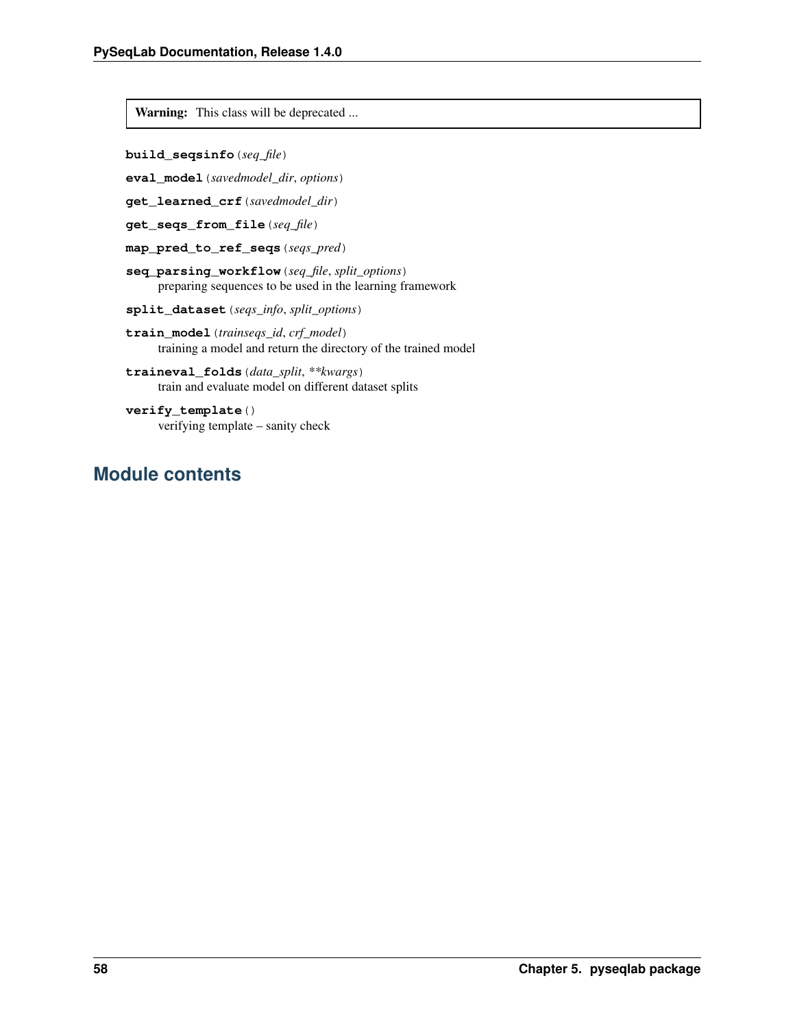> **Warning:** This class will be deprecated ...

**build_seqsinfo**(*seq_file*)

**eval_model**(*savedmodel_dir*, *options*)

**get_learned_crf**(*savedmodel_dir*)

**get_seqs_from_file**(*seq_file*)

**map_pred_to_ref_seqs**(*seqs_pred*)

**seq_parsing_workflow**(*seq_file*, *split_options*)
preparing sequences to be used in the learning framework

**split_dataset**(*seqs_info*, *split_options*)

**train_model**(*trainseqs_id*, *crf_model*)
training a model and return the directory of the trained model

**traineval_folds**(*data_split*, ***kwargs*)
train and evaluate model on different dataset splits

**verify_template**()
verifying template – sanity check

## Module contents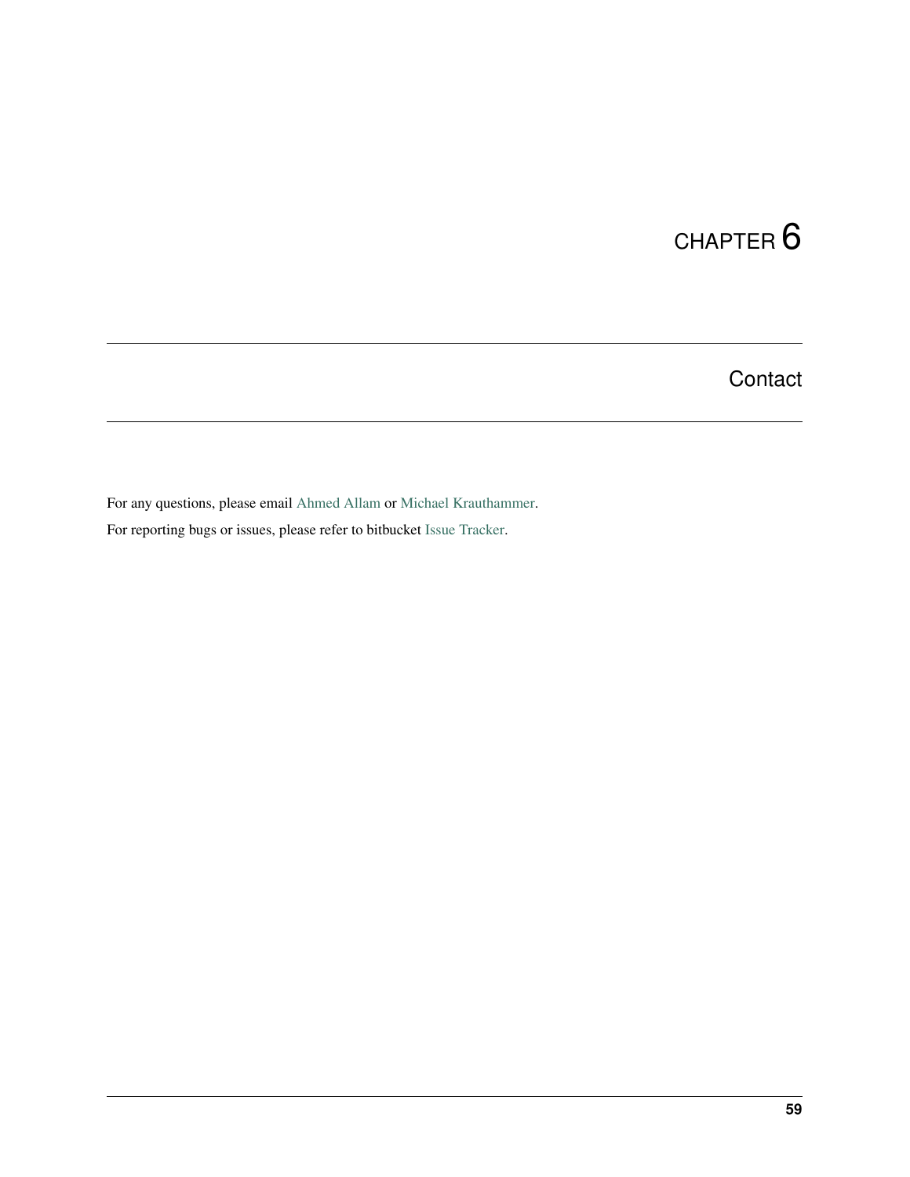# CHAPTER 6

## Contact

For any questions, please email Ahmed Allam or Michael Krauthammer.

For reporting bugs or issues, please refer to bitbucket Issue Tracker.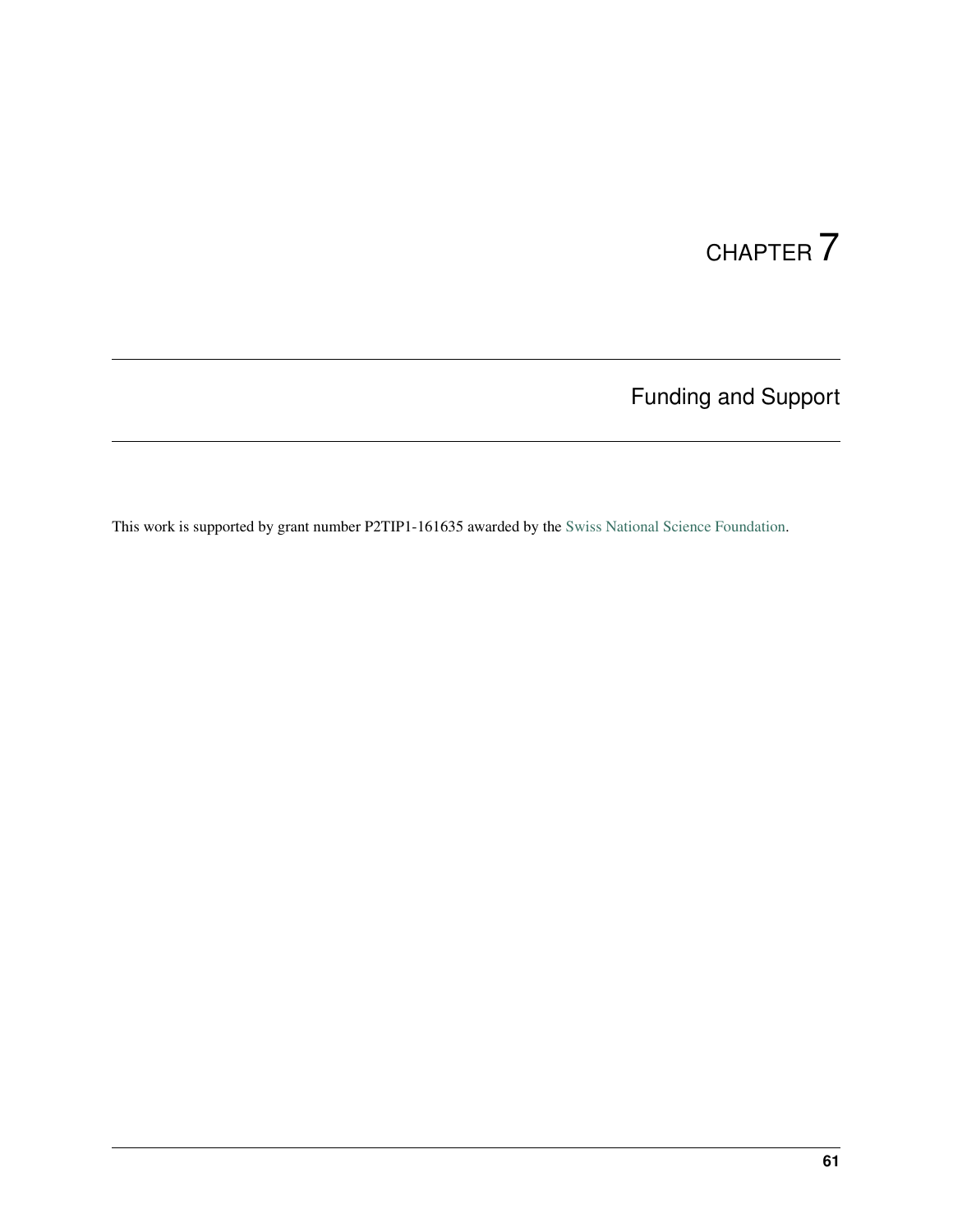# CHAPTER 7

## Funding and Support

This work is supported by grant number P2TIP1-161635 awarded by the Swiss National Science Foundation.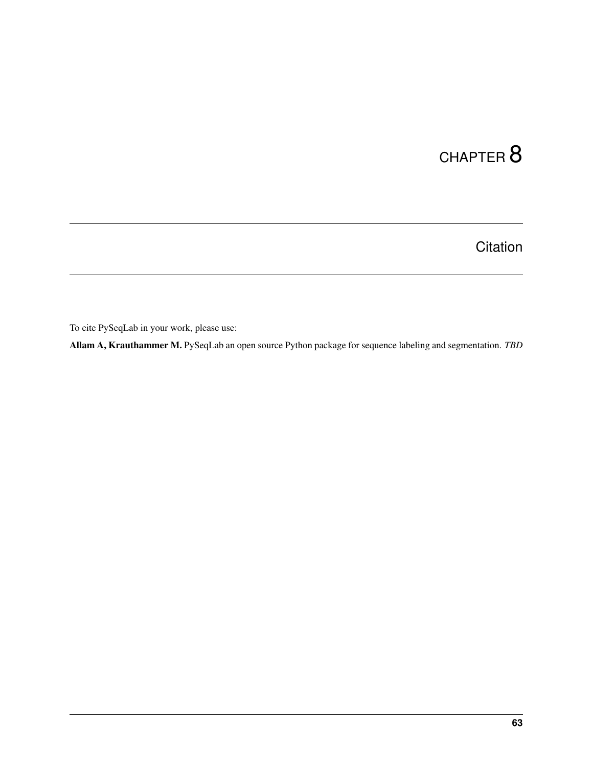# CHAPTER 8

# Citation

To cite PySeqLab in your work, please use:

**Allam A, Krauthammer M.** PySeqLab an open source Python package for sequence labeling and segmentation. *TBD*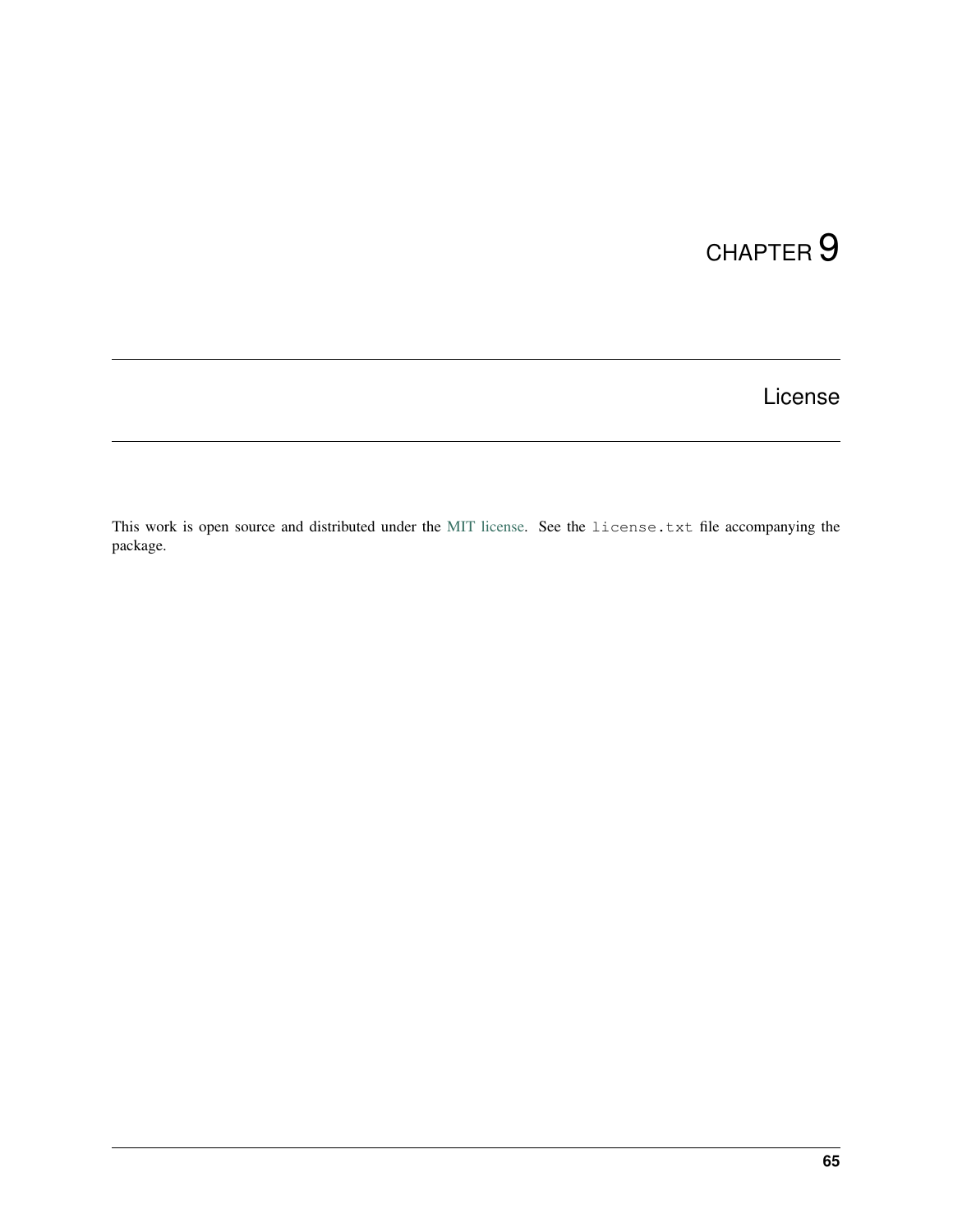# CHAPTER 9

## License

This work is open source and distributed under the MIT license. See the `license.txt` file accompanying the package.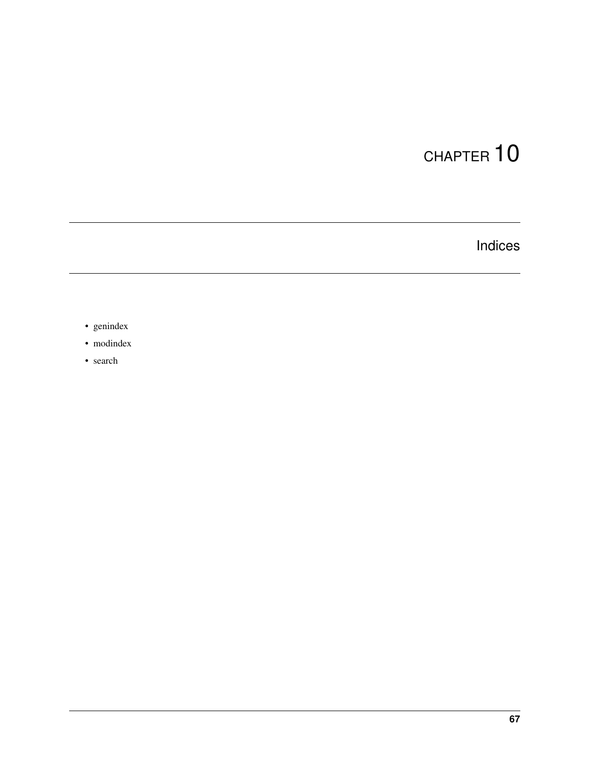# CHAPTER 10

# Indices

- genindex
- modindex
- search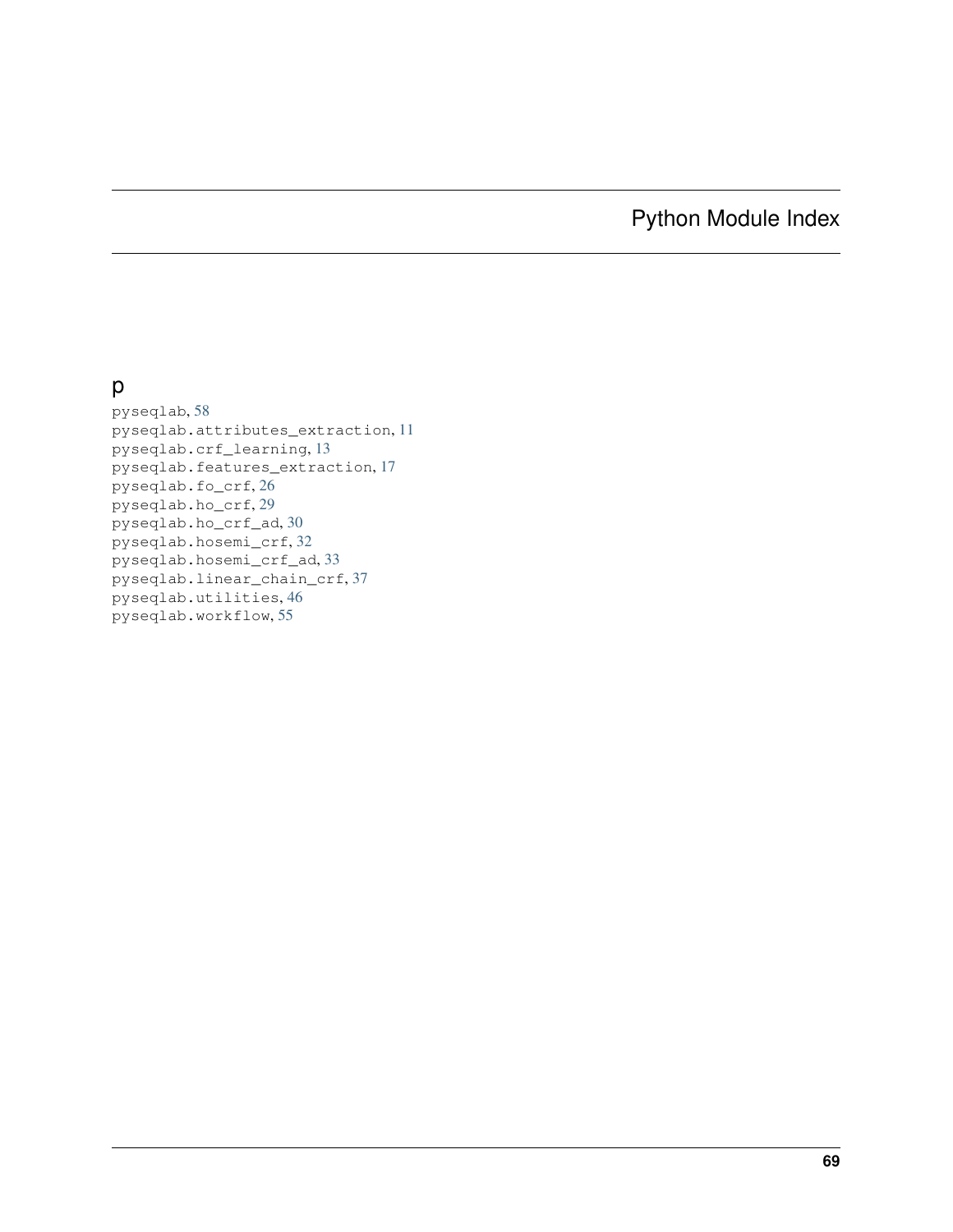# Python Module Index

## p

pyseqlab, 58
pyseqlab.attributes_extraction, 11
pyseqlab.crf_learning, 13
pyseqlab.features_extraction, 17
pyseqlab.fo_crf, 26
pyseqlab.ho_crf, 29
pyseqlab.ho_crf_ad, 30
pyseqlab.hosemi_crf, 32
pyseqlab.hosemi_crf_ad, 33
pyseqlab.linear_chain_crf, 37
pyseqlab.utilities, 46
pyseqlab.workflow, 55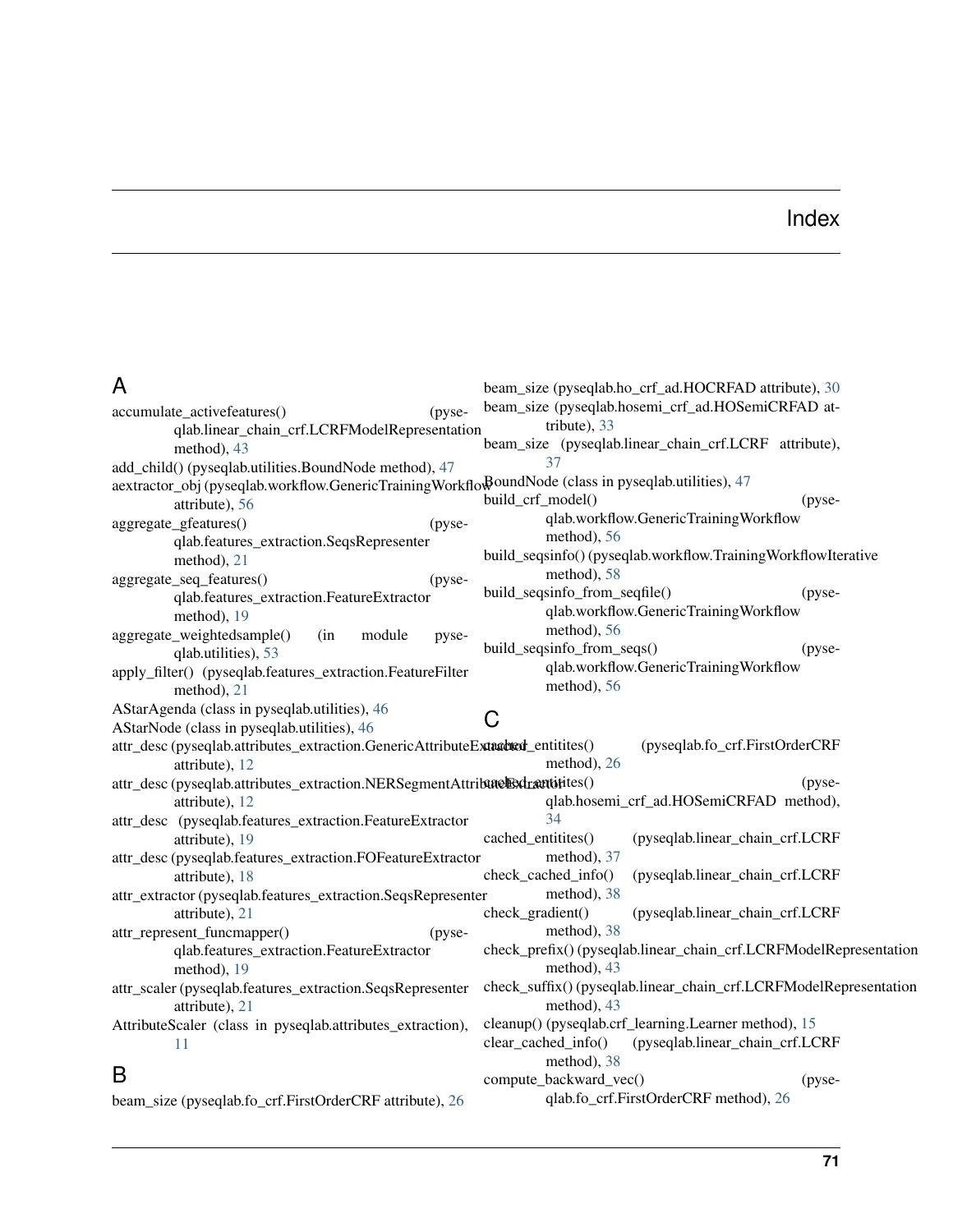# Index

## A

accumulate_activefeatures() (pyseqlab.linear_chain_crf.LCRFModelRepresentation method), 43

add_child() (pyseqlab.utilities.BoundNode method), 47

aextractor_obj (pyseqlab.workflow.GenericTrainingWorkflow attribute), 56

aggregate_gfeatures() (pyseqlab.features_extraction.SeqsRepresenter method), 21

aggregate_seq_features() (pyseqlab.features_extraction.FeatureExtractor method), 19

aggregate_weightedsample() (in module pyseqlab.utilities), 53

apply_filter() (pyseqlab.features_extraction.FeatureFilter method), 21

AStarAgenda (class in pyseqlab.utilities), 46

AStarNode (class in pyseqlab.utilities), 46

attr_desc (pyseqlab.attributes_extraction.GenericAttributeExtractor attribute), 12

attr_desc (pyseqlab.attributes_extraction.NERSegmentAttributeExtractor attribute), 12

attr_desc (pyseqlab.features_extraction.FeatureExtractor attribute), 19

attr_desc (pyseqlab.features_extraction.FOFeatureExtractor attribute), 18

attr_extractor (pyseqlab.features_extraction.SeqsRepresenter attribute), 21

attr_represent_funcmapper() (pyseqlab.features_extraction.FeatureExtractor method), 19

attr_scaler (pyseqlab.features_extraction.SeqsRepresenter attribute), 21

AttributeScaler (class in pyseqlab.attributes_extraction), 11

## B

beam_size (pyseqlab.fo_crf.FirstOrderCRF attribute), 26

beam_size (pyseqlab.ho_crf_ad.HOCRFAD attribute), 30

beam_size (pyseqlab.hosemi_crf_ad.HOSemiCRFAD attribute), 33

beam_size (pyseqlab.linear_chain_crf.LCRF attribute), 37

BoundNode (class in pyseqlab.utilities), 47

build_crf_model() (pyseqlab.workflow.GenericTrainingWorkflow method), 56

build_seqsinfo() (pyseqlab.workflow.TrainingWorkflowIterative method), 58

build_seqsinfo_from_seqfile() (pyseqlab.workflow.GenericTrainingWorkflow method), 56

build_seqsinfo_from_seqs() (pyseqlab.workflow.GenericTrainingWorkflow method), 56

## C

cached_entitites() (pyseqlab.fo_crf.FirstOrderCRF method), 26

cached_entitites() (pyseqlab.hosemi_crf_ad.HOSemiCRFAD method), 34

cached_entitites() (pyseqlab.linear_chain_crf.LCRF method), 37

check_cached_info() (pyseqlab.linear_chain_crf.LCRF method), 38

check_gradient() (pyseqlab.linear_chain_crf.LCRF method), 38

check_prefix() (pyseqlab.linear_chain_crf.LCRFModelRepresentation method), 43

check_suffix() (pyseqlab.linear_chain_crf.LCRFModelRepresentation method), 43

cleanup() (pyseqlab.crf_learning.Learner method), 15

clear_cached_info() (pyseqlab.linear_chain_crf.LCRF method), 38

compute_backward_vec() (pyseqlab.fo_crf.FirstOrderCRF method), 26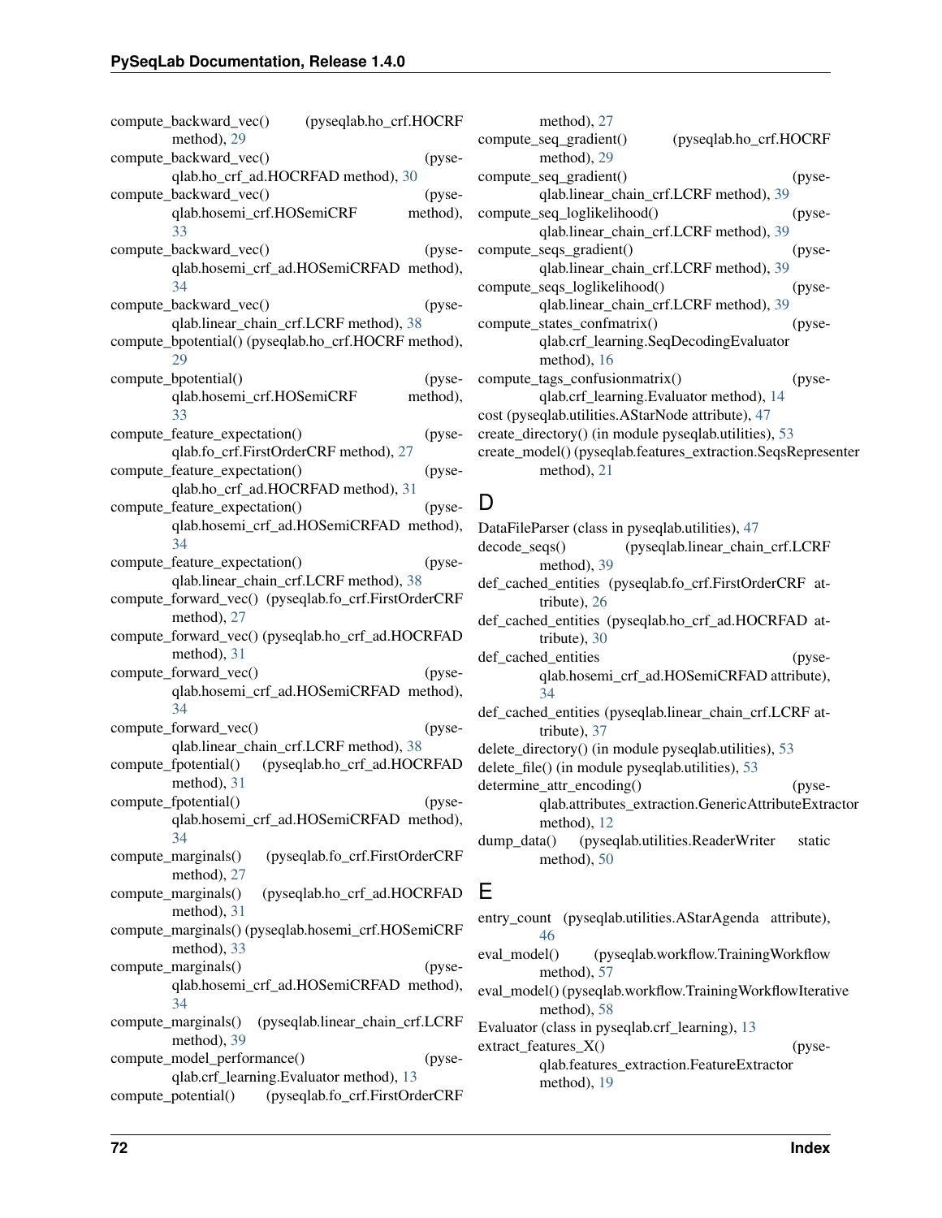compute_backward_vec() (pyseqlab.ho_crf.HOCRF method), 29
compute_backward_vec() (pyseqlab.ho_crf_ad.HOCRFAD method), 30
compute_backward_vec() (pyseqlab.hosemi_crf.HOSemiCRF method), 33
compute_backward_vec() (pyseqlab.hosemi_crf_ad.HOSemiCRFAD method), 34
compute_backward_vec() (pyseqlab.linear_chain_crf.LCRF method), 38
compute_bpotential() (pyseqlab.ho_crf.HOCRF method), 29
compute_bpotential() (pyseqlab.hosemi_crf.HOSemiCRF method), 33
compute_feature_expectation() (pyseqlab.fo_crf.FirstOrderCRF method), 27
compute_feature_expectation() (pyseqlab.ho_crf_ad.HOCRFAD method), 31
compute_feature_expectation() (pyseqlab.hosemi_crf_ad.HOSemiCRFAD method), 34
compute_feature_expectation() (pyseqlab.linear_chain_crf.LCRF method), 38
compute_forward_vec() (pyseqlab.fo_crf.FirstOrderCRF method), 27
compute_forward_vec() (pyseqlab.ho_crf_ad.HOCRFAD method), 31
compute_forward_vec() (pyseqlab.hosemi_crf_ad.HOSemiCRFAD method), 34
compute_forward_vec() (pyseqlab.linear_chain_crf.LCRF method), 38
compute_fpotential() (pyseqlab.ho_crf_ad.HOCRFAD method), 31
compute_fpotential() (pyseqlab.hosemi_crf_ad.HOSemiCRFAD method), 34
compute_marginals() (pyseqlab.fo_crf.FirstOrderCRF method), 27
compute_marginals() (pyseqlab.ho_crf_ad.HOCRFAD method), 31
compute_marginals() (pyseqlab.hosemi_crf.HOSemiCRF method), 33
compute_marginals() (pyseqlab.hosemi_crf_ad.HOSemiCRFAD method), 34
compute_marginals() (pyseqlab.linear_chain_crf.LCRF method), 39
compute_model_performance() (pyseqlab.crf_learning.Evaluator method), 13
compute_potential() (pyseqlab.fo_crf.FirstOrderCRF method), 27
compute_seq_gradient() (pyseqlab.ho_crf.HOCRF method), 29
compute_seq_gradient() (pyseqlab.linear_chain_crf.LCRF method), 39
compute_seq_loglikelihood() (pyseqlab.linear_chain_crf.LCRF method), 39
compute_seqs_gradient() (pyseqlab.linear_chain_crf.LCRF method), 39
compute_seqs_loglikelihood() (pyseqlab.linear_chain_crf.LCRF method), 39
compute_states_confmatrix() (pyseqlab.crf_learning.SeqDecodingEvaluator method), 16
compute_tags_confusionmatrix() (pyseqlab.crf_learning.Evaluator method), 14
cost (pyseqlab.utilities.AStarNode attribute), 47
create_directory() (in module pyseqlab.utilities), 53
create_model() (pyseqlab.features_extraction.SeqsRepresenter method), 21

## D

DataFileParser (class in pyseqlab.utilities), 47
decode_seqs() (pyseqlab.linear_chain_crf.LCRF method), 39
def_cached_entities (pyseqlab.fo_crf.FirstOrderCRF attribute), 26
def_cached_entities (pyseqlab.ho_crf_ad.HOCRFAD attribute), 30
def_cached_entities (pyseqlab.hosemi_crf_ad.HOSemiCRFAD attribute), 34
def_cached_entities (pyseqlab.linear_chain_crf.LCRF attribute), 37
delete_directory() (in module pyseqlab.utilities), 53
delete_file() (in module pyseqlab.utilities), 53
determine_attr_encoding() (pyseqlab.attributes_extraction.GenericAttributeExtractor method), 12
dump_data() (pyseqlab.utilities.ReaderWriter static method), 50

## E

entry_count (pyseqlab.utilities.AStarAgenda attribute), 46
eval_model() (pyseqlab.workflow.TrainingWorkflow method), 57
eval_model() (pyseqlab.workflow.TrainingWorkflowIterative method), 58
Evaluator (class in pyseqlab.crf_learning), 13
extract_features_X() (pyseqlab.features_extraction.FeatureExtractor method), 19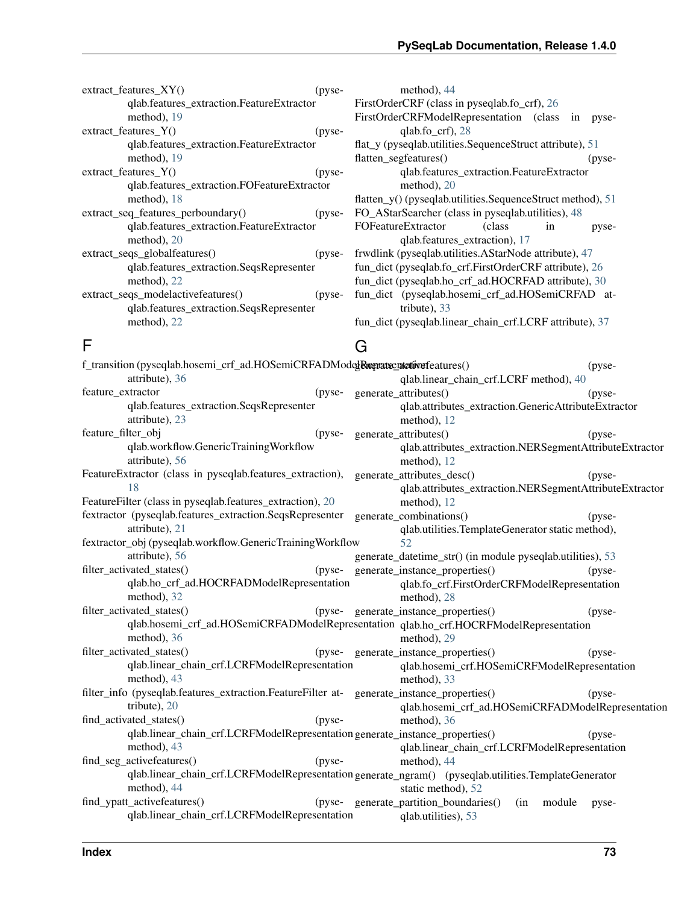extract_features_XY() (pyseqlab.features_extraction.FeatureExtractor method), 19
extract_features_Y() (pyseqlab.features_extraction.FeatureExtractor method), 19
extract_features_Y() (pyseqlab.features_extraction.FOFeatureExtractor method), 18
extract_seq_features_perboundary() (pyseqlab.features_extraction.FeatureExtractor method), 20
extract_seqs_globalfeatures() (pyseqlab.features_extraction.SeqsRepresenter method), 22
extract_seqs_modelactivefeatures() (pyseqlab.features_extraction.SeqsRepresenter method), 22

## F

f_transition (pyseqlab.hosemi_crf_ad.HOSemiCRFADModelRepresentation attribute), 36
feature_extractor (pyseqlab.features_extraction.SeqsRepresenter attribute), 23
feature_filter_obj (pyseqlab.workflow.GenericTrainingWorkflow attribute), 56
FeatureExtractor (class in pyseqlab.features_extraction), 18
FeatureFilter (class in pyseqlab.features_extraction), 20
fextractor (pyseqlab.features_extraction.SeqsRepresenter attribute), 21
fextractor_obj (pyseqlab.workflow.GenericTrainingWorkflow attribute), 56
filter_activated_states() (pyseqlab.ho_crf_ad.HOCRFADModelRepresentation method), 32
filter_activated_states() (pyseqlab.hosemi_crf_ad.HOSemiCRFADModelRepresentation method), 36
filter_activated_states() (pyseqlab.linear_chain_crf.LCRFModelRepresentation method), 43
filter_info (pyseqlab.features_extraction.FeatureFilter attribute), 20
find_activated_states() (pyseqlab.linear_chain_crf.LCRFModelRepresentation method), 43
find_seg_activefeatures() (pyseqlab.linear_chain_crf.LCRFModelRepresentation method), 44
find_ypatt_activefeatures() (pyseqlab.linear_chain_crf.LCRFModelRepresentation method), 44
FirstOrderCRF (class in pyseqlab.fo_crf), 26
FirstOrderCRFModelRepresentation (class in pyseqlab.fo_crf), 28
flat_y (pyseqlab.utilities.SequenceStruct attribute), 51
flatten_segfeatures() (pyseqlab.features_extraction.FeatureExtractor method), 20
flatten_y() (pyseqlab.utilities.SequenceStruct method), 51
FO_AStarSearcher (class in pyseqlab.utilities), 48
FOFeatureExtractor (class in pyseqlab.features_extraction), 17
frwdlink (pyseqlab.utilities.AStarNode attribute), 47
fun_dict (pyseqlab.fo_crf.FirstOrderCRF attribute), 26
fun_dict (pyseqlab.ho_crf_ad.HOCRFAD attribute), 30
fun_dict (pyseqlab.hosemi_crf_ad.HOSemiCRFAD attribute), 33
fun_dict (pyseqlab.linear_chain_crf.LCRF attribute), 37

## G

generate_activefeatures() (pyseqlab.linear_chain_crf.LCRF method), 40
generate_attributes() (pyseqlab.attributes_extraction.GenericAttributeExtractor method), 12
generate_attributes() (pyseqlab.attributes_extraction.NERSegmentAttributeExtractor method), 12
generate_attributes_desc() (pyseqlab.attributes_extraction.NERSegmentAttributeExtractor method), 12
generate_combinations() (pyseqlab.utilities.TemplateGenerator static method), 52
generate_datetime_str() (in module pyseqlab.utilities), 53
generate_instance_properties() (pyseqlab.fo_crf.FirstOrderCRFModelRepresentation method), 28
generate_instance_properties() (pyseqlab.ho_crf.HOCRFModelRepresentation method), 29
generate_instance_properties() (pyseqlab.hosemi_crf.HOSemiCRFModelRepresentation method), 33
generate_instance_properties() (pyseqlab.hosemi_crf_ad.HOSemiCRFADModelRepresentation method), 36
generate_instance_properties() (pyseqlab.linear_chain_crf.LCRFModelRepresentation method), 44
generate_ngram() (pyseqlab.utilities.TemplateGenerator static method), 52
generate_partition_boundaries() (in module pyseqlab.utilities), 53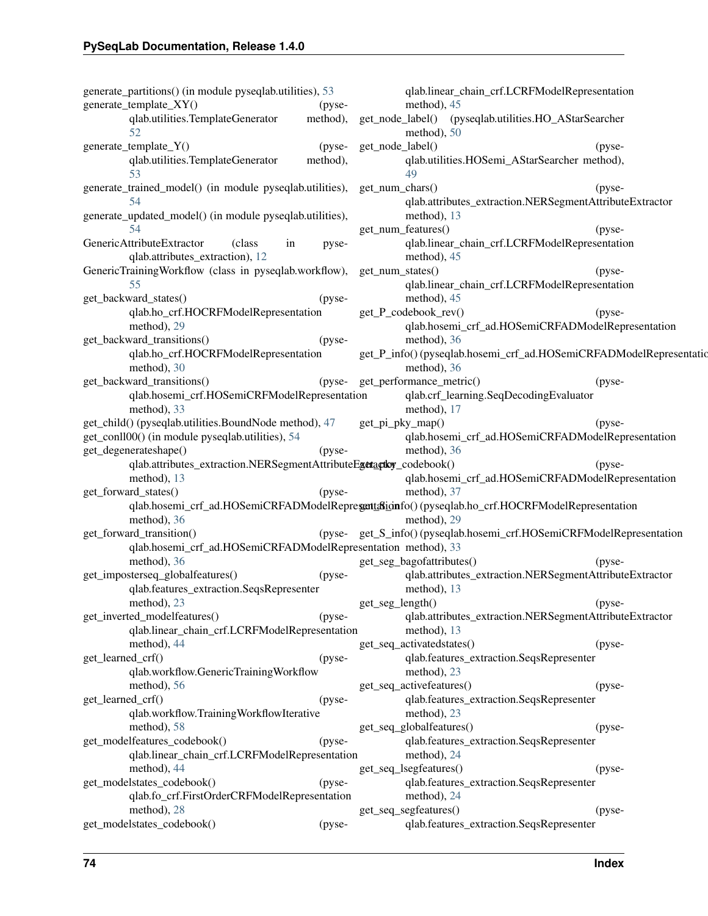generate_partitions() (in module pyseqlab.utilities), 53
generate_template_XY() (pyseqlab.utilities.TemplateGenerator method), 52
generate_template_Y() (pyseqlab.utilities.TemplateGenerator method), 53
generate_trained_model() (in module pyseqlab.utilities), 54
generate_updated_model() (in module pyseqlab.utilities), 54
GenericAttributeExtractor (class in pyseqlab.attributes_extraction), 12
GenericTrainingWorkflow (class in pyseqlab.workflow), 55
get_backward_states() (pyseqlab.ho_crf.HOCRFModelRepresentation method), 29
get_backward_transitions() (pyseqlab.ho_crf.HOCRFModelRepresentation method), 30
get_backward_transitions() (pyseqlab.hosemi_crf.HOSemiCRFModelRepresentation method), 33
get_child() (pyseqlab.utilities.BoundNode method), 47
get_conll00() (in module pyseqlab.utilities), 54
get_degenerateshape() (pyseqlab.attributes_extraction.NERSegmentAttributeExtractor method), 13
get_forward_states() (pyseqlab.hosemi_crf_ad.HOSemiCRFADModelRepresentation method), 36
get_forward_transition() (pyseqlab.hosemi_crf_ad.HOSemiCRFADModelRepresentation method), 36
get_imposterseq_globalfeatures() (pyseqlab.features_extraction.SeqsRepresenter method), 23
get_inverted_modelfeatures() (pyseqlab.linear_chain_crf.LCRFModelRepresentation method), 44
get_learned_crf() (pyseqlab.workflow.GenericTrainingWorkflow method), 56
get_learned_crf() (pyseqlab.workflow.TrainingWorkflowIterative method), 58
get_modelfeatures_codebook() (pyseqlab.linear_chain_crf.LCRFModelRepresentation method), 44
get_modelstates_codebook() (pyseqlab.fo_crf.FirstOrderCRFModelRepresentation method), 28
get_modelstates_codebook() (pyseqlab.linear_chain_crf.LCRFModelRepresentation method), 45
get_node_label() (pyseqlab.utilities.HO_AStarSearcher method), 50
get_node_label() (pyseqlab.utilities.HOSemi_AStarSearcher method), 49
get_num_chars() (pyseqlab.attributes_extraction.NERSegmentAttributeExtractor method), 13
get_num_features() (pyseqlab.linear_chain_crf.LCRFModelRepresentation method), 45
get_num_states() (pyseqlab.linear_chain_crf.LCRFModelRepresentation method), 45
get_P_codebook_rev() (pyseqlab.hosemi_crf_ad.HOSemiCRFADModelRepresentation method), 36
get_P_info() (pyseqlab.hosemi_crf_ad.HOSemiCRFADModelRepresentation method), 36
get_performance_metric() (pyseqlab.crf_learning.SeqDecodingEvaluator method), 17
get_pi_pky_map() (pyseqlab.hosemi_crf_ad.HOSemiCRFADModelRepresentation method), 36
get_pky_codebook() (pyseqlab.hosemi_crf_ad.HOSemiCRFADModelRepresentation method), 37
get_S_info() (pyseqlab.ho_crf.HOCRFModelRepresentation method), 29
get_S_info() (pyseqlab.hosemi_crf.HOSemiCRFModelRepresentation method), 33
get_seg_bagofattributes() (pyseqlab.attributes_extraction.NERSegmentAttributeExtractor method), 13
get_seg_length() (pyseqlab.attributes_extraction.NERSegmentAttributeExtractor method), 13
get_seq_activatedstates() (pyseqlab.features_extraction.SeqsRepresenter method), 23
get_seq_activefeatures() (pyseqlab.features_extraction.SeqsRepresenter method), 23
get_seq_globalfeatures() (pyseqlab.features_extraction.SeqsRepresenter method), 24
get_seq_lsegfeatures() (pyseqlab.features_extraction.SeqsRepresenter method), 24
get_seq_segfeatures() (pyseqlab.features_extraction.SeqsRepresenter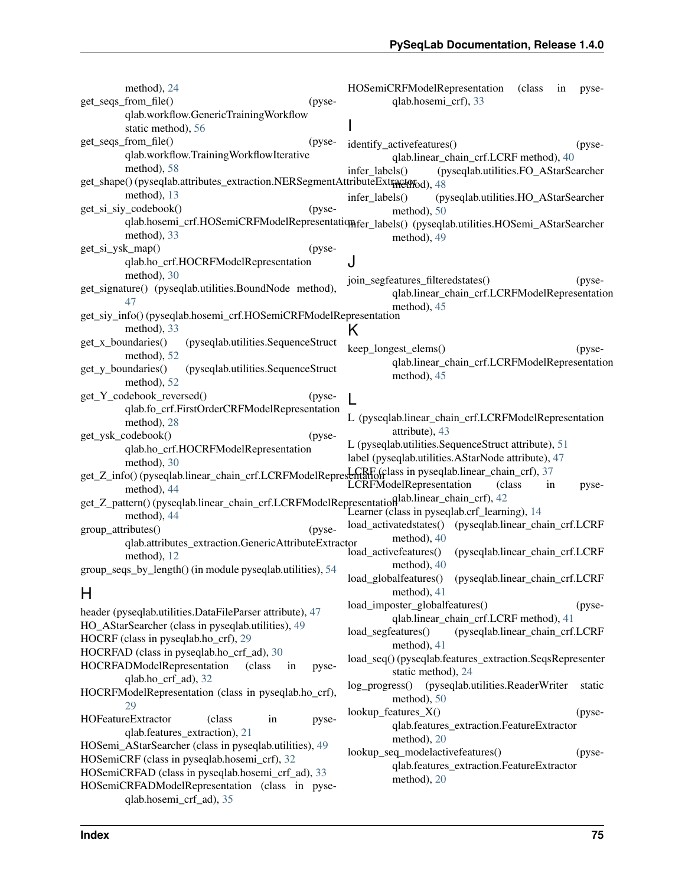method), 24

get_seqs_from_file() (pyseqlab.workflow.GenericTrainingWorkflow static method), 56

get_seqs_from_file() (pyseqlab.workflow.TrainingWorkflowIterative method), 58

get_shape() (pyseqlab.attributes_extraction.NERSegmentAttributeExtractor method), 13

get_si_siy_codebook() (pyseqlab.hosemi_crf.HOSemiCRFModelRepresentation method), 33

get_si_ysk_map() (pyseqlab.ho_crf.HOCRFModelRepresentation method), 30

get_signature() (pyseqlab.utilities.BoundNode method), 47

get_siy_info() (pyseqlab.hosemi_crf.HOSemiCRFModelRepresentation method), 33

get_x_boundaries() (pyseqlab.utilities.SequenceStruct method), 52

get_y_boundaries() (pyseqlab.utilities.SequenceStruct method), 52

get_Y_codebook_reversed() (pyseqlab.fo_crf.FirstOrderCRFModelRepresentation method), 28

get_ysk_codebook() (pyseqlab.ho_crf.HOCRFModelRepresentation method), 30

get_Z_info() (pyseqlab.linear_chain_crf.LCRFModelRepresentation method), 44

get_Z_pattern() (pyseqlab.linear_chain_crf.LCRFModelRepresentation method), 44

group_attributes() (pyseqlab.attributes_extraction.GenericAttributeExtractor method), 12

group_seqs_by_length() (in module pyseqlab.utilities), 54

## H

header (pyseqlab.utilities.DataFileParser attribute), 47

HO_AStarSearcher (class in pyseqlab.utilities), 49

HOCRF (class in pyseqlab.ho_crf), 29

HOCRFAD (class in pyseqlab.ho_crf_ad), 30

HOCRFADModelRepresentation (class in pyseqlab.ho_crf_ad), 32

HOCRFModelRepresentation (class in pyseqlab.ho_crf), 29

HOFeatureExtractor (class in pyseqlab.features_extraction), 21

HOSemi_AStarSearcher (class in pyseqlab.utilities), 49

HOSemiCRF (class in pyseqlab.hosemi_crf), 32

HOSemiCRFAD (class in pyseqlab.hosemi_crf_ad), 33

HOSemiCRFADModelRepresentation (class in pyseqlab.hosemi_crf_ad), 35

HOSemiCRFModelRepresentation (class in pyseqlab.hosemi_crf), 33

## I

identify_activefeatures() (pyseqlab.linear_chain_crf.LCRF method), 40

infer_labels() (pyseqlab.utilities.FO_AStarSearcher method), 48

infer_labels() (pyseqlab.utilities.HO_AStarSearcher method), 50

infer_labels() (pyseqlab.utilities.HOSemi_AStarSearcher method), 49

## J

join_segfeatures_filteredstates() (pyseqlab.linear_chain_crf.LCRFModelRepresentation method), 45

## K

keep_longest_elems() (pyseqlab.linear_chain_crf.LCRFModelRepresentation method), 45

## L

L (pyseqlab.linear_chain_crf.LCRFModelRepresentation attribute), 43

L (pyseqlab.utilities.SequenceStruct attribute), 51

label (pyseqlab.utilities.AStarNode attribute), 47

LCRF (class in pyseqlab.linear_chain_crf), 37

LCRFModelRepresentation (class in pyseqlab.linear_chain_crf), 42

Learner (class in pyseqlab.crf_learning), 14

load_activatedstates() (pyseqlab.linear_chain_crf.LCRF method), 40

load_activefeatures() (pyseqlab.linear_chain_crf.LCRF method), 40

load_globalfeatures() (pyseqlab.linear_chain_crf.LCRF method), 41

load_imposter_globalfeatures() (pyseqlab.linear_chain_crf.LCRF method), 41

load_segfeatures() (pyseqlab.linear_chain_crf.LCRF method), 41

load_seq() (pyseqlab.features_extraction.SeqsRepresenter static method), 24

log_progress() (pyseqlab.utilities.ReaderWriter static method), 50

lookup_features_X() (pyseqlab.features_extraction.FeatureExtractor method), 20

lookup_seq_modelactivefeatures() (pyseqlab.features_extraction.FeatureExtractor method), 20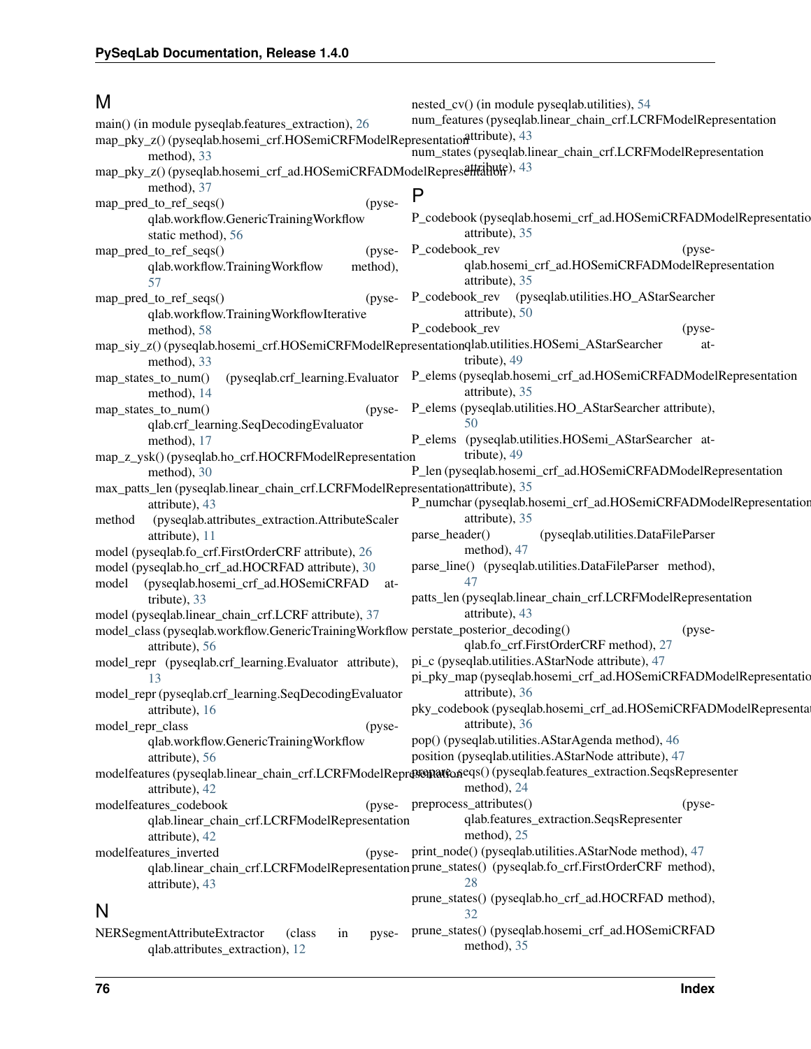## M

main() (in module pyseqlab.features_extraction), 26
map_pky_z() (pyseqlab.hosemi_crf.HOSemiCRFModelRepresentation method), 33
map_pky_z() (pyseqlab.hosemi_crf_ad.HOSemiCRFADModelRepresentation method), 37
map_pred_to_ref_seqs() (pyseqlab.workflow.GenericTrainingWorkflow static method), 56
map_pred_to_ref_seqs() (pyseqlab.workflow.TrainingWorkflow method), 57
map_pred_to_ref_seqs() (pyseqlab.workflow.TrainingWorkflowIterative method), 58
map_siy_z() (pyseqlab.hosemi_crf.HOSemiCRFModelRepresentation method), 33
map_states_to_num() (pyseqlab.crf_learning.Evaluator method), 14
map_states_to_num() (pyseqlab.crf_learning.SeqDecodingEvaluator method), 17
map_z_ysk() (pyseqlab.ho_crf.HOCRFModelRepresentation method), 30
max_patts_len (pyseqlab.linear_chain_crf.LCRFModelRepresentation attribute), 43
method (pyseqlab.attributes_extraction.AttributeScaler attribute), 11
model (pyseqlab.fo_crf.FirstOrderCRF attribute), 26
model (pyseqlab.ho_crf_ad.HOCRFAD attribute), 30
model (pyseqlab.hosemi_crf_ad.HOSemiCRFAD attribute), 33
model (pyseqlab.linear_chain_crf.LCRF attribute), 37
model_class (pyseqlab.workflow.GenericTrainingWorkflow attribute), 56
model_repr (pyseqlab.crf_learning.Evaluator attribute), 13
model_repr (pyseqlab.crf_learning.SeqDecodingEvaluator attribute), 16
model_repr_class (pyseqlab.workflow.GenericTrainingWorkflow attribute), 56
modelfeatures (pyseqlab.linear_chain_crf.LCRFModelRepresentation attribute), 42
modelfeatures_codebook (pyseqlab.linear_chain_crf.LCRFModelRepresentation attribute), 42
modelfeatures_inverted (pyseqlab.linear_chain_crf.LCRFModelRepresentation attribute), 43

## N

NERSegmentAttributeExtractor (class in pyseqlab.attributes_extraction), 12
nested_cv() (in module pyseqlab.utilities), 54
num_features (pyseqlab.linear_chain_crf.LCRFModelRepresentation attribute), 43
num_states (pyseqlab.linear_chain_crf.LCRFModelRepresentation attribute), 43

## P

P_codebook (pyseqlab.hosemi_crf_ad.HOSemiCRFADModelRepresentation attribute), 35
P_codebook_rev (pyseqlab.hosemi_crf_ad.HOSemiCRFADModelRepresentation attribute), 35
P_codebook_rev (pyseqlab.utilities.HO_AStarSearcher attribute), 50
P_codebook_rev (pyseqlab.utilities.HOSemi_AStarSearcher attribute), 49
P_elems (pyseqlab.hosemi_crf_ad.HOSemiCRFADModelRepresentation attribute), 35
P_elems (pyseqlab.utilities.HO_AStarSearcher attribute), 50
P_elems (pyseqlab.utilities.HOSemi_AStarSearcher attribute), 49
P_len (pyseqlab.hosemi_crf_ad.HOSemiCRFADModelRepresentation attribute), 35
P_numchar (pyseqlab.hosemi_crf_ad.HOSemiCRFADModelRepresentation attribute), 35
parse_header() (pyseqlab.utilities.DataFileParser method), 47
parse_line() (pyseqlab.utilities.DataFileParser method), 47
patts_len (pyseqlab.linear_chain_crf.LCRFModelRepresentation attribute), 43
perstate_posterior_decoding() (pyseqlab.fo_crf.FirstOrderCRF method), 27
pi_c (pyseqlab.utilities.AStarNode attribute), 47
pi_pky_map (pyseqlab.hosemi_crf_ad.HOSemiCRFADModelRepresentation attribute), 36
pky_codebook (pyseqlab.hosemi_crf_ad.HOSemiCRFADModelRepresentation attribute), 36
pop() (pyseqlab.utilities.AStarAgenda method), 46
position (pyseqlab.utilities.AStarNode attribute), 47
prepare_seqs() (pyseqlab.features_extraction.SeqsRepresenter method), 24
preprocess_attributes() (pyseqlab.features_extraction.SeqsRepresenter method), 25
print_node() (pyseqlab.utilities.AStarNode method), 47
prune_states() (pyseqlab.fo_crf.FirstOrderCRF method), 28
prune_states() (pyseqlab.ho_crf_ad.HOCRFAD method), 32
prune_states() (pyseqlab.hosemi_crf_ad.HOSemiCRFAD method), 35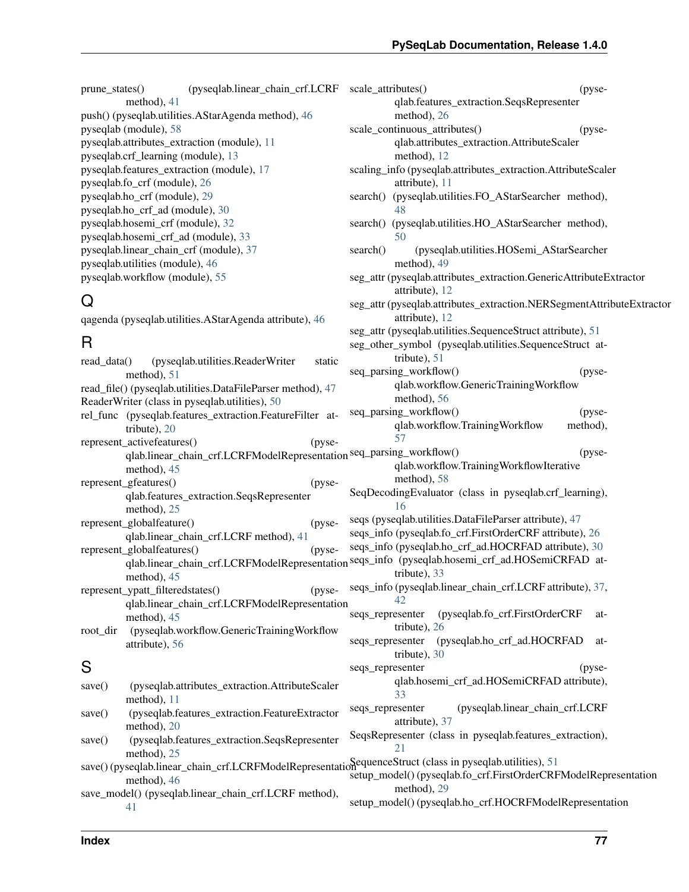prune_states() (pyseqlab.linear_chain_crf.LCRF method), 41
push() (pyseqlab.utilities.AStarAgenda method), 46
pyseqlab (module), 58
pyseqlab.attributes_extraction (module), 11
pyseqlab.crf_learning (module), 13
pyseqlab.features_extraction (module), 17
pyseqlab.fo_crf (module), 26
pyseqlab.ho_crf (module), 29
pyseqlab.ho_crf_ad (module), 30
pyseqlab.hosemi_crf (module), 32
pyseqlab.hosemi_crf_ad (module), 33
pyseqlab.linear_chain_crf (module), 37
pyseqlab.utilities (module), 46
pyseqlab.workflow (module), 55

## Q

qagenda (pyseqlab.utilities.AStarAgenda attribute), 46

## R

read_data() (pyseqlab.utilities.ReaderWriter static method), 51
read_file() (pyseqlab.utilities.DataFileParser method), 47
ReaderWriter (class in pyseqlab.utilities), 50
rel_func (pyseqlab.features_extraction.FeatureFilter attribute), 20
represent_activefeatures() (pyseqlab.linear_chain_crf.LCRFModelRepresentation method), 45
represent_gfeatures() (pyseqlab.features_extraction.SeqsRepresenter method), 25
represent_globalfeature() (pyseqlab.linear_chain_crf.LCRF method), 41
represent_globalfeatures() (pyseqlab.linear_chain_crf.LCRFModelRepresentation method), 45
represent_ypatt_filteredstates() (pyseqlab.linear_chain_crf.LCRFModelRepresentation method), 45
root_dir (pyseqlab.workflow.GenericTrainingWorkflow attribute), 56

## S

save() (pyseqlab.attributes_extraction.AttributeScaler method), 11
save() (pyseqlab.features_extraction.FeatureExtractor method), 20
save() (pyseqlab.features_extraction.SeqsRepresenter method), 25
save() (pyseqlab.linear_chain_crf.LCRFModelRepresentation method), 46
save_model() (pyseqlab.linear_chain_crf.LCRF method), 41
scale_attributes() (pyseqlab.features_extraction.SeqsRepresenter method), 26
scale_continuous_attributes() (pyseqlab.attributes_extraction.AttributeScaler method), 12
scaling_info (pyseqlab.attributes_extraction.AttributeScaler attribute), 11
search() (pyseqlab.utilities.FO_AStarSearcher method), 48
search() (pyseqlab.utilities.HO_AStarSearcher method), 50
search() (pyseqlab.utilities.HOSemi_AStarSearcher method), 49
seg_attr (pyseqlab.attributes_extraction.GenericAttributeExtractor attribute), 12
seg_attr (pyseqlab.attributes_extraction.NERSegmentAttributeExtractor attribute), 12
seg_attr (pyseqlab.utilities.SequenceStruct attribute), 51
seg_other_symbol (pyseqlab.utilities.SequenceStruct attribute), 51
seq_parsing_workflow() (pyseqlab.workflow.GenericTrainingWorkflow method), 56
seq_parsing_workflow() (pyseqlab.workflow.TrainingWorkflow method), 57
seq_parsing_workflow() (pyseqlab.workflow.TrainingWorkflowIterative method), 58
SeqDecodingEvaluator (class in pyseqlab.crf_learning), 16
seqs (pyseqlab.utilities.DataFileParser attribute), 47
seqs_info (pyseqlab.fo_crf.FirstOrderCRF attribute), 26
seqs_info (pyseqlab.ho_crf_ad.HOCRFAD attribute), 30
seqs_info (pyseqlab.hosemi_crf_ad.HOSemiCRFAD attribute), 33
seqs_info (pyseqlab.linear_chain_crf.LCRF attribute), 37, 42
seqs_representer (pyseqlab.fo_crf.FirstOrderCRF attribute), 26
seqs_representer (pyseqlab.ho_crf_ad.HOCRFAD attribute), 30
seqs_representer (pyseqlab.hosemi_crf_ad.HOSemiCRFAD attribute), 33
seqs_representer (pyseqlab.linear_chain_crf.LCRF attribute), 37
SeqsRepresenter (class in pyseqlab.features_extraction), 21
SequenceStruct (class in pyseqlab.utilities), 51
setup_model() (pyseqlab.fo_crf.FirstOrderCRFModelRepresentation method), 29
setup_model() (pyseqlab.ho_crf.HOCRFModelRepresentation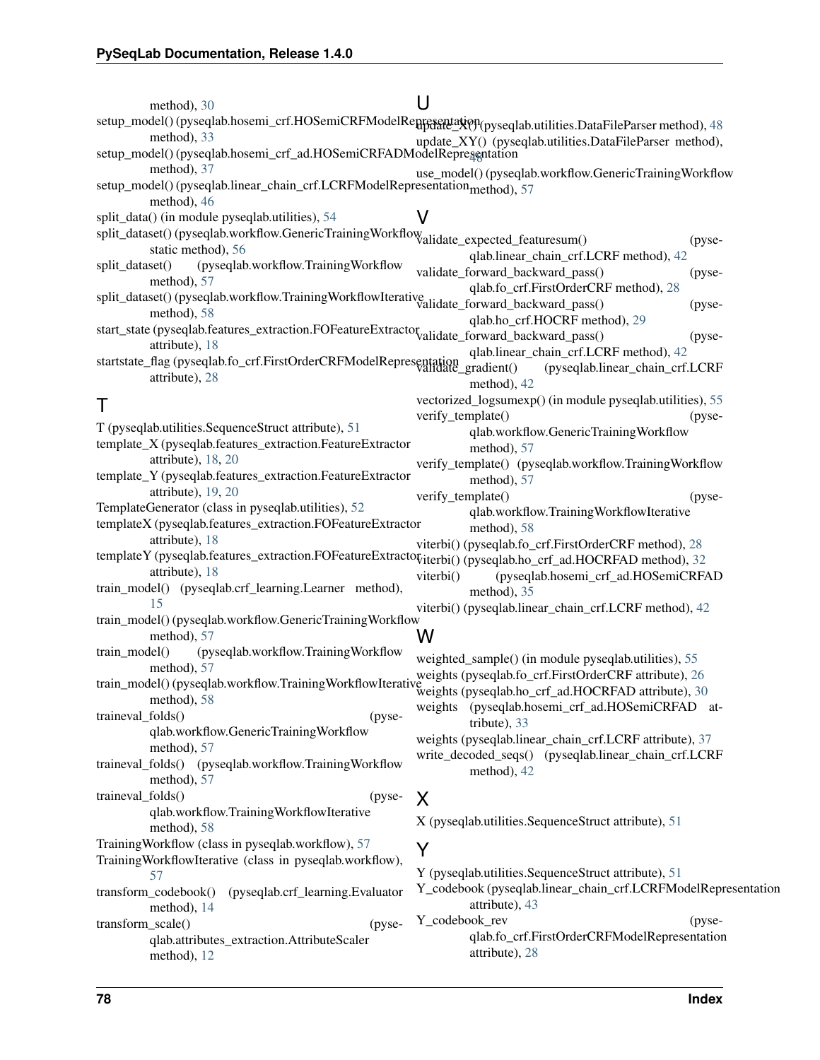method), 30

setup_model() (pyseqlab.hosemi_crf.HOSemiCRFModelRepresentation method), 33

setup_model() (pyseqlab.hosemi_crf_ad.HOSemiCRFADModelRepresentation method), 37

setup_model() (pyseqlab.linear_chain_crf.LCRFModelRepresentation method), 46

split_data() (in module pyseqlab.utilities), 54

split_dataset() (pyseqlab.workflow.GenericTrainingWorkflow static method), 56

split_dataset() (pyseqlab.workflow.TrainingWorkflow method), 57

split_dataset() (pyseqlab.workflow.TrainingWorkflowIterative method), 58

start_state (pyseqlab.features_extraction.FOFeatureExtractor attribute), 18

startstate_flag (pyseqlab.fo_crf.FirstOrderCRFModelRepresentation attribute), 28

## T

T (pyseqlab.utilities.SequenceStruct attribute), 51

template_X (pyseqlab.features_extraction.FeatureExtractor attribute), 18, 20

template_Y (pyseqlab.features_extraction.FeatureExtractor attribute), 19, 20

TemplateGenerator (class in pyseqlab.utilities), 52

templateX (pyseqlab.features_extraction.FOFeatureExtractor attribute), 18

templateY (pyseqlab.features_extraction.FOFeatureExtractor attribute), 18

train_model() (pyseqlab.crf_learning.Learner method), 15

train_model() (pyseqlab.workflow.GenericTrainingWorkflow method), 57

train_model() (pyseqlab.workflow.TrainingWorkflow method), 57

train_model() (pyseqlab.workflow.TrainingWorkflowIterative method), 58

traineval_folds() (pyseqlab.workflow.GenericTrainingWorkflow method), 57

traineval_folds() (pyseqlab.workflow.TrainingWorkflow method), 57

traineval_folds() (pyseqlab.workflow.TrainingWorkflowIterative method), 58

TrainingWorkflow (class in pyseqlab.workflow), 57

TrainingWorkflowIterative (class in pyseqlab.workflow), 57

transform_codebook() (pyseqlab.crf_learning.Evaluator method), 14

transform_scale() (pyseqlab.attributes_extraction.AttributeScaler method), 12

## U

update_X() (pyseqlab.utilities.DataFileParser method), 48

update_XY() (pyseqlab.utilities.DataFileParser method), 48

use_model() (pyseqlab.workflow.GenericTrainingWorkflow method), 57

## V

validate_expected_featuresum() (pyseqlab.linear_chain_crf.LCRF method), 42

validate_forward_backward_pass() (pyseqlab.fo_crf.FirstOrderCRF method), 28

validate_forward_backward_pass() (pyseqlab.ho_crf.HOCRF method), 29

validate_forward_backward_pass() (pyseqlab.linear_chain_crf.LCRF method), 42

validate_gradient() (pyseqlab.linear_chain_crf.LCRF method), 42

vectorized_logsumexp() (in module pyseqlab.utilities), 55

verify_template() (pyseqlab.workflow.GenericTrainingWorkflow method), 57

verify_template() (pyseqlab.workflow.TrainingWorkflow method), 57

verify_template() (pyseqlab.workflow.TrainingWorkflowIterative method), 58

viterbi() (pyseqlab.fo_crf.FirstOrderCRF method), 28

viterbi() (pyseqlab.ho_crf_ad.HOCRFAD method), 32

viterbi() (pyseqlab.hosemi_crf_ad.HOSemiCRFAD method), 35

viterbi() (pyseqlab.linear_chain_crf.LCRF method), 42

## W

weighted_sample() (in module pyseqlab.utilities), 55

weights (pyseqlab.fo_crf.FirstOrderCRF attribute), 26

weights (pyseqlab.ho_crf_ad.HOCRFAD attribute), 30

weights (pyseqlab.hosemi_crf_ad.HOSemiCRFAD attribute), 33

weights (pyseqlab.linear_chain_crf.LCRF attribute), 37

write_decoded_seqs() (pyseqlab.linear_chain_crf.LCRF method), 42

## X

X (pyseqlab.utilities.SequenceStruct attribute), 51

## Y

Y (pyseqlab.utilities.SequenceStruct attribute), 51

Y_codebook (pyseqlab.linear_chain_crf.LCRFModelRepresentation attribute), 43

Y_codebook_rev (pyseqlab.fo_crf.FirstOrderCRFModelRepresentation attribute), 28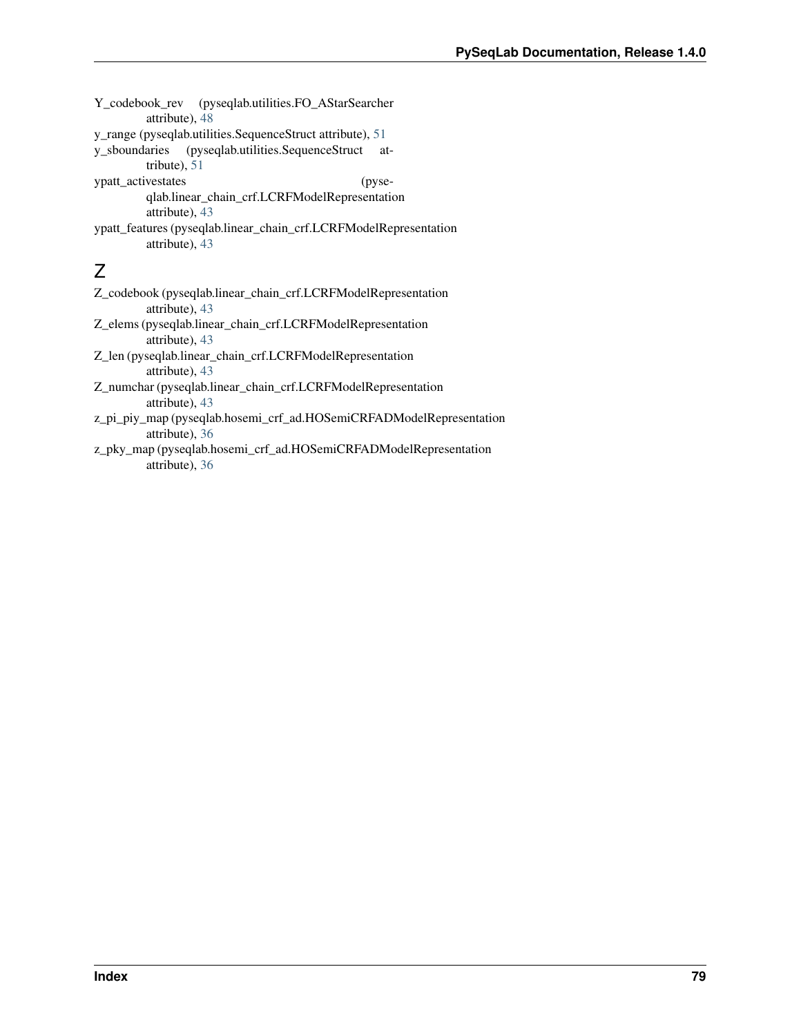Y_codebook_rev (pyseqlab.utilities.FO_AStarSearcher attribute), 48

y_range (pyseqlab.utilities.SequenceStruct attribute), 51

y_sboundaries (pyseqlab.utilities.SequenceStruct attribute), 51

ypatt_activestates (pyseqlab.linear_chain_crf.LCRFModelRepresentation attribute), 43

ypatt_features (pyseqlab.linear_chain_crf.LCRFModelRepresentation attribute), 43

## Z

Z_codebook (pyseqlab.linear_chain_crf.LCRFModelRepresentation attribute), 43

Z_elems (pyseqlab.linear_chain_crf.LCRFModelRepresentation attribute), 43

Z_len (pyseqlab.linear_chain_crf.LCRFModelRepresentation attribute), 43

Z_numchar (pyseqlab.linear_chain_crf.LCRFModelRepresentation attribute), 43

z_pi_piy_map (pyseqlab.hosemi_crf_ad.HOSemiCRFADModelRepresentation attribute), 36

z_pky_map (pyseqlab.hosemi_crf_ad.HOSemiCRFADModelRepresentation attribute), 36